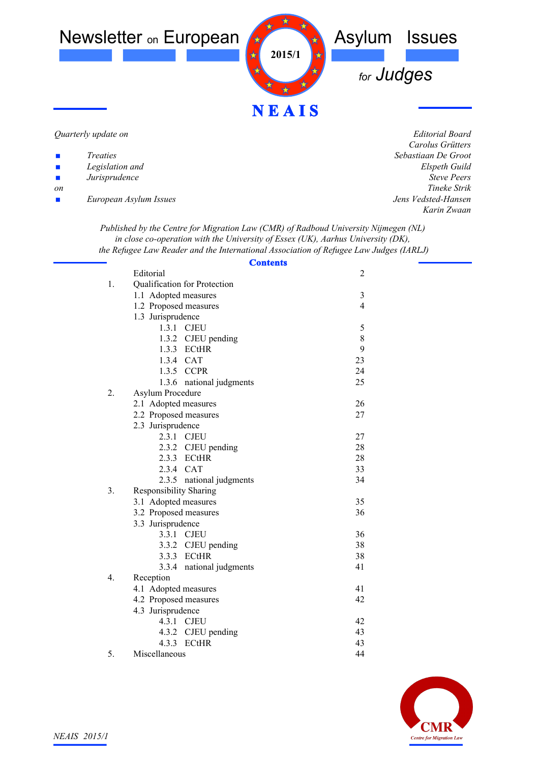# Newsletter on European Asylum Issues for Judges

2015/1

**NEAIS**

*Quarterly update on*

- *Treaties*
- *Legislation and*
- *Jurisprudence*

*on*

- *European Asylum Issues*

*Editorial Board*
*Carolus Grütters*
*Sebastiaan De Groot*
*Elspeth Guild*
*Steve Peers*
*Tineke Strik*
*Jens Vedsted-Hansen*
*Karin Zwaan*

*Published by the Centre for Migration Law (CMR) of Radboud University Nijmegen (NL) in close co-operation with the University of Essex (UK), Aarhus University (DK), the Refugee Law Reader and the International Association of Refugee Law Judges (IARLJ)*

## Contents

| | | |
|---|---|---|
| | Editorial | 2 |
| 1. | Qualification for Protection | |
| | 1.1 Adopted measures | 3 |
| | 1.2 Proposed measures | 4 |
| | 1.3 Jurisprudence | |
| | 1.3.1 CJEU | 5 |
| | 1.3.2 CJEU pending | 8 |
| | 1.3.3 ECtHR | 9 |
| | 1.3.4 CAT | 23 |
| | 1.3.5 CCPR | 24 |
| | 1.3.6 national judgments | 25 |
| 2. | Asylum Procedure | |
| | 2.1 Adopted measures | 26 |
| | 2.2 Proposed measures | 27 |
| | 2.3 Jurisprudence | |
| | 2.3.1 CJEU | 27 |
| | 2.3.2 CJEU pending | 28 |
| | 2.3.3 ECtHR | 28 |
| | 2.3.4 CAT | 33 |
| | 2.3.5 national judgments | 34 |
| 3. | Responsibility Sharing | |
| | 3.1 Adopted measures | 35 |
| | 3.2 Proposed measures | 36 |
| | 3.3 Jurisprudence | |
| | 3.3.1 CJEU | 36 |
| | 3.3.2 CJEU pending | 38 |
| | 3.3.3 ECtHR | 38 |
| | 3.3.4 national judgments | 41 |
| 4. | Reception | |
| | 4.1 Adopted measures | 41 |
| | 4.2 Proposed measures | 42 |
| | 4.3 Jurisprudence | |
| | 4.3.1 CJEU | 42 |
| | 4.3.2 CJEU pending | 43 |
| | 4.3.3 ECtHR | 43 |
| 5. | Miscellaneous | 44 |

CMR
Centre for Migration Law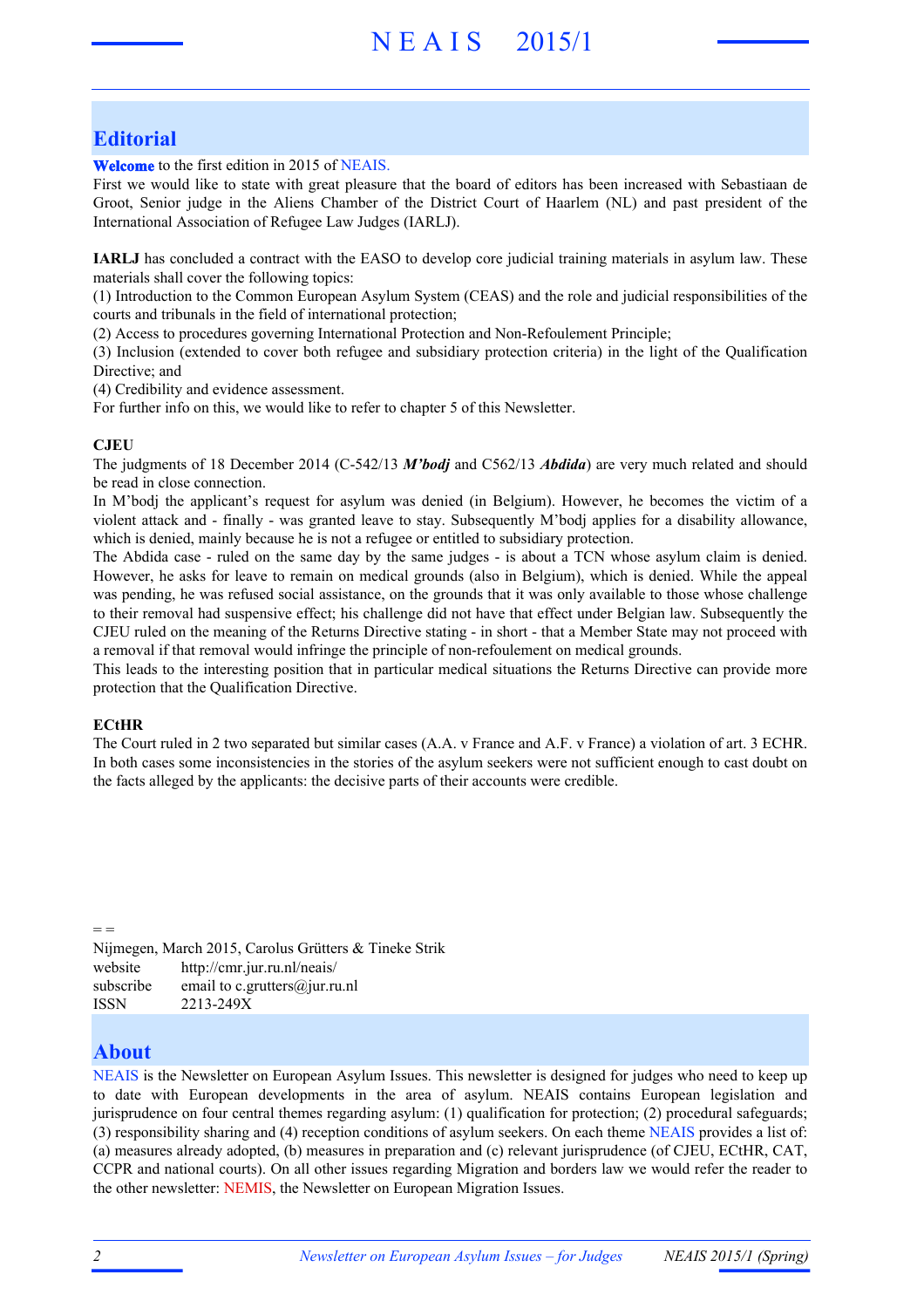# Editorial

**Welcome** to the first edition in 2015 of NEAIS.

First we would like to state with great pleasure that the board of editors has been increased with Sebastiaan de Groot, Senior judge in the Aliens Chamber of the District Court of Haarlem (NL) and past president of the International Association of Refugee Law Judges (IARLJ).

**IARLJ** has concluded a contract with the EASO to develop core judicial training materials in asylum law. These materials shall cover the following topics:
(1) Introduction to the Common European Asylum System (CEAS) and the role and judicial responsibilities of the courts and tribunals in the field of international protection;
(2) Access to procedures governing International Protection and Non-Refoulement Principle;
(3) Inclusion (extended to cover both refugee and subsidiary protection criteria) in the light of the Qualification Directive; and
(4) Credibility and evidence assessment.
For further info on this, we would like to refer to chapter 5 of this Newsletter.

**CJEU**

The judgments of 18 December 2014 (C-542/13 ***M'bodj*** and C562/13 ***Abdida***) are very much related and should be read in close connection.

In M'bodj the applicant's request for asylum was denied (in Belgium). However, he becomes the victim of a violent attack and - finally - was granted leave to stay. Subsequently M'bodj applies for a disability allowance, which is denied, mainly because he is not a refugee or entitled to subsidiary protection.

The Abdida case - ruled on the same day by the same judges - is about a TCN whose asylum claim is denied. However, he asks for leave to remain on medical grounds (also in Belgium), which is denied. While the appeal was pending, he was refused social assistance, on the grounds that it was only available to those whose challenge to their removal had suspensive effect; his challenge did not have that effect under Belgian law. Subsequently the CJEU ruled on the meaning of the Returns Directive stating - in short - that a Member State may not proceed with a removal if that removal would infringe the principle of non-refoulement on medical grounds.

This leads to the interesting position that in particular medical situations the Returns Directive can provide more protection that the Qualification Directive.

**ECtHR**

The Court ruled in 2 two separated but similar cases (A.A. v France and A.F. v France) a violation of art. 3 ECHR. In both cases some inconsistencies in the stories of the asylum seekers were not sufficient enough to cast doubt on the facts alleged by the applicants: the decisive parts of their accounts were credible.

= =

Nijmegen, March 2015, Carolus Grütters & Tineke Strik

| | |
|---|---|
| website | http://cmr.jur.ru.nl/neais/ |
| subscribe | email to c.grutters@jur.ru.nl |
| ISSN | 2213-249X |

# About

NEAIS is the Newsletter on European Asylum Issues. This newsletter is designed for judges who need to keep up to date with European developments in the area of asylum. NEAIS contains European legislation and jurisprudence on four central themes regarding asylum: (1) qualification for protection; (2) procedural safeguards; (3) responsibility sharing and (4) reception conditions of asylum seekers. On each theme NEAIS provides a list of: (a) measures already adopted, (b) measures in preparation and (c) relevant jurisprudence (of CJEU, ECtHR, CAT, CCPR and national courts). On all other issues regarding Migration and borders law we would refer the reader to the other newsletter: NEMIS, the Newsletter on European Migration Issues.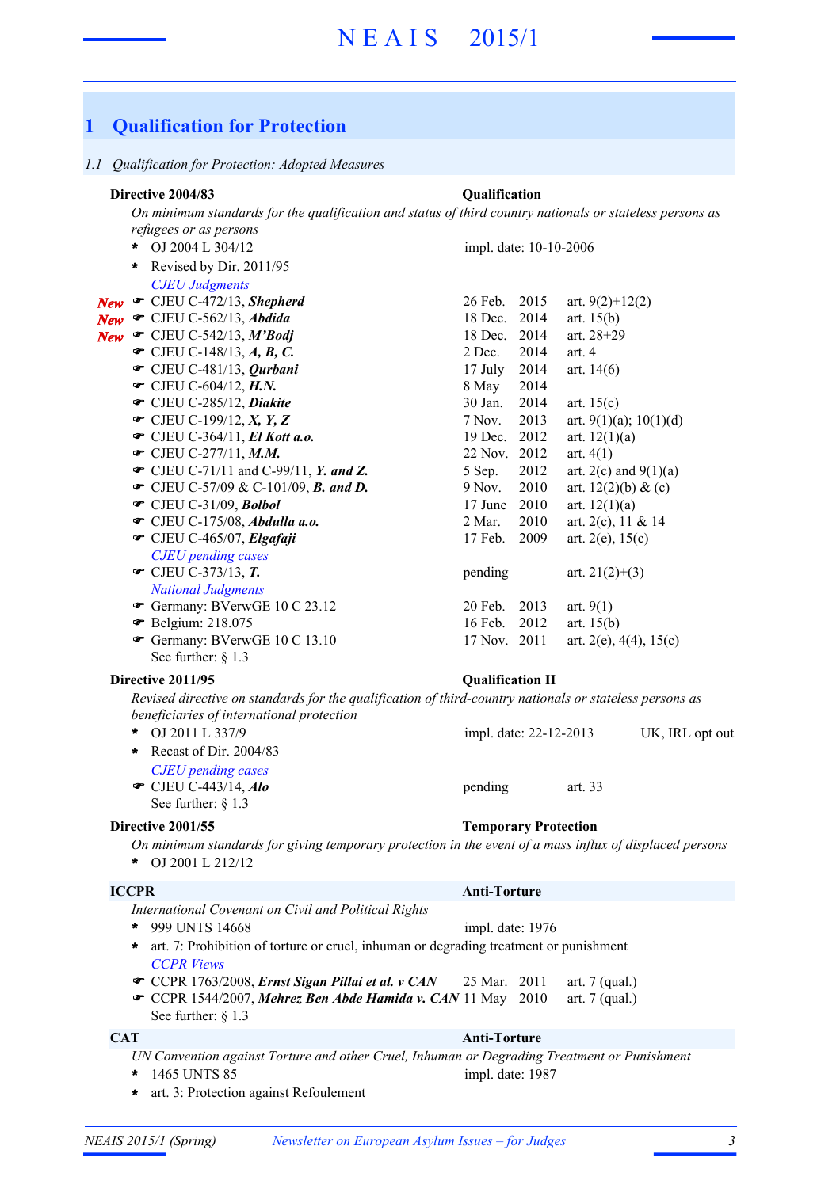# 1 Qualification for Protection

*1.1 Qualification for Protection: Adopted Measures*

**Directive 2004/83** — **Qualification**

*On minimum standards for the qualification and status of third country nationals or stateless persons as refugees or as persons*

* OJ 2004 L 304/12 — impl. date: 10-10-2006
* Revised by Dir. 2011/95

*CJEU Judgments*

| | Case | Date | Articles |
|---|---|---|---|
| New | CJEU C-472/13, ***Shepherd*** | 26 Feb. 2015 | art. 9(2)+12(2) |
| New | CJEU C-562/13, ***Abdida*** | 18 Dec. 2014 | art. 15(b) |
| New | CJEU C-542/13, ***M'Bodj*** | 18 Dec. 2014 | art. 28+29 |
| | CJEU C-148/13, ***A, B, C.*** | 2 Dec. 2014 | art. 4 |
| | CJEU C-481/13, ***Qurbani*** | 17 July 2014 | art. 14(6) |
| | CJEU C-604/12, ***H.N.*** | 8 May 2014 | |
| | CJEU C-285/12, ***Diakite*** | 30 Jan. 2014 | art. 15(c) |
| | CJEU C-199/12, ***X, Y, Z*** | 7 Nov. 2013 | art. 9(1)(a); 10(1)(d) |
| | CJEU C-364/11, ***El Kott a.o.*** | 19 Dec. 2012 | art. 12(1)(a) |
| | CJEU C-277/11, ***M.M.*** | 22 Nov. 2012 | art. 4(1) |
| | CJEU C-71/11 and C-99/11, ***Y. and Z.*** | 5 Sep. 2012 | art. 2(c) and 9(1)(a) |
| | CJEU C-57/09 & C-101/09, ***B. and D.*** | 9 Nov. 2010 | art. 12(2)(b) & (c) |
| | CJEU C-31/09, ***Bolbol*** | 17 June 2010 | art. 12(1)(a) |
| | CJEU C-175/08, ***Abdulla a.o.*** | 2 Mar. 2010 | art. 2(c), 11 & 14 |
| | CJEU C-465/07, ***Elgafaji*** | 17 Feb. 2009 | art. 2(e), 15(c) |

*CJEU pending cases*

| Case | Status | Articles |
|---|---|---|
| CJEU C-373/13, ***T.*** | pending | art. 21(2)+(3) |

*National Judgments*

| Case | Date | Articles |
|---|---|---|
| Germany: BVerwGE 10 C 23.12 | 20 Feb. 2013 | art. 9(1) |
| Belgium: 218.075 | 16 Feb. 2012 | art. 15(b) |
| Germany: BVerwGE 10 C 13.10 | 17 Nov. 2011 | art. 2(e), 4(4), 15(c) |

See further: § 1.3

**Directive 2011/95** — **Qualification II**

*Revised directive on standards for the qualification of third-country nationals or stateless persons as beneficiaries of international protection*

* OJ 2011 L 337/9 — impl. date: 22-12-2013 — UK, IRL opt out
* Recast of Dir. 2004/83

*CJEU pending cases*

| Case | Status | Articles |
|---|---|---|
| CJEU C-443/14, ***Alo*** | pending | art. 33 |

See further: § 1.3

**Directive 2001/55** — **Temporary Protection**

*On minimum standards for giving temporary protection in the event of a mass influx of displaced persons*

* OJ 2001 L 212/12

**ICCPR** — **Anti-Torture**

*International Covenant on Civil and Political Rights*

* 999 UNTS 14668 — impl. date: 1976
* art. 7: Prohibition of torture or cruel, inhuman or degrading treatment or punishment

*CCPR Views*

| Case | Date | Articles |
|---|---|---|
| CCPR 1763/2008, ***Ernst Sigan Pillai et al. v CAN*** | 25 Mar. 2011 | art. 7 (qual.) |
| CCPR 1544/2007, ***Mehrez Ben Abde Hamida v. CAN*** | 11 May 2010 | art. 7 (qual.) |

See further: § 1.3

**CAT** — **Anti-Torture**

*UN Convention against Torture and other Cruel, Inhuman or Degrading Treatment or Punishment*

* 1465 UNTS 85 — impl. date: 1987
* art. 3: Protection against Refoulement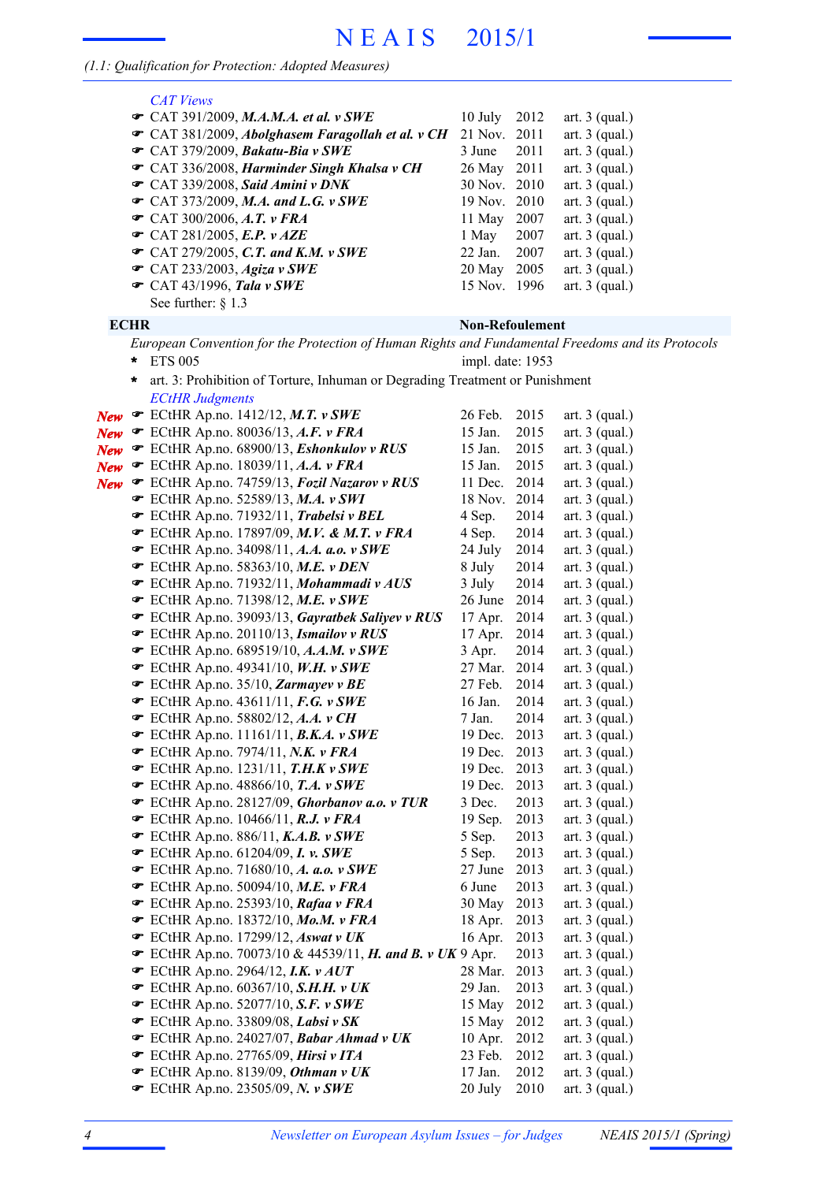*(1.1: Qualification for Protection: Adopted Measures)*

*CAT Views*

- ☛ CAT 391/2009, ***M.A.M.A. et al. v SWE*** — 10 July 2012 — art. 3 (qual.)
- ☛ CAT 381/2009, ***Abolghasem Faragollah et al. v CH*** — 21 Nov. 2011 — art. 3 (qual.)
- ☛ CAT 379/2009, ***Bakatu-Bia v SWE*** — 3 June 2011 — art. 3 (qual.)
- ☛ CAT 336/2008, ***Harminder Singh Khalsa v CH*** — 26 May 2011 — art. 3 (qual.)
- ☛ CAT 339/2008, ***Said Amini v DNK*** — 30 Nov. 2010 — art. 3 (qual.)
- ☛ CAT 373/2009, ***M.A. and L.G. v SWE*** — 19 Nov. 2010 — art. 3 (qual.)
- ☛ CAT 300/2006, ***A.T. v FRA*** — 11 May 2007 — art. 3 (qual.)
- ☛ CAT 281/2005, ***E.P. v AZE*** — 1 May 2007 — art. 3 (qual.)
- ☛ CAT 279/2005, ***C.T. and K.M. v SWE*** — 22 Jan. 2007 — art. 3 (qual.)
- ☛ CAT 233/2003, ***Agiza v SWE*** — 20 May 2005 — art. 3 (qual.)
- ☛ CAT 43/1996, ***Tala v SWE*** — 15 Nov. 1996 — art. 3 (qual.)

See further: § 1.3

**ECHR** — **Non-Refoulement**

*European Convention for the Protection of Human Rights and Fundamental Freedoms and its Protocols*

- \* ETS 005 — impl. date: 1953
- \* art. 3: Prohibition of Torture, Inhuman or Degrading Treatment or Punishment

*ECtHR Judgments*

- *New* ☛ ECtHR Ap.no. 1412/12, ***M.T. v SWE*** — 26 Feb. 2015 — art. 3 (qual.)
- *New* ☛ ECtHR Ap.no. 80036/13, ***A.F. v FRA*** — 15 Jan. 2015 — art. 3 (qual.)
- *New* ☛ ECtHR Ap.no. 68900/13, ***Eshonkulov v RUS*** — 15 Jan. 2015 — art. 3 (qual.)
- *New* ☛ ECtHR Ap.no. 18039/11, ***A.A. v FRA*** — 15 Jan. 2015 — art. 3 (qual.)
- *New* ☛ ECtHR Ap.no. 74759/13, ***Fozil Nazarov v RUS*** — 11 Dec. 2014 — art. 3 (qual.)
- ☛ ECtHR Ap.no. 52589/13, ***M.A. v SWI*** — 18 Nov. 2014 — art. 3 (qual.)
- ☛ ECtHR Ap.no. 71932/11, ***Trabelsi v BEL*** — 4 Sep. 2014 — art. 3 (qual.)
- ☛ ECtHR Ap.no. 17897/09, ***M.V. & M.T. v FRA*** — 4 Sep. 2014 — art. 3 (qual.)
- ☛ ECtHR Ap.no. 34098/11, ***A.A. a.o. v SWE*** — 24 July 2014 — art. 3 (qual.)
- ☛ ECtHR Ap.no. 58363/10, ***M.E. v DEN*** — 8 July 2014 — art. 3 (qual.)
- ☛ ECtHR Ap.no. 71932/11, ***Mohammadi v AUS*** — 3 July 2014 — art. 3 (qual.)
- ☛ ECtHR Ap.no. 71398/12, ***M.E. v SWE*** — 26 June 2014 — art. 3 (qual.)
- ☛ ECtHR Ap.no. 39093/13, ***Gayratbek Saliyev v RUS*** — 17 Apr. 2014 — art. 3 (qual.)
- ☛ ECtHR Ap.no. 20110/13, ***Ismailov v RUS*** — 17 Apr. 2014 — art. 3 (qual.)
- ☛ ECtHR Ap.no. 689519/10, ***A.A.M. v SWE*** — 3 Apr. 2014 — art. 3 (qual.)
- ☛ ECtHR Ap.no. 49341/10, ***W.H. v SWE*** — 27 Mar. 2014 — art. 3 (qual.)
- ☛ ECtHR Ap.no. 35/10, ***Zarmayev v BE*** — 27 Feb. 2014 — art. 3 (qual.)
- ☛ ECtHR Ap.no. 43611/11, ***F.G. v SWE*** — 16 Jan. 2014 — art. 3 (qual.)
- ☛ ECtHR Ap.no. 58802/12, ***A.A. v CH*** — 7 Jan. 2014 — art. 3 (qual.)
- ☛ ECtHR Ap.no. 11161/11, ***B.K.A. v SWE*** — 19 Dec. 2013 — art. 3 (qual.)
- ☛ ECtHR Ap.no. 7974/11, ***N.K. v FRA*** — 19 Dec. 2013 — art. 3 (qual.)
- ☛ ECtHR Ap.no. 1231/11, ***T.H.K v SWE*** — 19 Dec. 2013 — art. 3 (qual.)
- ☛ ECtHR Ap.no. 48866/10, ***T.A. v SWE*** — 19 Dec. 2013 — art. 3 (qual.)
- ☛ ECtHR Ap.no. 28127/09, ***Ghorbanov a.o. v TUR*** — 3 Dec. 2013 — art. 3 (qual.)
- ☛ ECtHR Ap.no. 10466/11, ***R.J. v FRA*** — 19 Sep. 2013 — art. 3 (qual.)
- ☛ ECtHR Ap.no. 886/11, ***K.A.B. v SWE*** — 5 Sep. 2013 — art. 3 (qual.)
- ☛ ECtHR Ap.no. 61204/09, ***I. v. SWE*** — 5 Sep. 2013 — art. 3 (qual.)
- ☛ ECtHR Ap.no. 71680/10, ***A. a.o. v SWE*** — 27 June 2013 — art. 3 (qual.)
- ☛ ECtHR Ap.no. 50094/10, ***M.E. v FRA*** — 6 June 2013 — art. 3 (qual.)
- ☛ ECtHR Ap.no. 25393/10, ***Rafaa v FRA*** — 30 May 2013 — art. 3 (qual.)
- ☛ ECtHR Ap.no. 18372/10, ***Mo.M. v FRA*** — 18 Apr. 2013 — art. 3 (qual.)
- ☛ ECtHR Ap.no. 17299/12, ***Aswat v UK*** — 16 Apr. 2013 — art. 3 (qual.)
- ☛ ECtHR Ap.no. 70073/10 & 44539/11, ***H. and B. v UK*** — 9 Apr. 2013 — art. 3 (qual.)
- ☛ ECtHR Ap.no. 2964/12, ***I.K. v AUT*** — 28 Mar. 2013 — art. 3 (qual.)
- ☛ ECtHR Ap.no. 60367/10, ***S.H.H. v UK*** — 29 Jan. 2013 — art. 3 (qual.)
- ☛ ECtHR Ap.no. 52077/10, ***S.F. v SWE*** — 15 May 2012 — art. 3 (qual.)
- ☛ ECtHR Ap.no. 33809/08, ***Labsi v SK*** — 15 May 2012 — art. 3 (qual.)
- ☛ ECtHR Ap.no. 24027/07, ***Babar Ahmad v UK*** — 10 Apr. 2012 — art. 3 (qual.)
- ☛ ECtHR Ap.no. 27765/09, ***Hirsi v ITA*** — 23 Feb. 2012 — art. 3 (qual.)
- ☛ ECtHR Ap.no. 8139/09, ***Othman v UK*** — 17 Jan. 2012 — art. 3 (qual.)
- ☛ ECtHR Ap.no. 23505/09, ***N. v SWE*** — 20 July 2010 — art. 3 (qual.)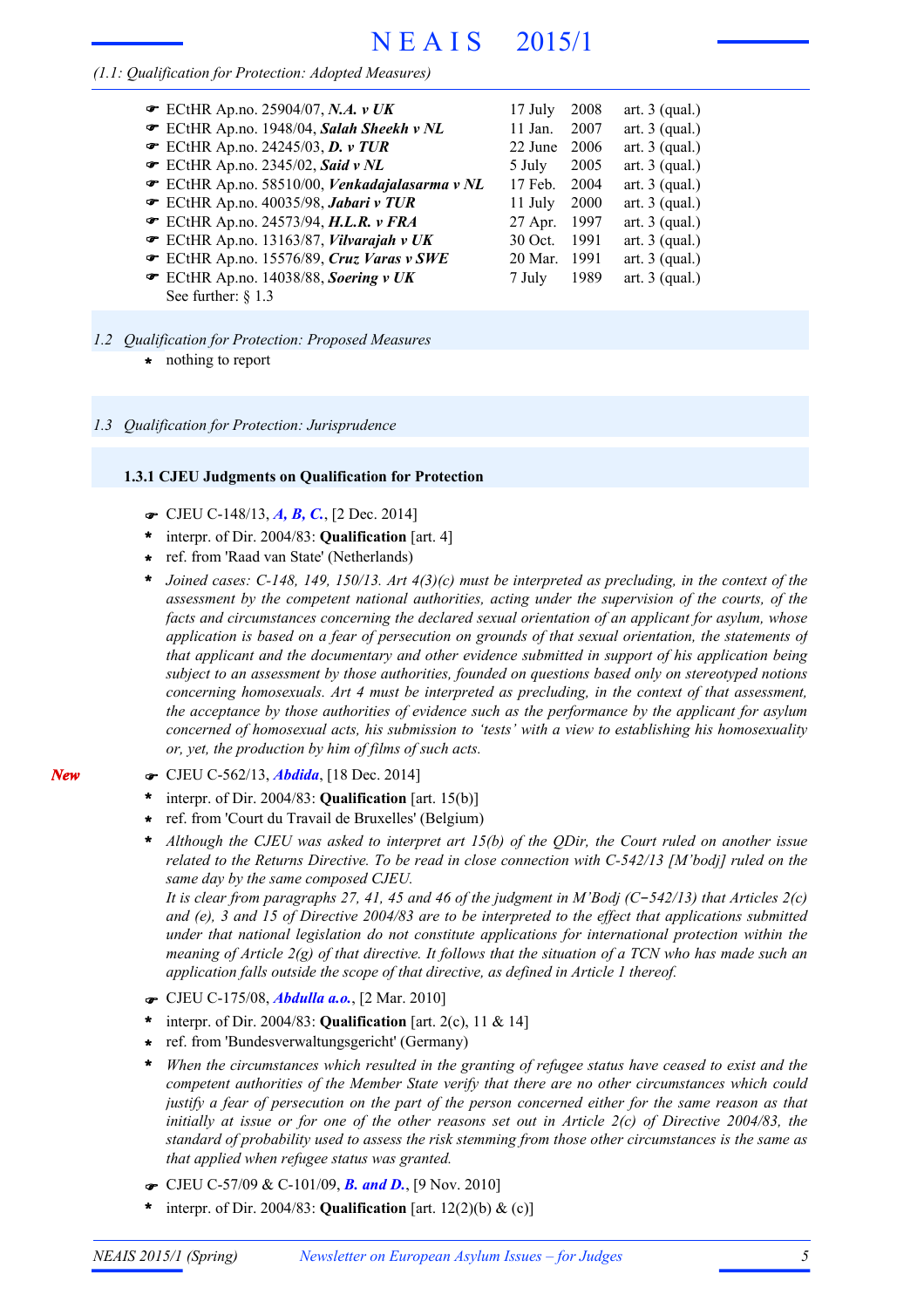(1.1: Qualification for Protection: Adopted Measures)

- ☛ ECtHR Ap.no. 25904/07, ***N.A. v UK*** — 17 July 2008 — art. 3 (qual.)
- ☛ ECtHR Ap.no. 1948/04, ***Salah Sheekh v NL*** — 11 Jan. 2007 — art. 3 (qual.)
- ☛ ECtHR Ap.no. 24245/03, ***D. v TUR*** — 22 June 2006 — art. 3 (qual.)
- ☛ ECtHR Ap.no. 2345/02, ***Said v NL*** — 5 July 2005 — art. 3 (qual.)
- ☛ ECtHR Ap.no. 58510/00, ***Venkadajalasarma v NL*** — 17 Feb. 2004 — art. 3 (qual.)
- ☛ ECtHR Ap.no. 40035/98, ***Jabari v TUR*** — 11 July 2000 — art. 3 (qual.)
- ☛ ECtHR Ap.no. 24573/94, ***H.L.R. v FRA*** — 27 Apr. 1997 — art. 3 (qual.)
- ☛ ECtHR Ap.no. 13163/87, ***Vilvarajah v UK*** — 30 Oct. 1991 — art. 3 (qual.)
- ☛ ECtHR Ap.no. 15576/89, ***Cruz Varas v SWE*** — 20 Mar. 1991 — art. 3 (qual.)
- ☛ ECtHR Ap.no. 14038/88, ***Soering v UK*** — 7 July 1989 — art. 3 (qual.)

See further: § 1.3

## 1.2 Qualification for Protection: Proposed Measures

- nothing to report

## 1.3 Qualification for Protection: Jurisprudence

### 1.3.1 CJEU Judgments on Qualification for Protection

☛ CJEU C-148/13, ***A, B, C.***, [2 Dec. 2014]

- interpr. of Dir. 2004/83: **Qualification** [art. 4]
- ref. from 'Raad van State' (Netherlands)
- *Joined cases: C-148, 149, 150/13. Art 4(3)(c) must be interpreted as precluding, in the context of the assessment by the competent national authorities, acting under the supervision of the courts, of the facts and circumstances concerning the declared sexual orientation of an applicant for asylum, whose application is based on a fear of persecution on grounds of that sexual orientation, the statements of that applicant and the documentary and other evidence submitted in support of his application being subject to an assessment by those authorities, founded on questions based only on stereotyped notions concerning homosexuals. Art 4 must be interpreted as precluding, in the context of that assessment, the acceptance by those authorities of evidence such as the performance by the applicant for asylum concerned of homosexual acts, his submission to 'tests' with a view to establishing his homosexuality or, yet, the production by him of films of such acts.*

***New*** ☛ CJEU C-562/13, ***Abdida***, [18 Dec. 2014]

- interpr. of Dir. 2004/83: **Qualification** [art. 15(b)]
- ref. from 'Court du Travail de Bruxelles' (Belgium)
- *Although the CJEU was asked to interpret art 15(b) of the QDir, the Court ruled on another issue related to the Returns Directive. To be read in close connection with C-542/13 [M'bodj] ruled on the same day by the same composed CJEU.*
  *It is clear from paragraphs 27, 41, 45 and 46 of the judgment in M'Bodj (C−542/13) that Articles 2(c) and (e), 3 and 15 of Directive 2004/83 are to be interpreted to the effect that applications submitted under that national legislation do not constitute applications for international protection within the meaning of Article 2(g) of that directive. It follows that the situation of a TCN who has made such an application falls outside the scope of that directive, as defined in Article 1 thereof.*

☛ CJEU C-175/08, ***Abdulla a.o.***, [2 Mar. 2010]

- interpr. of Dir. 2004/83: **Qualification** [art. 2(c), 11 & 14]
- ref. from 'Bundesverwaltungsgericht' (Germany)
- *When the circumstances which resulted in the granting of refugee status have ceased to exist and the competent authorities of the Member State verify that there are no other circumstances which could justify a fear of persecution on the part of the person concerned either for the same reason as that initially at issue or for one of the other reasons set out in Article 2(c) of Directive 2004/83, the standard of probability used to assess the risk stemming from those other circumstances is the same as that applied when refugee status was granted.*

☛ CJEU C-57/09 & C-101/09, ***B. and D.***, [9 Nov. 2010]

- interpr. of Dir. 2004/83: **Qualification** [art. 12(2)(b) & (c)]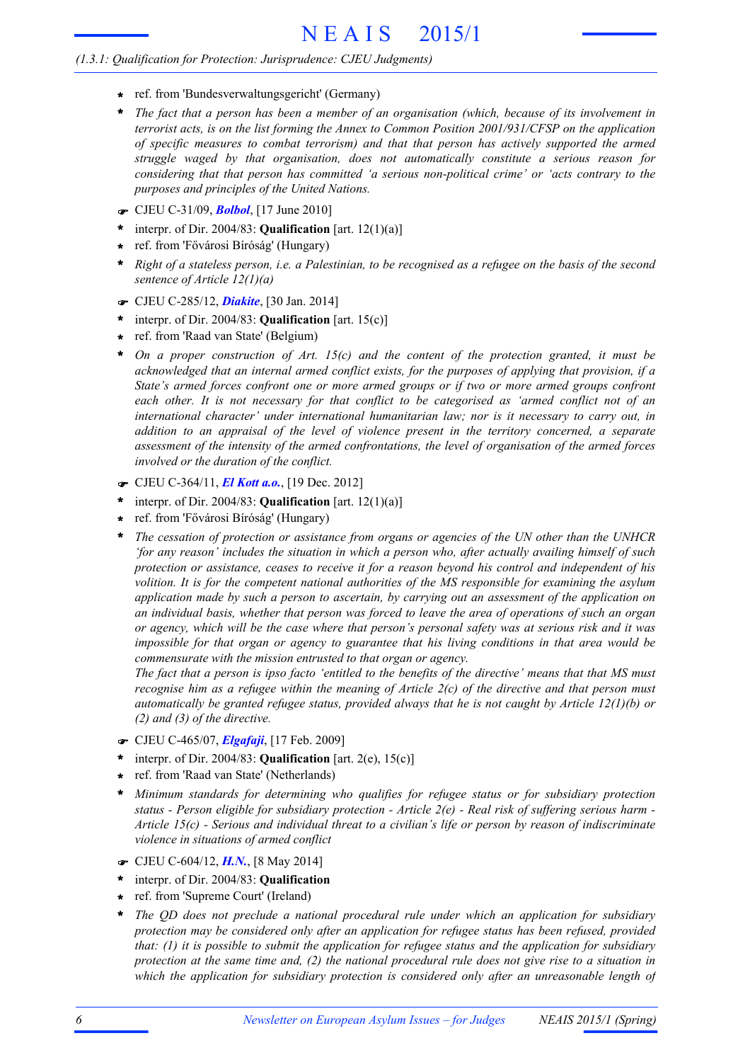- ref. from 'Bundesverwaltungsgericht' (Germany)
- *The fact that a person has been a member of an organisation (which, because of its involvement in terrorist acts, is on the list forming the Annex to Common Position 2001/931/CFSP on the application of specific measures to combat terrorism) and that that person has actively supported the armed struggle waged by that organisation, does not automatically constitute a serious reason for considering that that person has committed 'a serious non-political crime' or 'acts contrary to the purposes and principles of the United Nations.*

☛ CJEU C-31/09, ***Bolbol***, [17 June 2010]

- interpr. of Dir. 2004/83: **Qualification** [art. 12(1)(a)]
- ref. from 'Fővárosi Bíróság' (Hungary)
- *Right of a stateless person, i.e. a Palestinian, to be recognised as a refugee on the basis of the second sentence of Article 12(1)(a)*

☛ CJEU C-285/12, ***Diakite***, [30 Jan. 2014]

- interpr. of Dir. 2004/83: **Qualification** [art. 15(c)]
- ref. from 'Raad van State' (Belgium)
- *On a proper construction of Art. 15(c) and the content of the protection granted, it must be acknowledged that an internal armed conflict exists, for the purposes of applying that provision, if a State's armed forces confront one or more armed groups or if two or more armed groups confront each other. It is not necessary for that conflict to be categorised as 'armed conflict not of an international character' under international humanitarian law; nor is it necessary to carry out, in addition to an appraisal of the level of violence present in the territory concerned, a separate assessment of the intensity of the armed confrontations, the level of organisation of the armed forces involved or the duration of the conflict.*

☛ CJEU C-364/11, ***El Kott a.o.***, [19 Dec. 2012]

- interpr. of Dir. 2004/83: **Qualification** [art. 12(1)(a)]
- ref. from 'Fővárosi Bíróság' (Hungary)
- *The cessation of protection or assistance from organs or agencies of the UN other than the UNHCR 'for any reason' includes the situation in which a person who, after actually availing himself of such protection or assistance, ceases to receive it for a reason beyond his control and independent of his volition. It is for the competent national authorities of the MS responsible for examining the asylum application made by such a person to ascertain, by carrying out an assessment of the application on an individual basis, whether that person was forced to leave the area of operations of such an organ or agency, which will be the case where that person's personal safety was at serious risk and it was impossible for that organ or agency to guarantee that his living conditions in that area would be commensurate with the mission entrusted to that organ or agency.*
  *The fact that a person is ipso facto 'entitled to the benefits of the directive' means that that MS must recognise him as a refugee within the meaning of Article 2(c) of the directive and that person must automatically be granted refugee status, provided always that he is not caught by Article 12(1)(b) or (2) and (3) of the directive.*

☛ CJEU C-465/07, ***Elgafaji***, [17 Feb. 2009]

- interpr. of Dir. 2004/83: **Qualification** [art. 2(e), 15(c)]
- ref. from 'Raad van State' (Netherlands)
- *Minimum standards for determining who qualifies for refugee status or for subsidiary protection status - Person eligible for subsidiary protection - Article 2(e) - Real risk of suffering serious harm - Article 15(c) - Serious and individual threat to a civilian's life or person by reason of indiscriminate violence in situations of armed conflict*

☛ CJEU C-604/12, ***H.N.***, [8 May 2014]

- interpr. of Dir. 2004/83: **Qualification**
- ref. from 'Supreme Court' (Ireland)
- *The QD does not preclude a national procedural rule under which an application for subsidiary protection may be considered only after an application for refugee status has been refused, provided that: (1) it is possible to submit the application for refugee status and the application for subsidiary protection at the same time and, (2) the national procedural rule does not give rise to a situation in which the application for subsidiary protection is considered only after an unreasonable length of*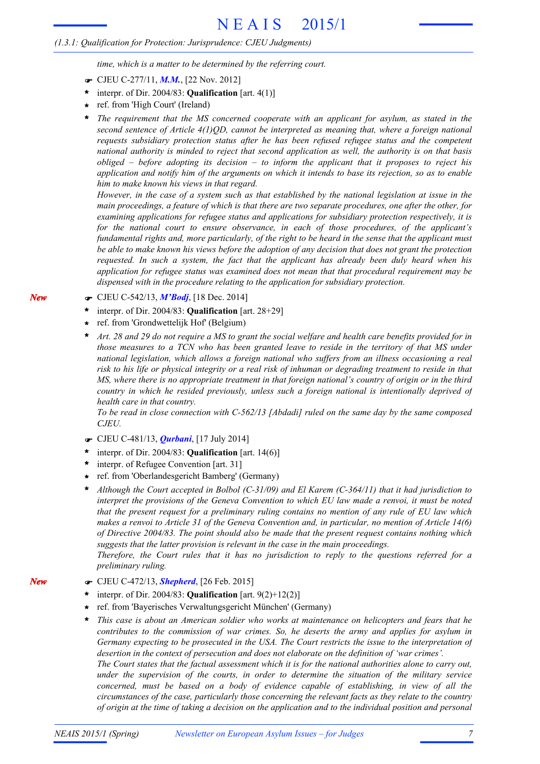*time, which is a matter to be determined by the referring court.*

- ☛ CJEU C-277/11, ***M.M.***, [22 Nov. 2012]
  - \* interpr. of Dir. 2004/83: **Qualification** [art. 4(1)]
  - \* ref. from 'High Court' (Ireland)
  - \* *The requirement that the MS concerned cooperate with an applicant for asylum, as stated in the second sentence of Article 4(1)QD, cannot be interpreted as meaning that, where a foreign national requests subsidiary protection status after he has been refused refugee status and the competent national authority is minded to reject that second application as well, the authority is on that basis obliged – before adopting its decision – to inform the applicant that it proposes to reject his application and notify him of the arguments on which it intends to base its rejection, so as to enable him to make known his views in that regard.*
    *However, in the case of a system such as that established by the national legislation at issue in the main proceedings, a feature of which is that there are two separate procedures, one after the other, for examining applications for refugee status and applications for subsidiary protection respectively, it is for the national court to ensure observance, in each of those procedures, of the applicant's fundamental rights and, more particularly, of the right to be heard in the sense that the applicant must be able to make known his views before the adoption of any decision that does not grant the protection requested. In such a system, the fact that the applicant has already been duly heard when his application for refugee status was examined does not mean that that procedural requirement may be dispensed with in the procedure relating to the application for subsidiary protection.*

*New*

- ☛ CJEU C-542/13, ***M'Bodj***, [18 Dec. 2014]
  - \* interpr. of Dir. 2004/83: **Qualification** [art. 28+29]
  - \* ref. from 'Grondwettelijk Hof' (Belgium)
  - \* *Art. 28 and 29 do not require a MS to grant the social welfare and health care benefits provided for in those measures to a TCN who has been granted leave to reside in the territory of that MS under national legislation, which allows a foreign national who suffers from an illness occasioning a real risk to his life or physical integrity or a real risk of inhuman or degrading treatment to reside in that MS, where there is no appropriate treatment in that foreign national's country of origin or in the third country in which he resided previously, unless such a foreign national is intentionally deprived of health care in that country.*
    *To be read in close connection with C-562/13 [Abdadi] ruled on the same day by the same composed CJEU.*

- ☛ CJEU C-481/13, ***Qurbani***, [17 July 2014]
  - \* interpr. of Dir. 2004/83: **Qualification** [art. 14(6)]
  - \* interpr. of Refugee Convention [art. 31]
  - \* ref. from 'Oberlandesgericht Bamberg' (Germany)
  - \* *Although the Court accepted in Bolbol (C-31/09) and El Karem (C-364/11) that it had jurisdiction to interpret the provisions of the Geneva Convention to which EU law made a renvoi, it must be noted that the present request for a preliminary ruling contains no mention of any rule of EU law which makes a renvoi to Article 31 of the Geneva Convention and, in particular, no mention of Article 14(6) of Directive 2004/83. The point should also be made that the present request contains nothing which suggests that the latter provision is relevant in the case in the main proceedings.*
    *Therefore, the Court rules that it has no jurisdiction to reply to the questions referred for a preliminary ruling.*

*New*

- ☛ CJEU C-472/13, ***Shepherd***, [26 Feb. 2015]
  - \* interpr. of Dir. 2004/83: **Qualification** [art. 9(2)+12(2)]
  - \* ref. from 'Bayerisches Verwaltungsgericht München' (Germany)
  - \* *This case is about an American soldier who works at maintenance on helicopters and fears that he contributes to the commission of war crimes. So, he deserts the army and applies for asylum in Germany expecting to be prosecuted in the USA. The Court restricts the issue to the interpretation of desertion in the context of persecution and does not elaborate on the definition of 'war crimes'.*
    *The Court states that the factual assessment which it is for the national authorities alone to carry out, under the supervision of the courts, in order to determine the situation of the military service concerned, must be based on a body of evidence capable of establishing, in view of all the circumstances of the case, particularly those concerning the relevant facts as they relate to the country of origin at the time of taking a decision on the application and to the individual position and personal*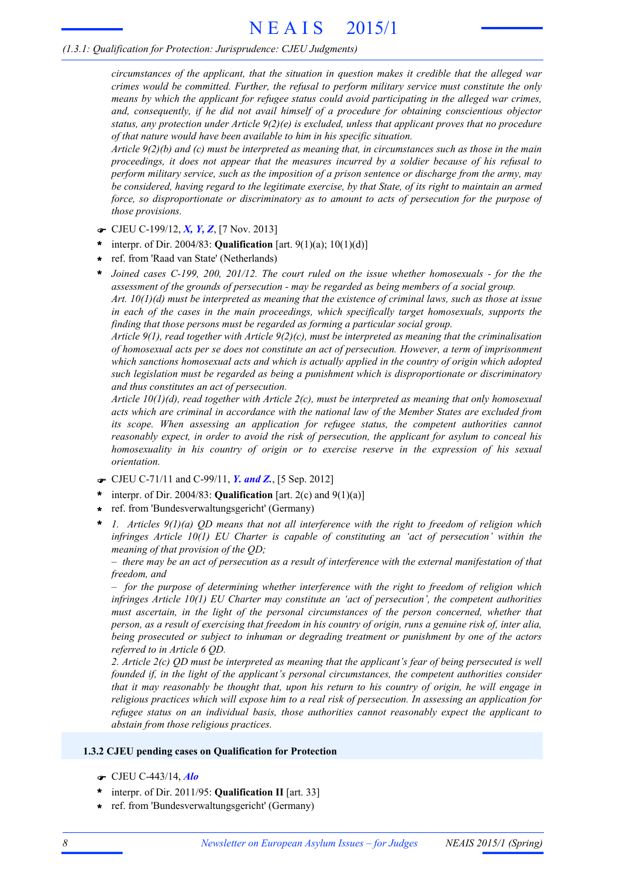*circumstances of the applicant, that the situation in question makes it credible that the alleged war crimes would be committed. Further, the refusal to perform military service must constitute the only means by which the applicant for refugee status could avoid participating in the alleged war crimes, and, consequently, if he did not avail himself of a procedure for obtaining conscientious objector status, any protection under Article 9(2)(e) is excluded, unless that applicant proves that no procedure of that nature would have been available to him in his specific situation.*

*Article 9(2)(b) and (c) must be interpreted as meaning that, in circumstances such as those in the main proceedings, it does not appear that the measures incurred by a soldier because of his refusal to perform military service, such as the imposition of a prison sentence or discharge from the army, may be considered, having regard to the legitimate exercise, by that State, of its right to maintain an armed force, so disproportionate or discriminatory as to amount to acts of persecution for the purpose of those provisions.*

- ☛ CJEU C-199/12, ***X, Y, Z***, [7 Nov. 2013]
- \* interpr. of Dir. 2004/83: **Qualification** [art. 9(1)(a); 10(1)(d)]
- \* ref. from 'Raad van State' (Netherlands)
- \* *Joined cases C-199, 200, 201/12. The court ruled on the issue whether homosexuals - for the the assessment of the grounds of persecution - may be regarded as being members of a social group.*
  *Art. 10(1)(d) must be interpreted as meaning that the existence of criminal laws, such as those at issue in each of the cases in the main proceedings, which specifically target homosexuals, supports the finding that those persons must be regarded as forming a particular social group.*
  *Article 9(1), read together with Article 9(2)(c), must be interpreted as meaning that the criminalisation of homosexual acts per se does not constitute an act of persecution. However, a term of imprisonment which sanctions homosexual acts and which is actually applied in the country of origin which adopted such legislation must be regarded as being a punishment which is disproportionate or discriminatory and thus constitutes an act of persecution.*
  *Article 10(1)(d), read together with Article 2(c), must be interpreted as meaning that only homosexual acts which are criminal in accordance with the national law of the Member States are excluded from its scope. When assessing an application for refugee status, the competent authorities cannot reasonably expect, in order to avoid the risk of persecution, the applicant for asylum to conceal his homosexuality in his country of origin or to exercise reserve in the expression of his sexual orientation.*
- ☛ CJEU C-71/11 and C-99/11, ***Y. and Z.***, [5 Sep. 2012]
- \* interpr. of Dir. 2004/83: **Qualification** [art. 2(c) and 9(1)(a)]
- \* ref. from 'Bundesverwaltungsgericht' (Germany)
- \* *1. Articles 9(1)(a) QD means that not all interference with the right to freedom of religion which infringes Article 10(1) EU Charter is capable of constituting an 'act of persecution' within the meaning of that provision of the QD;*
  *– there may be an act of persecution as a result of interference with the external manifestation of that freedom, and*
  *– for the purpose of determining whether interference with the right to freedom of religion which infringes Article 10(1) EU Charter may constitute an 'act of persecution', the competent authorities must ascertain, in the light of the personal circumstances of the person concerned, whether that person, as a result of exercising that freedom in his country of origin, runs a genuine risk of, inter alia, being prosecuted or subject to inhuman or degrading treatment or punishment by one of the actors referred to in Article 6 QD.*
  *2. Article 2(c) QD must be interpreted as meaning that the applicant's fear of being persecuted is well founded if, in the light of the applicant's personal circumstances, the competent authorities consider that it may reasonably be thought that, upon his return to his country of origin, he will engage in religious practices which will expose him to a real risk of persecution. In assessing an application for refugee status on an individual basis, those authorities cannot reasonably expect the applicant to abstain from those religious practices.*

### 1.3.2 CJEU pending cases on Qualification for Protection

- ☛ CJEU C-443/14, ***Alo***
- \* interpr. of Dir. 2011/95: **Qualification II** [art. 33]
- \* ref. from 'Bundesverwaltungsgericht' (Germany)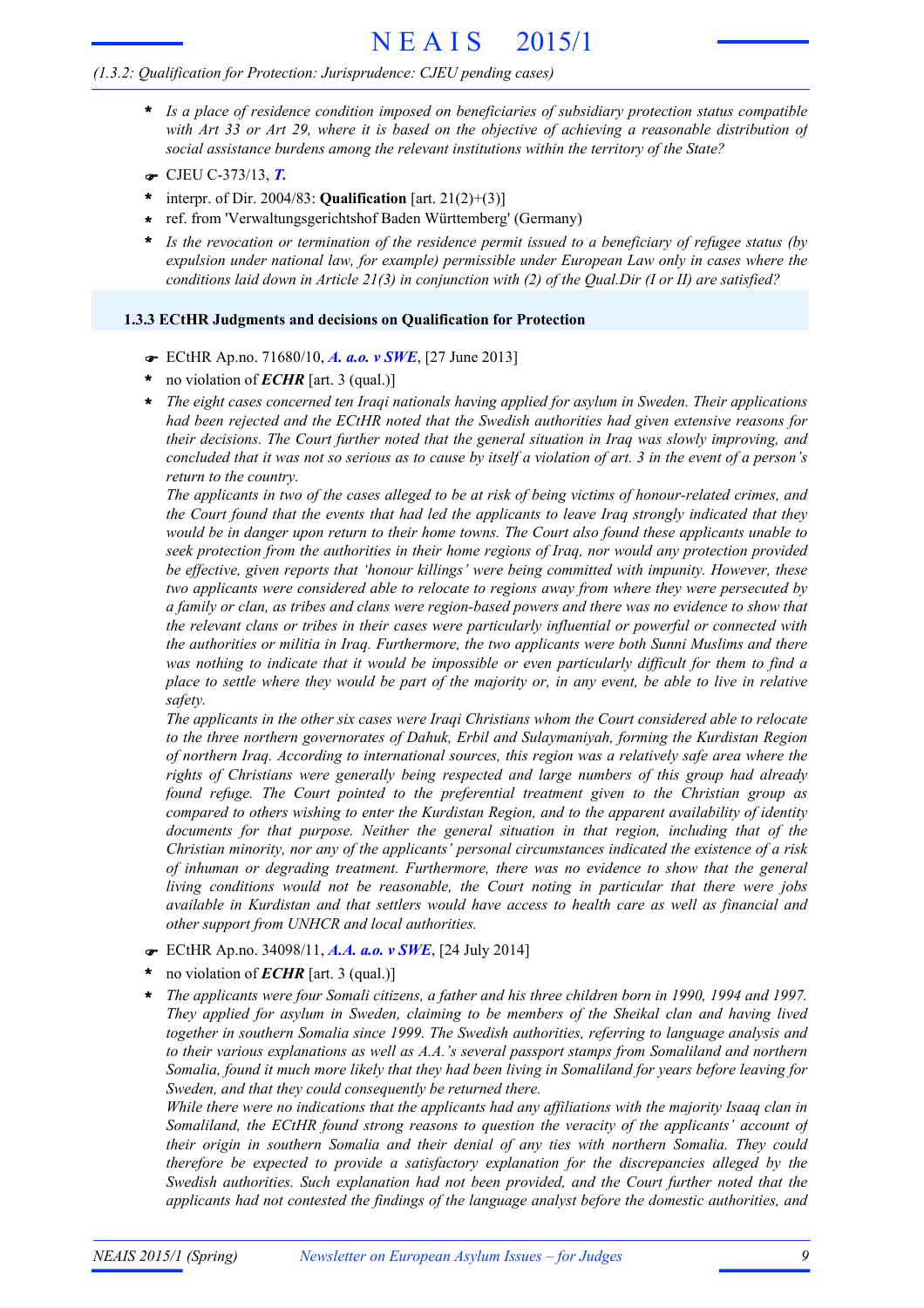- *Is a place of residence condition imposed on beneficiaries of subsidiary protection status compatible with Art 33 or Art 29, where it is based on the objective of achieving a reasonable distribution of social assistance burdens among the relevant institutions within the territory of the State?*

☛ CJEU C-373/13, ***T.***

- interpr. of Dir. 2004/83: **Qualification** [art. 21(2)+(3)]
- ref. from 'Verwaltungsgerichtshof Baden Württemberg' (Germany)
- *Is the revocation or termination of the residence permit issued to a beneficiary of refugee status (by expulsion under national law, for example) permissible under European Law only in cases where the conditions laid down in Article 21(3) in conjunction with (2) of the Qual.Dir (I or II) are satisfied?*

### 1.3.3 ECtHR Judgments and decisions on Qualification for Protection

☛ ECtHR Ap.no. 71680/10, ***A. a.o. v SWE***, [27 June 2013]

- no violation of ***ECHR*** [art. 3 (qual.)]
- *The eight cases concerned ten Iraqi nationals having applied for asylum in Sweden. Their applications had been rejected and the ECtHR noted that the Swedish authorities had given extensive reasons for their decisions. The Court further noted that the general situation in Iraq was slowly improving, and concluded that it was not so serious as to cause by itself a violation of art. 3 in the event of a person's return to the country.*
  *The applicants in two of the cases alleged to be at risk of being victims of honour-related crimes, and the Court found that the events that had led the applicants to leave Iraq strongly indicated that they would be in danger upon return to their home towns. The Court also found these applicants unable to seek protection from the authorities in their home regions of Iraq, nor would any protection provided be effective, given reports that 'honour killings' were being committed with impunity. However, these two applicants were considered able to relocate to regions away from where they were persecuted by a family or clan, as tribes and clans were region-based powers and there was no evidence to show that the relevant clans or tribes in their cases were particularly influential or powerful or connected with the authorities or militia in Iraq. Furthermore, the two applicants were both Sunni Muslims and there was nothing to indicate that it would be impossible or even particularly difficult for them to find a place to settle where they would be part of the majority or, in any event, be able to live in relative safety.*
  *The applicants in the other six cases were Iraqi Christians whom the Court considered able to relocate to the three northern governorates of Dahuk, Erbil and Sulaymaniyah, forming the Kurdistan Region of northern Iraq. According to international sources, this region was a relatively safe area where the rights of Christians were generally being respected and large numbers of this group had already found refuge. The Court pointed to the preferential treatment given to the Christian group as compared to others wishing to enter the Kurdistan Region, and to the apparent availability of identity documents for that purpose. Neither the general situation in that region, including that of the Christian minority, nor any of the applicants' personal circumstances indicated the existence of a risk of inhuman or degrading treatment. Furthermore, there was no evidence to show that the general living conditions would not be reasonable, the Court noting in particular that there were jobs available in Kurdistan and that settlers would have access to health care as well as financial and other support from UNHCR and local authorities.*

☛ ECtHR Ap.no. 34098/11, ***A.A. a.o. v SWE***, [24 July 2014]

- no violation of ***ECHR*** [art. 3 (qual.)]
- *The applicants were four Somali citizens, a father and his three children born in 1990, 1994 and 1997. They applied for asylum in Sweden, claiming to be members of the Sheikal clan and having lived together in southern Somalia since 1999. The Swedish authorities, referring to language analysis and to their various explanations as well as A.A.'s several passport stamps from Somaliland and northern Somalia, found it much more likely that they had been living in Somaliland for years before leaving for Sweden, and that they could consequently be returned there.*
  *While there were no indications that the applicants had any affiliations with the majority Isaaq clan in Somaliland, the ECtHR found strong reasons to question the veracity of the applicants' account of their origin in southern Somalia and their denial of any ties with northern Somalia. They could therefore be expected to provide a satisfactory explanation for the discrepancies alleged by the Swedish authorities. Such explanation had not been provided, and the Court further noted that the applicants had not contested the findings of the language analyst before the domestic authorities, and*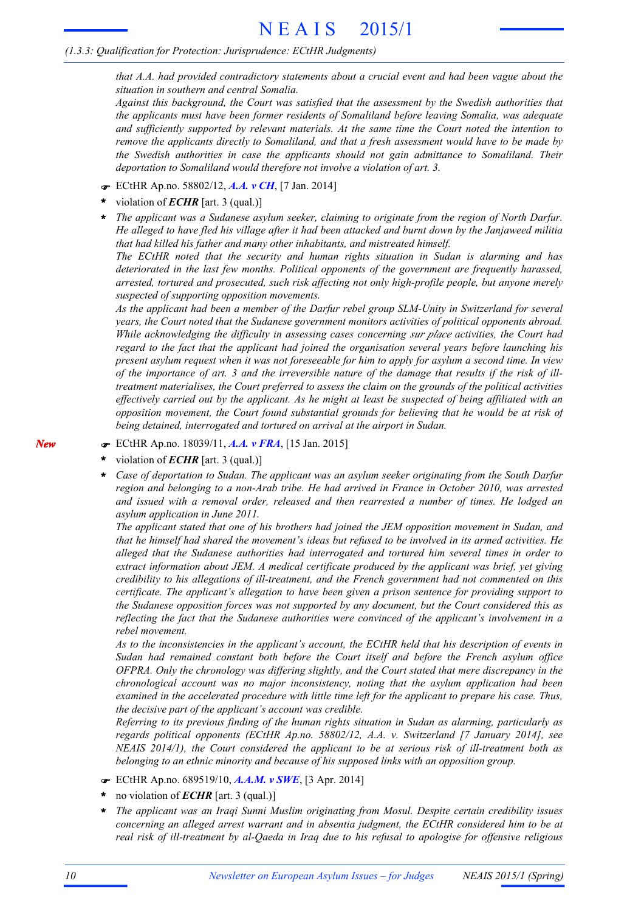*that A.A. had provided contradictory statements about a crucial event and had been vague about the situation in southern and central Somalia.*
*Against this background, the Court was satisfied that the assessment by the Swedish authorities that the applicants must have been former residents of Somaliland before leaving Somalia, was adequate and sufficiently supported by relevant materials. At the same time the Court noted the intention to remove the applicants directly to Somaliland, and that a fresh assessment would have to be made by the Swedish authorities in case the applicants should not gain admittance to Somaliland. Their deportation to Somaliland would therefore not involve a violation of art. 3.*

☛ ECtHR Ap.no. 58802/12, ***A.A. v CH***, [7 Jan. 2014]

- violation of ***ECHR*** [art. 3 (qual.)]
- *The applicant was a Sudanese asylum seeker, claiming to originate from the region of North Darfur. He alleged to have fled his village after it had been attacked and burnt down by the Janjaweed militia that had killed his father and many other inhabitants, and mistreated himself.*
  *The ECtHR noted that the security and human rights situation in Sudan is alarming and has deteriorated in the last few months. Political opponents of the government are frequently harassed, arrested, tortured and prosecuted, such risk affecting not only high-profile people, but anyone merely suspected of supporting opposition movements.*
  *As the applicant had been a member of the Darfur rebel group SLM-Unity in Switzerland for several years, the Court noted that the Sudanese government monitors activities of political opponents abroad. While acknowledging the difficulty in assessing cases concerning* sur place *activities, the Court had regard to the fact that the applicant had joined the organisation several years before launching his present asylum request when it was not foreseeable for him to apply for asylum a second time. In view of the importance of art. 3 and the irreversible nature of the damage that results if the risk of ill-treatment materialises, the Court preferred to assess the claim on the grounds of the political activities effectively carried out by the applicant. As he might at least be suspected of being affiliated with an opposition movement, the Court found substantial grounds for believing that he would be at risk of being detained, interrogated and tortured on arrival at the airport in Sudan.*

***New*** ☛ ECtHR Ap.no. 18039/11, ***A.A. v FRA***, [15 Jan. 2015]

- violation of ***ECHR*** [art. 3 (qual.)]
- *Case of deportation to Sudan. The applicant was an asylum seeker originating from the South Darfur region and belonging to a non-Arab tribe. He had arrived in France in October 2010, was arrested and issued with a removal order, released and then rearrested a number of times. He lodged an asylum application in June 2011.*
  *The applicant stated that one of his brothers had joined the JEM opposition movement in Sudan, and that he himself had shared the movement's ideas but refused to be involved in its armed activities. He alleged that the Sudanese authorities had interrogated and tortured him several times in order to extract information about JEM. A medical certificate produced by the applicant was brief, yet giving credibility to his allegations of ill-treatment, and the French government had not commented on this certificate. The applicant's allegation to have been given a prison sentence for providing support to the Sudanese opposition forces was not supported by any document, but the Court considered this as reflecting the fact that the Sudanese authorities were convinced of the applicant's involvement in a rebel movement.*
  *As to the inconsistencies in the applicant's account, the ECtHR held that his description of events in Sudan had remained constant both before the Court itself and before the French asylum office OFPRA. Only the chronology was differing slightly, and the Court stated that mere discrepancy in the chronological account was no major inconsistency, noting that the asylum application had been examined in the accelerated procedure with little time left for the applicant to prepare his case. Thus, the decisive part of the applicant's account was credible.*
  *Referring to its previous finding of the human rights situation in Sudan as alarming, particularly as regards political opponents (ECtHR Ap.no. 58802/12, A.A. v. Switzerland [7 January 2014], see NEAIS 2014/1), the Court considered the applicant to be at serious risk of ill-treatment both as belonging to an ethnic minority and because of his supposed links with an opposition group.*

☛ ECtHR Ap.no. 689519/10, ***A.A.M. v SWE***, [3 Apr. 2014]

- no violation of ***ECHR*** [art. 3 (qual.)]
- *The applicant was an Iraqi Sunni Muslim originating from Mosul. Despite certain credibility issues concerning an alleged arrest warrant and in absentia judgment, the ECtHR considered him to be at real risk of ill-treatment by al-Qaeda in Iraq due to his refusal to apologise for offensive religious*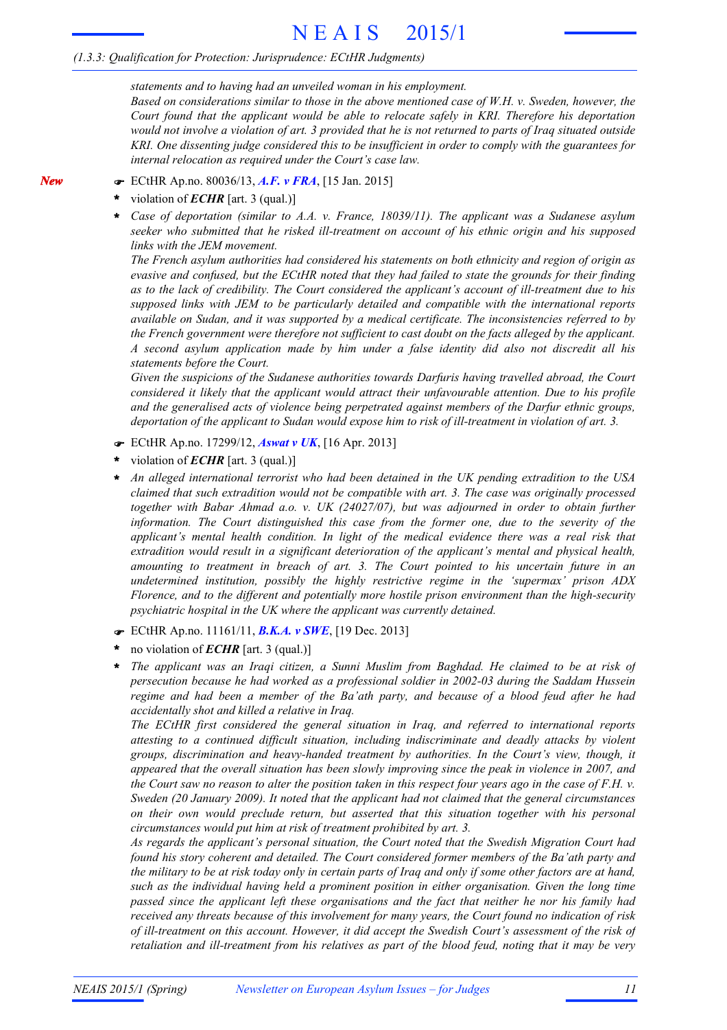*statements and to having had an unveiled woman in his employment.*

*Based on considerations similar to those in the above mentioned case of W.H. v. Sweden, however, the Court found that the applicant would be able to relocate safely in KRI. Therefore his deportation would not involve a violation of art. 3 provided that he is not returned to parts of Iraq situated outside KRI. One dissenting judge considered this to be insufficient in order to comply with the guarantees for internal relocation as required under the Court's case law.*

*New*

☛ ECtHR Ap.no. 80036/13, ***A.F. v FRA***, [15 Jan. 2015]

- violation of ***ECHR*** [art. 3 (qual.)]
- *Case of deportation (similar to A.A. v. France, 18039/11). The applicant was a Sudanese asylum seeker who submitted that he risked ill-treatment on account of his ethnic origin and his supposed links with the JEM movement.*

  *The French asylum authorities had considered his statements on both ethnicity and region of origin as evasive and confused, but the ECtHR noted that they had failed to state the grounds for their finding as to the lack of credibility. The Court considered the applicant's account of ill-treatment due to his supposed links with JEM to be particularly detailed and compatible with the international reports available on Sudan, and it was supported by a medical certificate. The inconsistencies referred to by the French government were therefore not sufficient to cast doubt on the facts alleged by the applicant. A second asylum application made by him under a false identity did also not discredit all his statements before the Court.*

  *Given the suspicions of the Sudanese authorities towards Darfuris having travelled abroad, the Court considered it likely that the applicant would attract their unfavourable attention. Due to his profile and the generalised acts of violence being perpetrated against members of the Darfur ethnic groups, deportation of the applicant to Sudan would expose him to risk of ill-treatment in violation of art. 3.*

☛ ECtHR Ap.no. 17299/12, ***Aswat v UK***, [16 Apr. 2013]

- violation of ***ECHR*** [art. 3 (qual.)]
- *An alleged international terrorist who had been detained in the UK pending extradition to the USA claimed that such extradition would not be compatible with art. 3. The case was originally processed together with Babar Ahmad a.o. v. UK (24027/07), but was adjourned in order to obtain further information. The Court distinguished this case from the former one, due to the severity of the applicant's mental health condition. In light of the medical evidence there was a real risk that extradition would result in a significant deterioration of the applicant's mental and physical health, amounting to treatment in breach of art. 3. The Court pointed to his uncertain future in an undetermined institution, possibly the highly restrictive regime in the 'supermax' prison ADX Florence, and to the different and potentially more hostile prison environment than the high-security psychiatric hospital in the UK where the applicant was currently detained.*

☛ ECtHR Ap.no. 11161/11, ***B.K.A. v SWE***, [19 Dec. 2013]

- no violation of ***ECHR*** [art. 3 (qual.)]
- *The applicant was an Iraqi citizen, a Sunni Muslim from Baghdad. He claimed to be at risk of persecution because he had worked as a professional soldier in 2002-03 during the Saddam Hussein regime and had been a member of the Ba'ath party, and because of a blood feud after he had accidentally shot and killed a relative in Iraq.*

  *The ECtHR first considered the general situation in Iraq, and referred to international reports attesting to a continued difficult situation, including indiscriminate and deadly attacks by violent groups, discrimination and heavy-handed treatment by authorities. In the Court's view, though, it appeared that the overall situation has been slowly improving since the peak in violence in 2007, and the Court saw no reason to alter the position taken in this respect four years ago in the case of F.H. v. Sweden (20 January 2009). It noted that the applicant had not claimed that the general circumstances on their own would preclude return, but asserted that this situation together with his personal circumstances would put him at risk of treatment prohibited by art. 3.*

  *As regards the applicant's personal situation, the Court noted that the Swedish Migration Court had found his story coherent and detailed. The Court considered former members of the Ba'ath party and the military to be at risk today only in certain parts of Iraq and only if some other factors are at hand, such as the individual having held a prominent position in either organisation. Given the long time passed since the applicant left these organisations and the fact that neither he nor his family had received any threats because of this involvement for many years, the Court found no indication of risk of ill-treatment on this account. However, it did accept the Swedish Court's assessment of the risk of retaliation and ill-treatment from his relatives as part of the blood feud, noting that it may be very*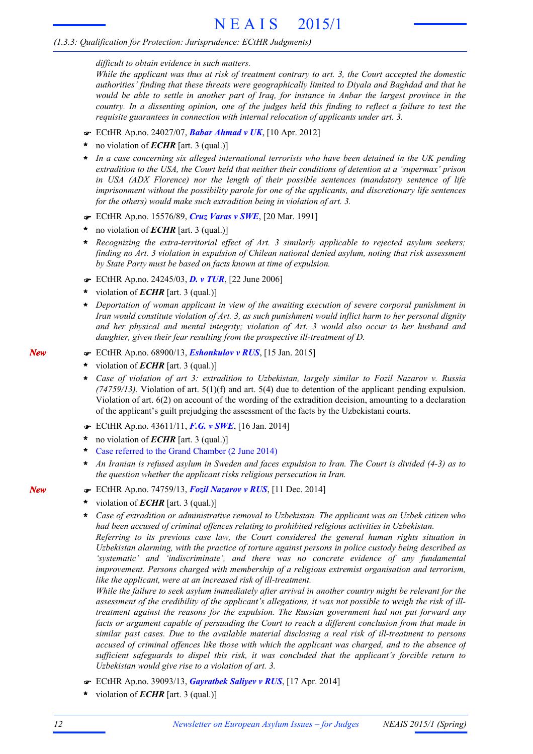*difficult to obtain evidence in such matters.*

*While the applicant was thus at risk of treatment contrary to art. 3, the Court accepted the domestic authorities' finding that these threats were geographically limited to Diyala and Baghdad and that he would be able to settle in another part of Iraq, for instance in Anbar the largest province in the country. In a dissenting opinion, one of the judges held this finding to reflect a failure to test the requisite guarantees in connection with internal relocation of applicants under art. 3.*

☛ ECtHR Ap.no. 24027/07, ***Babar Ahmad v UK***, [10 Apr. 2012]

- no violation of ***ECHR*** [art. 3 (qual.)]
- *In a case concerning six alleged international terrorists who have been detained in the UK pending extradition to the USA, the Court held that neither their conditions of detention at a 'supermax' prison in USA (ADX Florence) nor the length of their possible sentences (mandatory sentence of life imprisonment without the possibility parole for one of the applicants, and discretionary life sentences for the others) would make such extradition being in violation of art. 3.*

☛ ECtHR Ap.no. 15576/89, ***Cruz Varas v SWE***, [20 Mar. 1991]

- no violation of ***ECHR*** [art. 3 (qual.)]
- *Recognizing the extra-territorial effect of Art. 3 similarly applicable to rejected asylum seekers; finding no Art. 3 violation in expulsion of Chilean national denied asylum, noting that risk assessment by State Party must be based on facts known at time of expulsion.*

☛ ECtHR Ap.no. 24245/03, ***D. v TUR***, [22 June 2006]

- violation of ***ECHR*** [art. 3 (qual.)]
- *Deportation of woman applicant in view of the awaiting execution of severe corporal punishment in Iran would constitute violation of Art. 3, as such punishment would inflict harm to her personal dignity and her physical and mental integrity; violation of Art. 3 would also occur to her husband and daughter, given their fear resulting from the prospective ill-treatment of D.*

*New* ☛ ECtHR Ap.no. 68900/13, ***Eshonkulov v RUS***, [15 Jan. 2015]

- violation of ***ECHR*** [art. 3 (qual.)]
- *Case of violation of art 3: extradition to Uzbekistan, largely similar to Fozil Nazarov v. Russia (74759/13).* Violation of art. 5(1)(f) and art. 5(4) due to detention of the applicant pending expulsion. Violation of art. 6(2) on account of the wording of the extradition decision, amounting to a declaration of the applicant's guilt prejudging the assessment of the facts by the Uzbekistani courts.

☛ ECtHR Ap.no. 43611/11, ***F.G. v SWE***, [16 Jan. 2014]

- no violation of ***ECHR*** [art. 3 (qual.)]
- Case referred to the Grand Chamber (2 June 2014)
- *An Iranian is refused asylum in Sweden and faces expulsion to Iran. The Court is divided (4-3) as to the question whether the applicant risks religious persecution in Iran.*

*New* ☛ ECtHR Ap.no. 74759/13, ***Fozil Nazarov v RUS***, [11 Dec. 2014]

- violation of ***ECHR*** [art. 3 (qual.)]
- *Case of extradition or administrative removal to Uzbekistan. The applicant was an Uzbek citizen who had been accused of criminal offences relating to prohibited religious activities in Uzbekistan.*

  *Referring to its previous case law, the Court considered the general human rights situation in Uzbekistan alarming, with the practice of torture against persons in police custody being described as 'systematic' and 'indiscriminate', and there was no concrete evidence of any fundamental improvement. Persons charged with membership of a religious extremist organisation and terrorism, like the applicant, were at an increased risk of ill-treatment.*

  *While the failure to seek asylum immediately after arrival in another country might be relevant for the assessment of the credibility of the applicant's allegations, it was not possible to weigh the risk of ill-treatment against the reasons for the expulsion. The Russian government had not put forward any facts or argument capable of persuading the Court to reach a different conclusion from that made in similar past cases. Due to the available material disclosing a real risk of ill-treatment to persons accused of criminal offences like those with which the applicant was charged, and to the absence of sufficient safeguards to dispel this risk, it was concluded that the applicant's forcible return to Uzbekistan would give rise to a violation of art. 3.*

☛ ECtHR Ap.no. 39093/13, ***Gayratbek Saliyev v RUS***, [17 Apr. 2014]

- violation of ***ECHR*** [art. 3 (qual.)]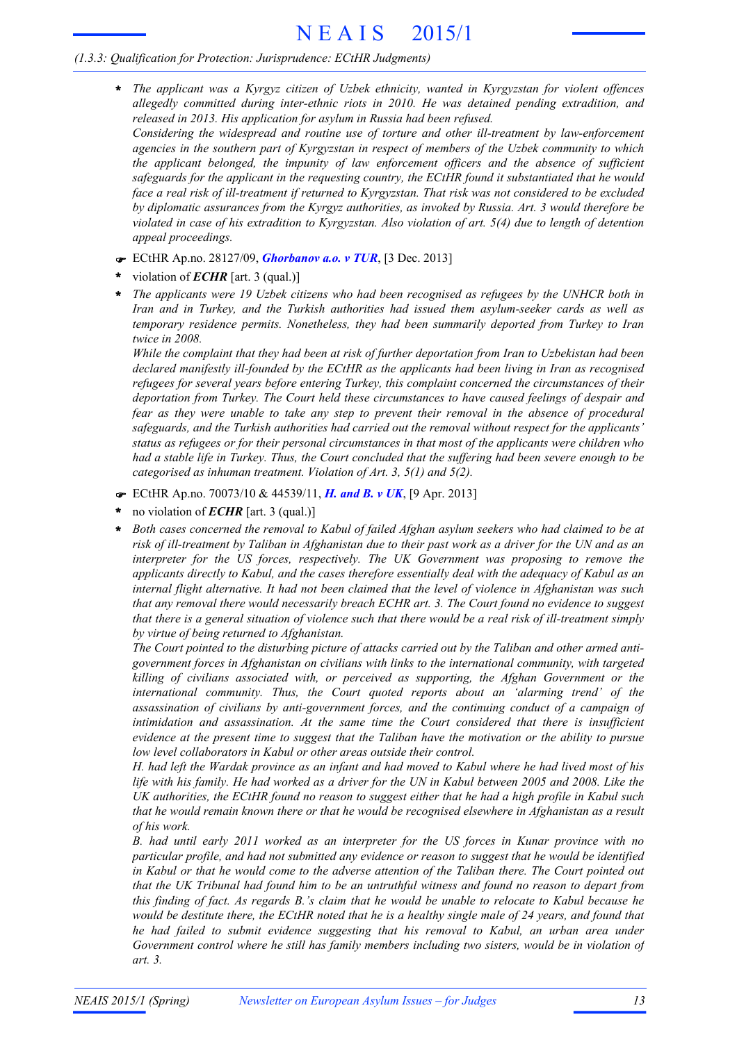- *The applicant was a Kyrgyz citizen of Uzbek ethnicity, wanted in Kyrgyzstan for violent offences allegedly committed during inter-ethnic riots in 2010. He was detained pending extradition, and released in 2013. His application for asylum in Russia had been refused.*

  *Considering the widespread and routine use of torture and other ill-treatment by law-enforcement agencies in the southern part of Kyrgyzstan in respect of members of the Uzbek community to which the applicant belonged, the impunity of law enforcement officers and the absence of sufficient safeguards for the applicant in the requesting country, the ECtHR found it substantiated that he would face a real risk of ill-treatment if returned to Kyrgyzstan. That risk was not considered to be excluded by diplomatic assurances from the Kyrgyz authorities, as invoked by Russia. Art. 3 would therefore be violated in case of his extradition to Kyrgyzstan. Also violation of art. 5(4) due to length of detention appeal proceedings.*

☛ ECtHR Ap.no. 28127/09, ***Ghorbanov a.o. v TUR***, [3 Dec. 2013]

- violation of ***ECHR*** [art. 3 (qual.)]
- *The applicants were 19 Uzbek citizens who had been recognised as refugees by the UNHCR both in Iran and in Turkey, and the Turkish authorities had issued them asylum-seeker cards as well as temporary residence permits. Nonetheless, they had been summarily deported from Turkey to Iran twice in 2008.*

  *While the complaint that they had been at risk of further deportation from Iran to Uzbekistan had been declared manifestly ill-founded by the ECtHR as the applicants had been living in Iran as recognised refugees for several years before entering Turkey, this complaint concerned the circumstances of their deportation from Turkey. The Court held these circumstances to have caused feelings of despair and fear as they were unable to take any step to prevent their removal in the absence of procedural safeguards, and the Turkish authorities had carried out the removal without respect for the applicants' status as refugees or for their personal circumstances in that most of the applicants were children who had a stable life in Turkey. Thus, the Court concluded that the suffering had been severe enough to be categorised as inhuman treatment. Violation of Art. 3, 5(1) and 5(2).*

☛ ECtHR Ap.no. 70073/10 & 44539/11, ***H. and B. v UK***, [9 Apr. 2013]

- no violation of ***ECHR*** [art. 3 (qual.)]
- *Both cases concerned the removal to Kabul of failed Afghan asylum seekers who had claimed to be at risk of ill-treatment by Taliban in Afghanistan due to their past work as a driver for the UN and as an interpreter for the US forces, respectively. The UK Government was proposing to remove the applicants directly to Kabul, and the cases therefore essentially deal with the adequacy of Kabul as an internal flight alternative. It had not been claimed that the level of violence in Afghanistan was such that any removal there would necessarily breach ECHR art. 3. The Court found no evidence to suggest that there is a general situation of violence such that there would be a real risk of ill-treatment simply by virtue of being returned to Afghanistan.*

  *The Court pointed to the disturbing picture of attacks carried out by the Taliban and other armed anti-government forces in Afghanistan on civilians with links to the international community, with targeted killing of civilians associated with, or perceived as supporting, the Afghan Government or the international community. Thus, the Court quoted reports about an 'alarming trend' of the assassination of civilians by anti-government forces, and the continuing conduct of a campaign of intimidation and assassination. At the same time the Court considered that there is insufficient evidence at the present time to suggest that the Taliban have the motivation or the ability to pursue low level collaborators in Kabul or other areas outside their control.*

  *H. had left the Wardak province as an infant and had moved to Kabul where he had lived most of his life with his family. He had worked as a driver for the UN in Kabul between 2005 and 2008. Like the UK authorities, the ECtHR found no reason to suggest either that he had a high profile in Kabul such that he would remain known there or that he would be recognised elsewhere in Afghanistan as a result of his work.*

  *B. had until early 2011 worked as an interpreter for the US forces in Kunar province with no particular profile, and had not submitted any evidence or reason to suggest that he would be identified in Kabul or that he would come to the adverse attention of the Taliban there. The Court pointed out that the UK Tribunal had found him to be an untruthful witness and found no reason to depart from this finding of fact. As regards B.'s claim that he would be unable to relocate to Kabul because he would be destitute there, the ECtHR noted that he is a healthy single male of 24 years, and found that he had failed to submit evidence suggesting that his removal to Kabul, an urban area under Government control where he still has family members including two sisters, would be in violation of art. 3.*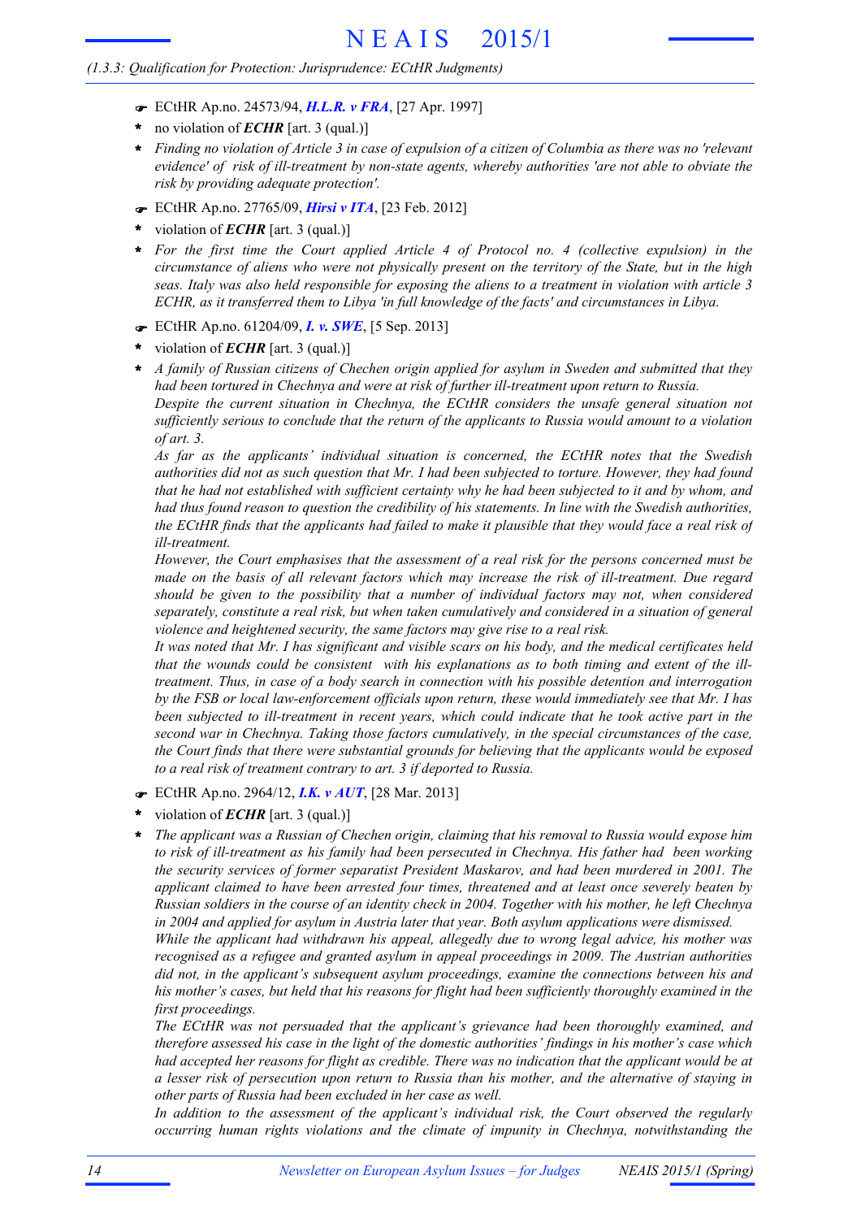☛ ECtHR Ap.no. 24573/94, ***H.L.R. v FRA***, [27 Apr. 1997]

\* no violation of ***ECHR*** [art. 3 (qual.)]

\* *Finding no violation of Article 3 in case of expulsion of a citizen of Columbia as there was no 'relevant evidence' of risk of ill-treatment by non-state agents, whereby authorities 'are not able to obviate the risk by providing adequate protection'.*

☛ ECtHR Ap.no. 27765/09, ***Hirsi v ITA***, [23 Feb. 2012]

\* violation of ***ECHR*** [art. 3 (qual.)]

\* *For the first time the Court applied Article 4 of Protocol no. 4 (collective expulsion) in the circumstance of aliens who were not physically present on the territory of the State, but in the high seas. Italy was also held responsible for exposing the aliens to a treatment in violation with article 3 ECHR, as it transferred them to Libya 'in full knowledge of the facts' and circumstances in Libya.*

☛ ECtHR Ap.no. 61204/09, ***I. v. SWE***, [5 Sep. 2013]

\* violation of ***ECHR*** [art. 3 (qual.)]

\* *A family of Russian citizens of Chechen origin applied for asylum in Sweden and submitted that they had been tortured in Chechnya and were at risk of further ill-treatment upon return to Russia.*
*Despite the current situation in Chechnya, the ECtHR considers the unsafe general situation not sufficiently serious to conclude that the return of the applicants to Russia would amount to a violation of art. 3.*
*As far as the applicants' individual situation is concerned, the ECtHR notes that the Swedish authorities did not as such question that Mr. I had been subjected to torture. However, they had found that he had not established with sufficient certainty why he had been subjected to it and by whom, and had thus found reason to question the credibility of his statements. In line with the Swedish authorities, the ECtHR finds that the applicants had failed to make it plausible that they would face a real risk of ill-treatment.*
*However, the Court emphasises that the assessment of a real risk for the persons concerned must be made on the basis of all relevant factors which may increase the risk of ill-treatment. Due regard should be given to the possibility that a number of individual factors may not, when considered separately, constitute a real risk, but when taken cumulatively and considered in a situation of general violence and heightened security, the same factors may give rise to a real risk.*
*It was noted that Mr. I has significant and visible scars on his body, and the medical certificates held that the wounds could be consistent with his explanations as to both timing and extent of the ill-treatment. Thus, in case of a body search in connection with his possible detention and interrogation by the FSB or local law-enforcement officials upon return, these would immediately see that Mr. I has been subjected to ill-treatment in recent years, which could indicate that he took active part in the second war in Chechnya. Taking those factors cumulatively, in the special circumstances of the case, the Court finds that there were substantial grounds for believing that the applicants would be exposed to a real risk of treatment contrary to art. 3 if deported to Russia.*

☛ ECtHR Ap.no. 2964/12, ***I.K. v AUT***, [28 Mar. 2013]

\* violation of ***ECHR*** [art. 3 (qual.)]

\* *The applicant was a Russian of Chechen origin, claiming that his removal to Russia would expose him to risk of ill-treatment as his family had been persecuted in Chechnya. His father had been working the security services of former separatist President Maskarov, and had been murdered in 2001. The applicant claimed to have been arrested four times, threatened and at least once severely beaten by Russian soldiers in the course of an identity check in 2004. Together with his mother, he left Chechnya in 2004 and applied for asylum in Austria later that year. Both asylum applications were dismissed.*
*While the applicant had withdrawn his appeal, allegedly due to wrong legal advice, his mother was recognised as a refugee and granted asylum in appeal proceedings in 2009. The Austrian authorities did not, in the applicant's subsequent asylum proceedings, examine the connections between his and his mother's cases, but held that his reasons for flight had been sufficiently thoroughly examined in the first proceedings.*
*The ECtHR was not persuaded that the applicant's grievance had been thoroughly examined, and therefore assessed his case in the light of the domestic authorities' findings in his mother's case which had accepted her reasons for flight as credible. There was no indication that the applicant would be at a lesser risk of persecution upon return to Russia than his mother, and the alternative of staying in other parts of Russia had been excluded in her case as well.*
*In addition to the assessment of the applicant's individual risk, the Court observed the regularly occurring human rights violations and the climate of impunity in Chechnya, notwithstanding the*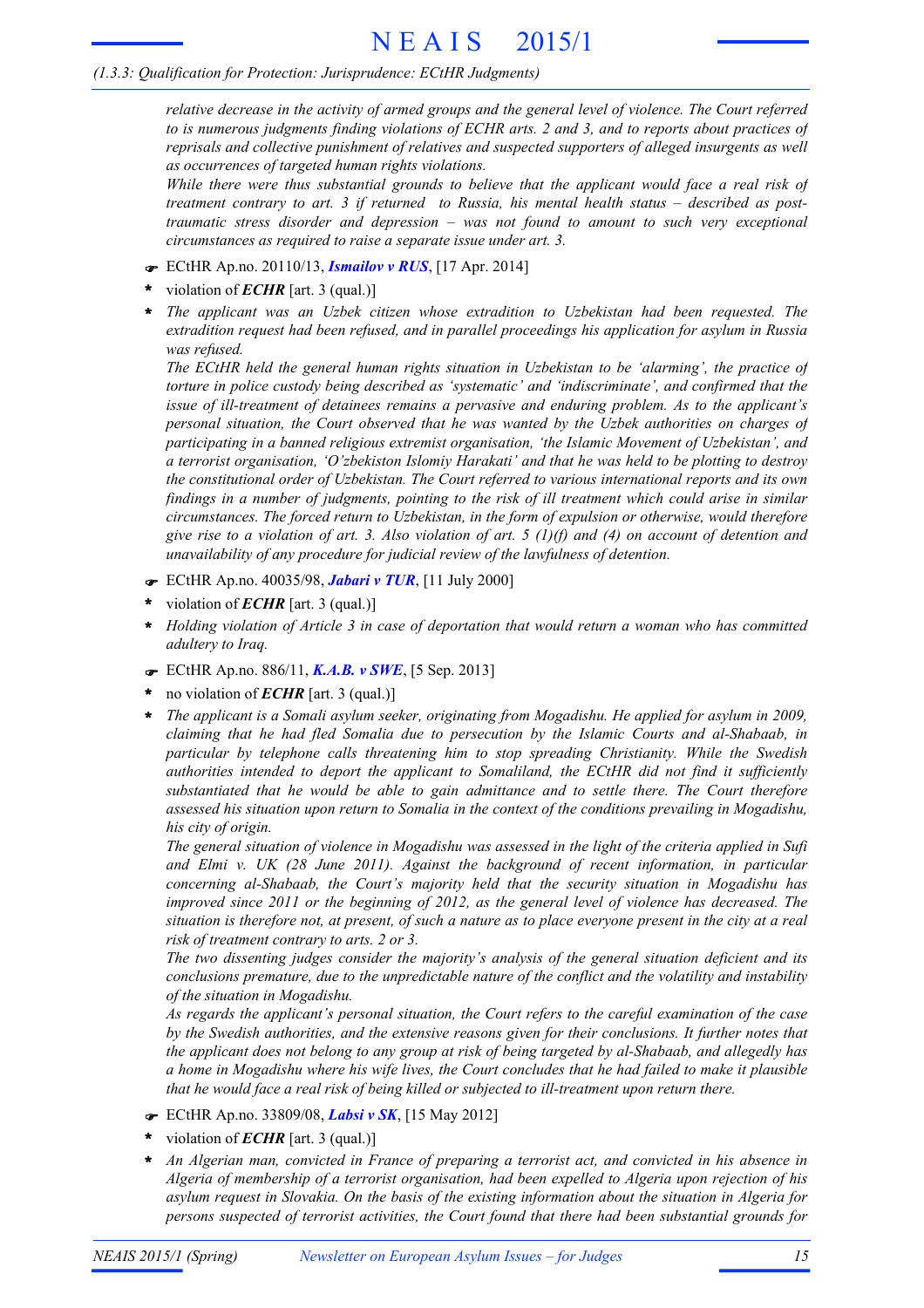*relative decrease in the activity of armed groups and the general level of violence. The Court referred to is numerous judgments finding violations of ECHR arts. 2 and 3, and to reports about practices of reprisals and collective punishment of relatives and suspected supporters of alleged insurgents as well as occurrences of targeted human rights violations.*

*While there were thus substantial grounds to believe that the applicant would face a real risk of treatment contrary to art. 3 if returned to Russia, his mental health status – described as post-traumatic stress disorder and depression – was not found to amount to such very exceptional circumstances as required to raise a separate issue under art. 3.*

☛ ECtHR Ap.no. 20110/13, ***Ismailov v RUS***, [17 Apr. 2014]

- violation of ***ECHR*** [art. 3 (qual.)]
- *The applicant was an Uzbek citizen whose extradition to Uzbekistan had been requested. The extradition request had been refused, and in parallel proceedings his application for asylum in Russia was refused.*

  *The ECtHR held the general human rights situation in Uzbekistan to be 'alarming', the practice of torture in police custody being described as 'systematic' and 'indiscriminate', and confirmed that the issue of ill-treatment of detainees remains a pervasive and enduring problem. As to the applicant's personal situation, the Court observed that he was wanted by the Uzbek authorities on charges of participating in a banned religious extremist organisation, 'the Islamic Movement of Uzbekistan', and a terrorist organisation, 'O'zbekiston Islomiy Harakati' and that he was held to be plotting to destroy the constitutional order of Uzbekistan. The Court referred to various international reports and its own findings in a number of judgments, pointing to the risk of ill treatment which could arise in similar circumstances. The forced return to Uzbekistan, in the form of expulsion or otherwise, would therefore give rise to a violation of art. 3. Also violation of art. 5 (1)(f) and (4) on account of detention and unavailability of any procedure for judicial review of the lawfulness of detention.*

☛ ECtHR Ap.no. 40035/98, ***Jabari v TUR***, [11 July 2000]

- violation of ***ECHR*** [art. 3 (qual.)]
- *Holding violation of Article 3 in case of deportation that would return a woman who has committed adultery to Iraq.*

☛ ECtHR Ap.no. 886/11, ***K.A.B. v SWE***, [5 Sep. 2013]

- no violation of ***ECHR*** [art. 3 (qual.)]
- *The applicant is a Somali asylum seeker, originating from Mogadishu. He applied for asylum in 2009, claiming that he had fled Somalia due to persecution by the Islamic Courts and al-Shabaab, in particular by telephone calls threatening him to stop spreading Christianity. While the Swedish authorities intended to deport the applicant to Somaliland, the ECtHR did not find it sufficiently substantiated that he would be able to gain admittance and to settle there. The Court therefore assessed his situation upon return to Somalia in the context of the conditions prevailing in Mogadishu, his city of origin.*

  *The general situation of violence in Mogadishu was assessed in the light of the criteria applied in Sufi and Elmi v. UK (28 June 2011). Against the background of recent information, in particular concerning al-Shabaab, the Court's majority held that the security situation in Mogadishu has improved since 2011 or the beginning of 2012, as the general level of violence has decreased. The situation is therefore not, at present, of such a nature as to place everyone present in the city at a real risk of treatment contrary to arts. 2 or 3.*

  *The two dissenting judges consider the majority's analysis of the general situation deficient and its conclusions premature, due to the unpredictable nature of the conflict and the volatility and instability of the situation in Mogadishu.*

  *As regards the applicant's personal situation, the Court refers to the careful examination of the case by the Swedish authorities, and the extensive reasons given for their conclusions. It further notes that the applicant does not belong to any group at risk of being targeted by al-Shabaab, and allegedly has a home in Mogadishu where his wife lives, the Court concludes that he had failed to make it plausible that he would face a real risk of being killed or subjected to ill-treatment upon return there.*

☛ ECtHR Ap.no. 33809/08, ***Labsi v SK***, [15 May 2012]

- violation of ***ECHR*** [art. 3 (qual.)]
- *An Algerian man, convicted in France of preparing a terrorist act, and convicted in his absence in Algeria of membership of a terrorist organisation, had been expelled to Algeria upon rejection of his asylum request in Slovakia. On the basis of the existing information about the situation in Algeria for persons suspected of terrorist activities, the Court found that there had been substantial grounds for*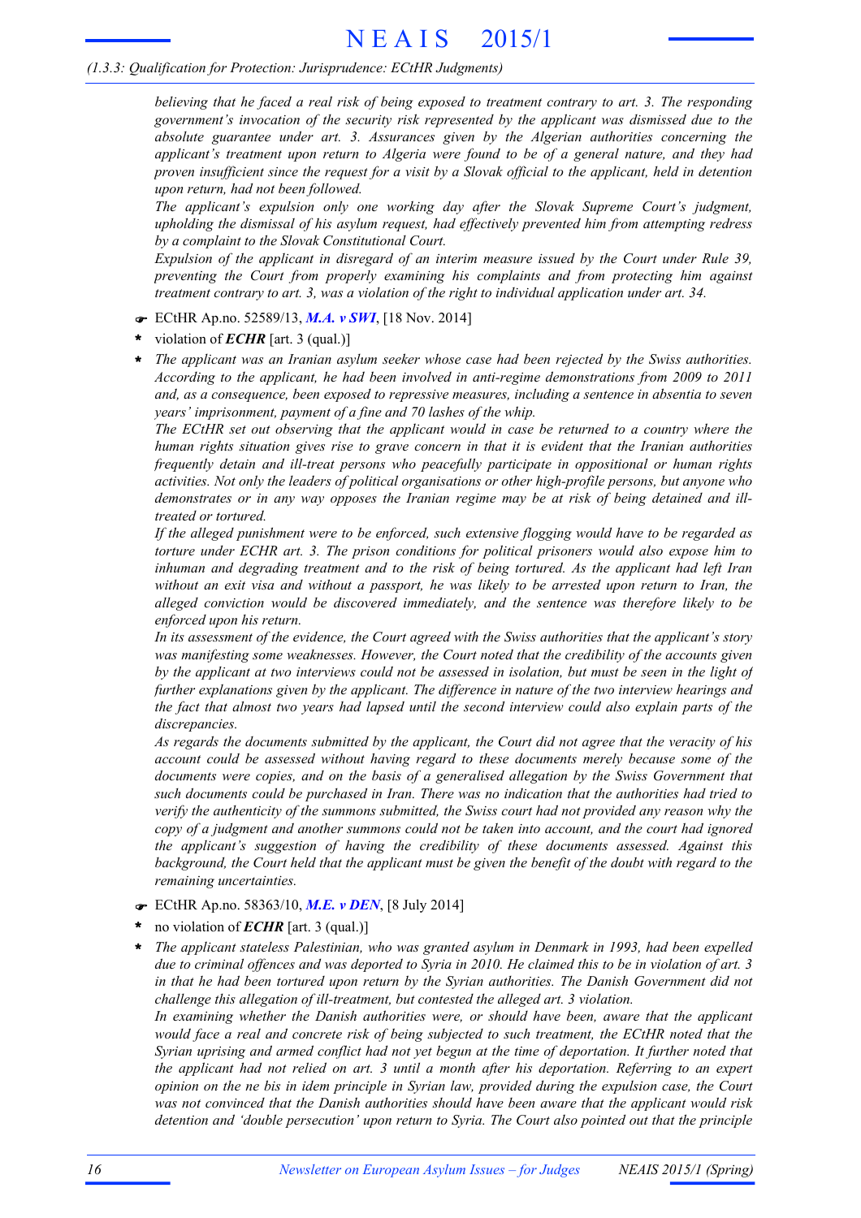*believing that he faced a real risk of being exposed to treatment contrary to art. 3. The responding government's invocation of the security risk represented by the applicant was dismissed due to the absolute guarantee under art. 3. Assurances given by the Algerian authorities concerning the applicant's treatment upon return to Algeria were found to be of a general nature, and they had proven insufficient since the request for a visit by a Slovak official to the applicant, held in detention upon return, had not been followed.*

*The applicant's expulsion only one working day after the Slovak Supreme Court's judgment, upholding the dismissal of his asylum request, had effectively prevented him from attempting redress by a complaint to the Slovak Constitutional Court.*

*Expulsion of the applicant in disregard of an interim measure issued by the Court under Rule 39, preventing the Court from properly examining his complaints and from protecting him against treatment contrary to art. 3, was a violation of the right to individual application under art. 34.*

- ☛ ECtHR Ap.no. 52589/13, ***M.A. v SWI***, [18 Nov. 2014]
- \* violation of ***ECHR*** [art. 3 (qual.)]
- \* *The applicant was an Iranian asylum seeker whose case had been rejected by the Swiss authorities. According to the applicant, he had been involved in anti-regime demonstrations from 2009 to 2011 and, as a consequence, been exposed to repressive measures, including a sentence in absentia to seven years' imprisonment, payment of a fine and 70 lashes of the whip.*

  *The ECtHR set out observing that the applicant would in case be returned to a country where the human rights situation gives rise to grave concern in that it is evident that the Iranian authorities frequently detain and ill-treat persons who peacefully participate in oppositional or human rights activities. Not only the leaders of political organisations or other high-profile persons, but anyone who demonstrates or in any way opposes the Iranian regime may be at risk of being detained and ill-treated or tortured.*

  *If the alleged punishment were to be enforced, such extensive flogging would have to be regarded as torture under ECHR art. 3. The prison conditions for political prisoners would also expose him to inhuman and degrading treatment and to the risk of being tortured. As the applicant had left Iran without an exit visa and without a passport, he was likely to be arrested upon return to Iran, the alleged conviction would be discovered immediately, and the sentence was therefore likely to be enforced upon his return.*

  *In its assessment of the evidence, the Court agreed with the Swiss authorities that the applicant's story was manifesting some weaknesses. However, the Court noted that the credibility of the accounts given by the applicant at two interviews could not be assessed in isolation, but must be seen in the light of further explanations given by the applicant. The difference in nature of the two interview hearings and the fact that almost two years had lapsed until the second interview could also explain parts of the discrepancies.*

  *As regards the documents submitted by the applicant, the Court did not agree that the veracity of his account could be assessed without having regard to these documents merely because some of the documents were copies, and on the basis of a generalised allegation by the Swiss Government that such documents could be purchased in Iran. There was no indication that the authorities had tried to verify the authenticity of the summons submitted, the Swiss court had not provided any reason why the copy of a judgment and another summons could not be taken into account, and the court had ignored the applicant's suggestion of having the credibility of these documents assessed. Against this background, the Court held that the applicant must be given the benefit of the doubt with regard to the remaining uncertainties.*

- ☛ ECtHR Ap.no. 58363/10, ***M.E. v DEN***, [8 July 2014]
- \* no violation of ***ECHR*** [art. 3 (qual.)]
- \* *The applicant stateless Palestinian, who was granted asylum in Denmark in 1993, had been expelled due to criminal offences and was deported to Syria in 2010. He claimed this to be in violation of art. 3 in that he had been tortured upon return by the Syrian authorities. The Danish Government did not challenge this allegation of ill-treatment, but contested the alleged art. 3 violation.*

  *In examining whether the Danish authorities were, or should have been, aware that the applicant would face a real and concrete risk of being subjected to such treatment, the ECtHR noted that the Syrian uprising and armed conflict had not yet begun at the time of deportation. It further noted that the applicant had not relied on art. 3 until a month after his deportation. Referring to an expert opinion on the ne bis in idem principle in Syrian law, provided during the expulsion case, the Court was not convinced that the Danish authorities should have been aware that the applicant would risk detention and 'double persecution' upon return to Syria. The Court also pointed out that the principle*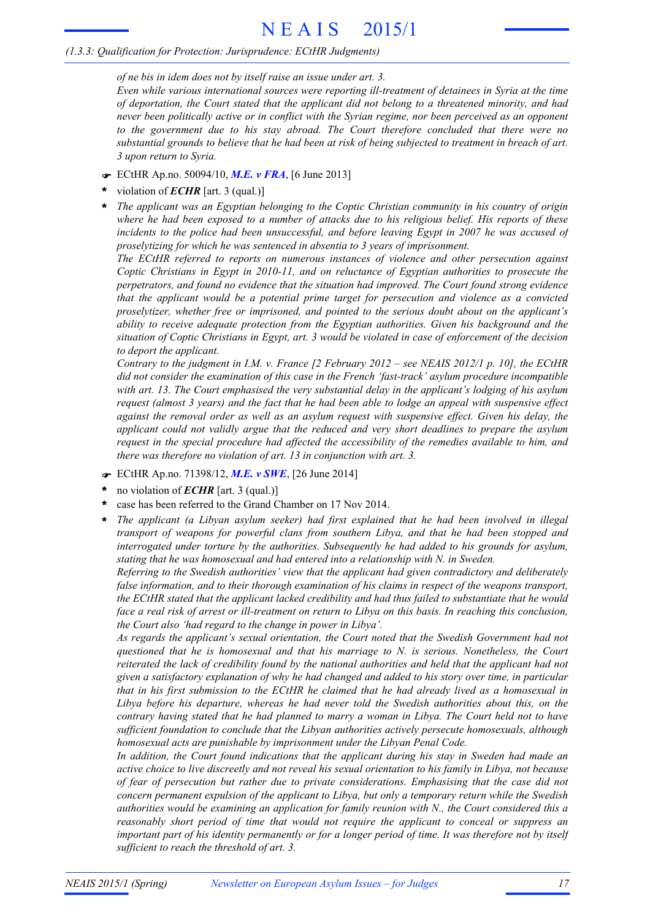*of ne bis in idem does not by itself raise an issue under art. 3.*

*Even while various international sources were reporting ill-treatment of detainees in Syria at the time of deportation, the Court stated that the applicant did not belong to a threatened minority, and had never been politically active or in conflict with the Syrian regime, nor been perceived as an opponent to the government due to his stay abroad. The Court therefore concluded that there were no substantial grounds to believe that he had been at risk of being subjected to treatment in breach of art. 3 upon return to Syria.*

☛ ECtHR Ap.no. 50094/10, ***M.E. v FRA***, [6 June 2013]

- violation of ***ECHR*** [art. 3 (qual.)]
- *The applicant was an Egyptian belonging to the Coptic Christian community in his country of origin where he had been exposed to a number of attacks due to his religious belief. His reports of these incidents to the police had been unsuccessful, and before leaving Egypt in 2007 he was accused of proselytizing for which he was sentenced in absentia to 3 years of imprisonment.*

  *The ECtHR referred to reports on numerous instances of violence and other persecution against Coptic Christians in Egypt in 2010-11, and on reluctance of Egyptian authorities to prosecute the perpetrators, and found no evidence that the situation had improved. The Court found strong evidence that the applicant would be a potential prime target for persecution and violence as a convicted proselytizer, whether free or imprisoned, and pointed to the serious doubt about on the applicant's ability to receive adequate protection from the Egyptian authorities. Given his background and the situation of Coptic Christians in Egypt, art. 3 would be violated in case of enforcement of the decision to deport the applicant.*

  *Contrary to the judgment in I.M. v. France [2 February 2012 – see NEAIS 2012/1 p. 10], the ECtHR did not consider the examination of this case in the French 'fast-track' asylum procedure incompatible with art. 13. The Court emphasised the very substantial delay in the applicant's lodging of his asylum request (almost 3 years) and the fact that he had been able to lodge an appeal with suspensive effect against the removal order as well as an asylum request with suspensive effect. Given his delay, the applicant could not validly argue that the reduced and very short deadlines to prepare the asylum request in the special procedure had affected the accessibility of the remedies available to him, and there was therefore no violation of art. 13 in conjunction with art. 3.*

☛ ECtHR Ap.no. 71398/12, ***M.E. v SWE***, [26 June 2014]

- no violation of ***ECHR*** [art. 3 (qual.)]
- case has been referred to the Grand Chamber on 17 Nov 2014.
- *The applicant (a Libyan asylum seeker) had first explained that he had been involved in illegal transport of weapons for powerful clans from southern Libya, and that he had been stopped and interrogated under torture by the authorities. Subsequently he had added to his grounds for asylum, stating that he was homosexual and had entered into a relationship with N. in Sweden.*

  *Referring to the Swedish authorities' view that the applicant had given contradictory and deliberately false information, and to their thorough examination of his claims in respect of the weapons transport, the ECtHR stated that the applicant lacked credibility and had thus failed to substantiate that he would face a real risk of arrest or ill-treatment on return to Libya on this basis. In reaching this conclusion, the Court also 'had regard to the change in power in Libya'.*

  *As regards the applicant's sexual orientation, the Court noted that the Swedish Government had not questioned that he is homosexual and that his marriage to N. is serious. Nonetheless, the Court reiterated the lack of credibility found by the national authorities and held that the applicant had not given a satisfactory explanation of why he had changed and added to his story over time, in particular that in his first submission to the ECtHR he claimed that he had already lived as a homosexual in Libya before his departure, whereas he had never told the Swedish authorities about this, on the contrary having stated that he had planned to marry a woman in Libya. The Court held not to have sufficient foundation to conclude that the Libyan authorities actively persecute homosexuals, although homosexual acts are punishable by imprisonment under the Libyan Penal Code.*

  *In addition, the Court found indications that the applicant during his stay in Sweden had made an active choice to live discreetly and not reveal his sexual orientation to his family in Libya, not because of fear of persecution but rather due to private considerations. Emphasising that the case did not concern permanent expulsion of the applicant to Libya, but only a temporary return while the Swedish authorities would be examining an application for family reunion with N., the Court considered this a reasonably short period of time that would not require the applicant to conceal or suppress an important part of his identity permanently or for a longer period of time. It was therefore not by itself sufficient to reach the threshold of art. 3.*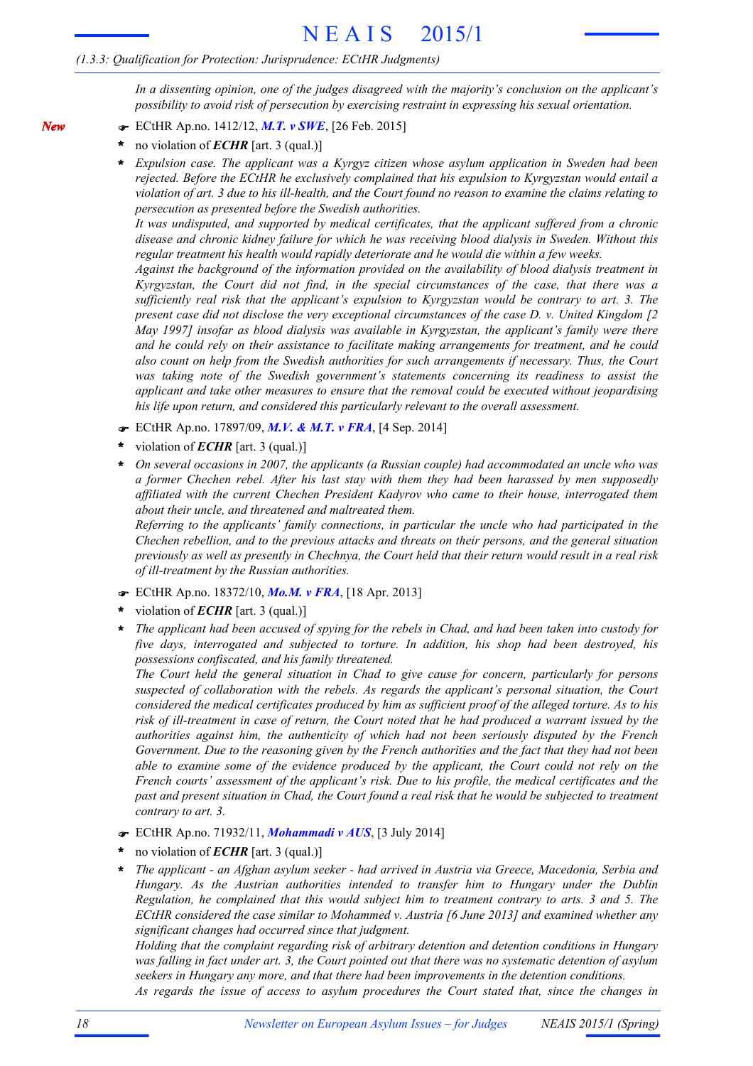*(1.3.3: Qualification for Protection: Jurisprudence: ECtHR Judgments)*

*In a dissenting opinion, one of the judges disagreed with the majority's conclusion on the applicant's possibility to avoid risk of persecution by exercising restraint in expressing his sexual orientation.*

***New***

- ☛ ECtHR Ap.no. 1412/12, ***M.T. v SWE***, [26 Feb. 2015]
  - \* no violation of ***ECHR*** [art. 3 (qual.)]
  - \* *Expulsion case. The applicant was a Kyrgyz citizen whose asylum application in Sweden had been rejected. Before the ECtHR he exclusively complained that his expulsion to Kyrgyzstan would entail a violation of art. 3 due to his ill-health, and the Court found no reason to examine the claims relating to persecution as presented before the Swedish authorities.*
    *It was undisputed, and supported by medical certificates, that the applicant suffered from a chronic disease and chronic kidney failure for which he was receiving blood dialysis in Sweden. Without this regular treatment his health would rapidly deteriorate and he would die within a few weeks.*
    *Against the background of the information provided on the availability of blood dialysis treatment in Kyrgyzstan, the Court did not find, in the special circumstances of the case, that there was a sufficiently real risk that the applicant's expulsion to Kyrgyzstan would be contrary to art. 3. The present case did not disclose the very exceptional circumstances of the case D. v. United Kingdom [2 May 1997] insofar as blood dialysis was available in Kyrgyzstan, the applicant's family were there and he could rely on their assistance to facilitate making arrangements for treatment, and he could also count on help from the Swedish authorities for such arrangements if necessary. Thus, the Court was taking note of the Swedish government's statements concerning its readiness to assist the applicant and take other measures to ensure that the removal could be executed without jeopardising his life upon return, and considered this particularly relevant to the overall assessment.*

- ☛ ECtHR Ap.no. 17897/09, ***M.V. & M.T. v FRA***, [4 Sep. 2014]
  - \* violation of ***ECHR*** [art. 3 (qual.)]
  - \* *On several occasions in 2007, the applicants (a Russian couple) had accommodated an uncle who was a former Chechen rebel. After his last stay with them they had been harassed by men supposedly affiliated with the current Chechen President Kadyrov who came to their house, interrogated them about their uncle, and threatened and maltreated them.*
    *Referring to the applicants' family connections, in particular the uncle who had participated in the Chechen rebellion, and to the previous attacks and threats on their persons, and the general situation previously as well as presently in Chechnya, the Court held that their return would result in a real risk of ill-treatment by the Russian authorities.*

- ☛ ECtHR Ap.no. 18372/10, ***Mo.M. v FRA***, [18 Apr. 2013]
  - \* violation of ***ECHR*** [art. 3 (qual.)]
  - \* *The applicant had been accused of spying for the rebels in Chad, and had been taken into custody for five days, interrogated and subjected to torture. In addition, his shop had been destroyed, his possessions confiscated, and his family threatened.*
    *The Court held the general situation in Chad to give cause for concern, particularly for persons suspected of collaboration with the rebels. As regards the applicant's personal situation, the Court considered the medical certificates produced by him as sufficient proof of the alleged torture. As to his risk of ill-treatment in case of return, the Court noted that he had produced a warrant issued by the authorities against him, the authenticity of which had not been seriously disputed by the French Government. Due to the reasoning given by the French authorities and the fact that they had not been able to examine some of the evidence produced by the applicant, the Court could not rely on the French courts' assessment of the applicant's risk. Due to his profile, the medical certificates and the past and present situation in Chad, the Court found a real risk that he would be subjected to treatment contrary to art. 3.*

- ☛ ECtHR Ap.no. 71932/11, ***Mohammadi v AUS***, [3 July 2014]
  - \* no violation of ***ECHR*** [art. 3 (qual.)]
  - \* *The applicant - an Afghan asylum seeker - had arrived in Austria via Greece, Macedonia, Serbia and Hungary. As the Austrian authorities intended to transfer him to Hungary under the Dublin Regulation, he complained that this would subject him to treatment contrary to arts. 3 and 5. The ECtHR considered the case similar to Mohammed v. Austria [6 June 2013] and examined whether any significant changes had occurred since that judgment.*
    *Holding that the complaint regarding risk of arbitrary detention and detention conditions in Hungary was falling in fact under art. 3, the Court pointed out that there was no systematic detention of asylum seekers in Hungary any more, and that there had been improvements in the detention conditions.*
    *As regards the issue of access to asylum procedures the Court stated that, since the changes in*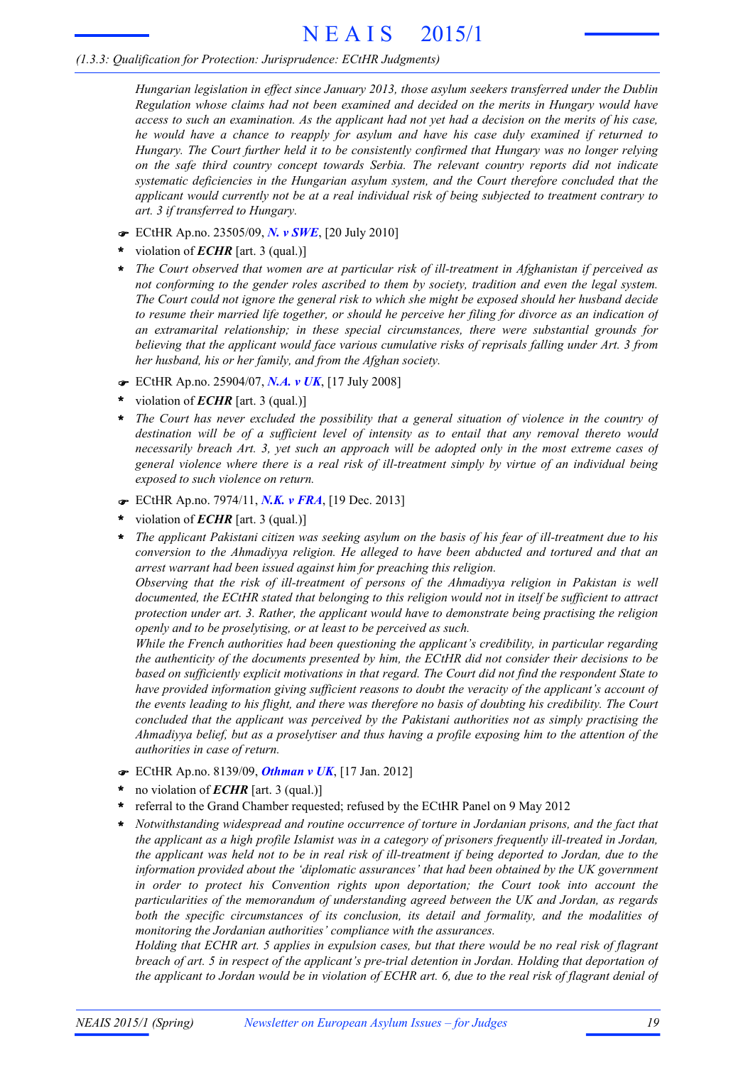*Hungarian legislation in effect since January 2013, those asylum seekers transferred under the Dublin Regulation whose claims had not been examined and decided on the merits in Hungary would have access to such an examination. As the applicant had not yet had a decision on the merits of his case, he would have a chance to reapply for asylum and have his case duly examined if returned to Hungary. The Court further held it to be consistently confirmed that Hungary was no longer relying on the safe third country concept towards Serbia. The relevant country reports did not indicate systematic deficiencies in the Hungarian asylum system, and the Court therefore concluded that the applicant would currently not be at a real individual risk of being subjected to treatment contrary to art. 3 if transferred to Hungary.*

☛ ECtHR Ap.no. 23505/09, ***N. v SWE***, [20 July 2010]

- \* violation of ***ECHR*** [art. 3 (qual.)]
- \* *The Court observed that women are at particular risk of ill-treatment in Afghanistan if perceived as not conforming to the gender roles ascribed to them by society, tradition and even the legal system. The Court could not ignore the general risk to which she might be exposed should her husband decide to resume their married life together, or should he perceive her filing for divorce as an indication of an extramarital relationship; in these special circumstances, there were substantial grounds for believing that the applicant would face various cumulative risks of reprisals falling under Art. 3 from her husband, his or her family, and from the Afghan society.*

☛ ECtHR Ap.no. 25904/07, ***N.A. v UK***, [17 July 2008]

- \* violation of ***ECHR*** [art. 3 (qual.)]
- \* *The Court has never excluded the possibility that a general situation of violence in the country of destination will be of a sufficient level of intensity as to entail that any removal thereto would necessarily breach Art. 3, yet such an approach will be adopted only in the most extreme cases of general violence where there is a real risk of ill-treatment simply by virtue of an individual being exposed to such violence on return.*

☛ ECtHR Ap.no. 7974/11, ***N.K. v FRA***, [19 Dec. 2013]

- \* violation of ***ECHR*** [art. 3 (qual.)]
- \* *The applicant Pakistani citizen was seeking asylum on the basis of his fear of ill-treatment due to his conversion to the Ahmadiyya religion. He alleged to have been abducted and tortured and that an arrest warrant had been issued against him for preaching this religion.*
  *Observing that the risk of ill-treatment of persons of the Ahmadiyya religion in Pakistan is well documented, the ECtHR stated that belonging to this religion would not in itself be sufficient to attract protection under art. 3. Rather, the applicant would have to demonstrate being practising the religion openly and to be proselytising, or at least to be perceived as such.*
  *While the French authorities had been questioning the applicant's credibility, in particular regarding the authenticity of the documents presented by him, the ECtHR did not consider their decisions to be based on sufficiently explicit motivations in that regard. The Court did not find the respondent State to have provided information giving sufficient reasons to doubt the veracity of the applicant's account of the events leading to his flight, and there was therefore no basis of doubting his credibility. The Court concluded that the applicant was perceived by the Pakistani authorities not as simply practising the Ahmadiyya belief, but as a proselytiser and thus having a profile exposing him to the attention of the authorities in case of return.*

☛ ECtHR Ap.no. 8139/09, ***Othman v UK***, [17 Jan. 2012]

- \* no violation of ***ECHR*** [art. 3 (qual.)]
- \* referral to the Grand Chamber requested; refused by the ECtHR Panel on 9 May 2012
- \* *Notwithstanding widespread and routine occurrence of torture in Jordanian prisons, and the fact that the applicant as a high profile Islamist was in a category of prisoners frequently ill-treated in Jordan, the applicant was held not to be in real risk of ill-treatment if being deported to Jordan, due to the information provided about the 'diplomatic assurances' that had been obtained by the UK government in order to protect his Convention rights upon deportation; the Court took into account the particularities of the memorandum of understanding agreed between the UK and Jordan, as regards both the specific circumstances of its conclusion, its detail and formality, and the modalities of monitoring the Jordanian authorities' compliance with the assurances.*
  *Holding that ECHR art. 5 applies in expulsion cases, but that there would be no real risk of flagrant breach of art. 5 in respect of the applicant's pre-trial detention in Jordan. Holding that deportation of the applicant to Jordan would be in violation of ECHR art. 6, due to the real risk of flagrant denial of*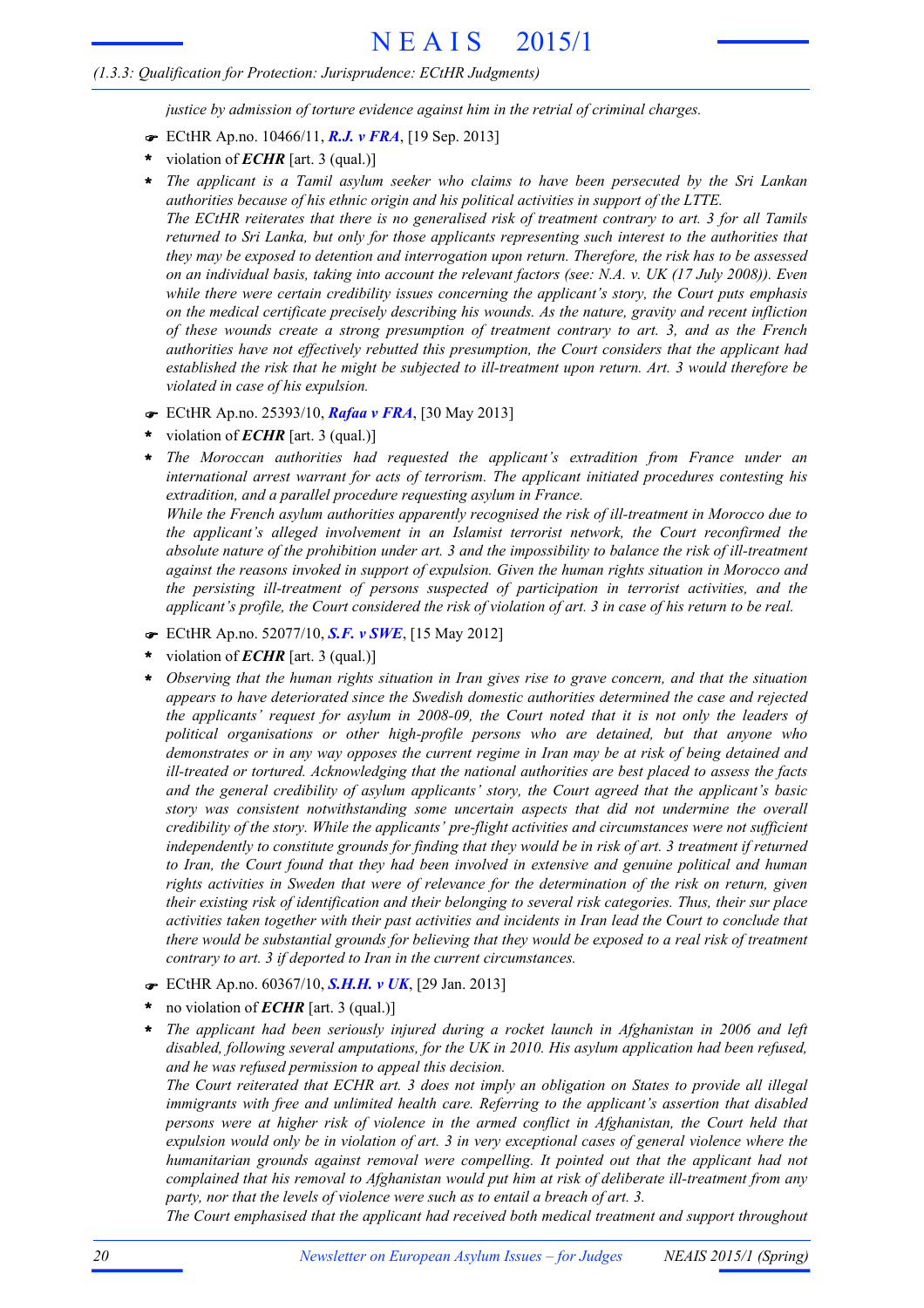*justice by admission of torture evidence against him in the retrial of criminal charges.*

- ☛ ECtHR Ap.no. 10466/11, ***R.J. v FRA***, [19 Sep. 2013]
- * violation of ***ECHR*** [art. 3 (qual.)]
- * *The applicant is a Tamil asylum seeker who claims to have been persecuted by the Sri Lankan authorities because of his ethnic origin and his political activities in support of the LTTE.*
  *The ECtHR reiterates that there is no generalised risk of treatment contrary to art. 3 for all Tamils returned to Sri Lanka, but only for those applicants representing such interest to the authorities that they may be exposed to detention and interrogation upon return. Therefore, the risk has to be assessed on an individual basis, taking into account the relevant factors (see: N.A. v. UK (17 July 2008)). Even while there were certain credibility issues concerning the applicant's story, the Court puts emphasis on the medical certificate precisely describing his wounds. As the nature, gravity and recent infliction of these wounds create a strong presumption of treatment contrary to art. 3, and as the French authorities have not effectively rebutted this presumption, the Court considers that the applicant had established the risk that he might be subjected to ill-treatment upon return. Art. 3 would therefore be violated in case of his expulsion.*

- ☛ ECtHR Ap.no. 25393/10, ***Rafaa v FRA***, [30 May 2013]
- * violation of ***ECHR*** [art. 3 (qual.)]
- * *The Moroccan authorities had requested the applicant's extradition from France under an international arrest warrant for acts of terrorism. The applicant initiated procedures contesting his extradition, and a parallel procedure requesting asylum in France.*
  *While the French asylum authorities apparently recognised the risk of ill-treatment in Morocco due to the applicant's alleged involvement in an Islamist terrorist network, the Court reconfirmed the absolute nature of the prohibition under art. 3 and the impossibility to balance the risk of ill-treatment against the reasons invoked in support of expulsion. Given the human rights situation in Morocco and the persisting ill-treatment of persons suspected of participation in terrorist activities, and the applicant's profile, the Court considered the risk of violation of art. 3 in case of his return to be real.*

- ☛ ECtHR Ap.no. 52077/10, ***S.F. v SWE***, [15 May 2012]
- * violation of ***ECHR*** [art. 3 (qual.)]
- * *Observing that the human rights situation in Iran gives rise to grave concern, and that the situation appears to have deteriorated since the Swedish domestic authorities determined the case and rejected the applicants' request for asylum in 2008-09, the Court noted that it is not only the leaders of political organisations or other high-profile persons who are detained, but that anyone who demonstrates or in any way opposes the current regime in Iran may be at risk of being detained and ill-treated or tortured. Acknowledging that the national authorities are best placed to assess the facts and the general credibility of asylum applicants' story, the Court agreed that the applicant's basic story was consistent notwithstanding some uncertain aspects that did not undermine the overall credibility of the story. While the applicants' pre-flight activities and circumstances were not sufficient independently to constitute grounds for finding that they would be in risk of art. 3 treatment if returned to Iran, the Court found that they had been involved in extensive and genuine political and human rights activities in Sweden that were of relevance for the determination of the risk on return, given their existing risk of identification and their belonging to several risk categories. Thus, their sur place activities taken together with their past activities and incidents in Iran lead the Court to conclude that there would be substantial grounds for believing that they would be exposed to a real risk of treatment contrary to art. 3 if deported to Iran in the current circumstances.*

- ☛ ECtHR Ap.no. 60367/10, ***S.H.H. v UK***, [29 Jan. 2013]
- * no violation of ***ECHR*** [art. 3 (qual.)]
- * *The applicant had been seriously injured during a rocket launch in Afghanistan in 2006 and left disabled, following several amputations, for the UK in 2010. His asylum application had been refused, and he was refused permission to appeal this decision.*
  *The Court reiterated that ECHR art. 3 does not imply an obligation on States to provide all illegal immigrants with free and unlimited health care. Referring to the applicant's assertion that disabled persons were at higher risk of violence in the armed conflict in Afghanistan, the Court held that expulsion would only be in violation of art. 3 in very exceptional cases of general violence where the humanitarian grounds against removal were compelling. It pointed out that the applicant had not complained that his removal to Afghanistan would put him at risk of deliberate ill-treatment from any party, nor that the levels of violence were such as to entail a breach of art. 3.*
  *The Court emphasised that the applicant had received both medical treatment and support throughout*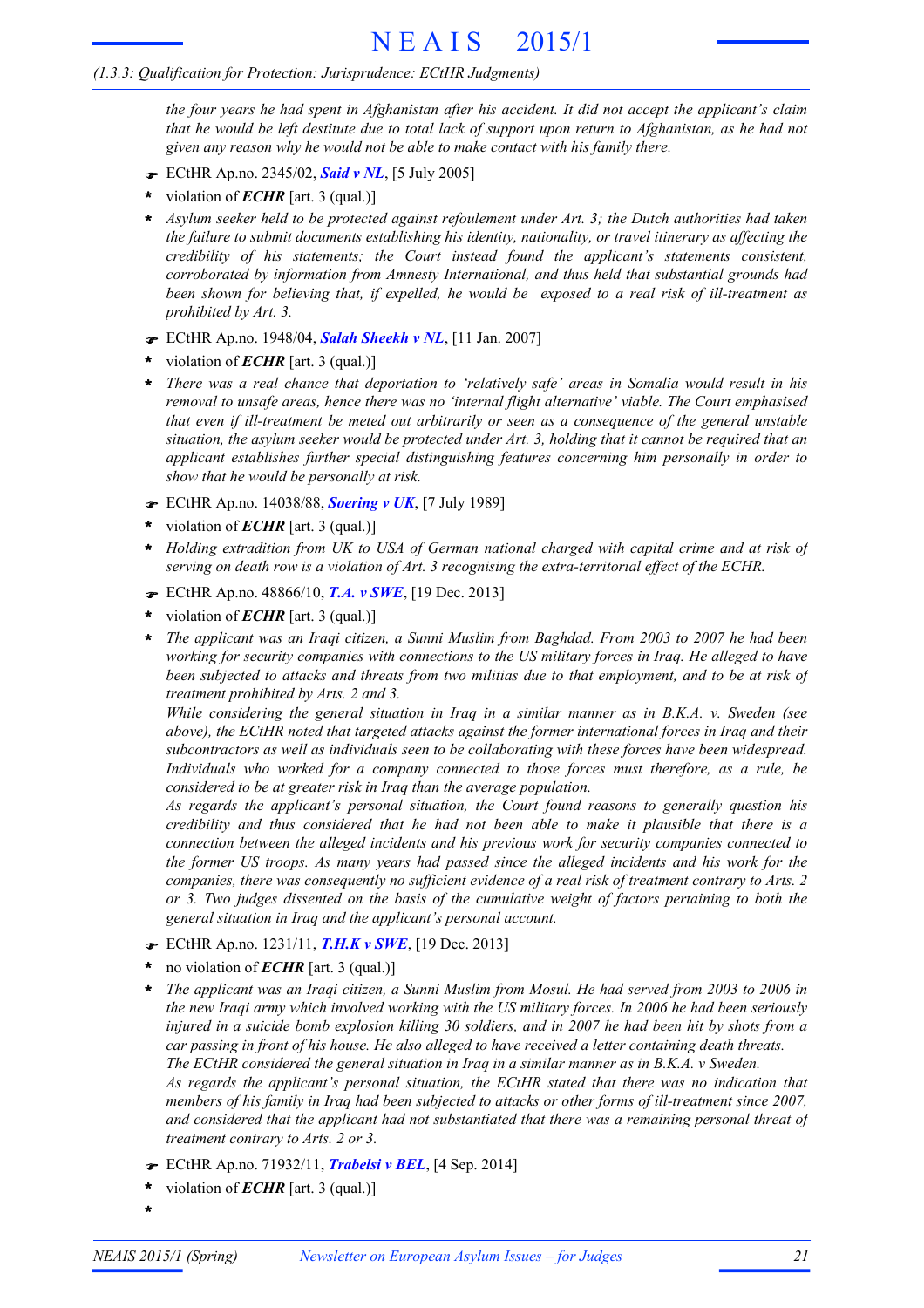*the four years he had spent in Afghanistan after his accident. It did not accept the applicant's claim that he would be left destitute due to total lack of support upon return to Afghanistan, as he had not given any reason why he would not be able to make contact with his family there.*

☛ ECtHR Ap.no. 2345/02, ***Said v NL***, [5 July 2005]

- violation of ***ECHR*** [art. 3 (qual.)]
- *Asylum seeker held to be protected against refoulement under Art. 3; the Dutch authorities had taken the failure to submit documents establishing his identity, nationality, or travel itinerary as affecting the credibility of his statements; the Court instead found the applicant's statements consistent, corroborated by information from Amnesty International, and thus held that substantial grounds had been shown for believing that, if expelled, he would be exposed to a real risk of ill-treatment as prohibited by Art. 3.*

☛ ECtHR Ap.no. 1948/04, ***Salah Sheekh v NL***, [11 Jan. 2007]

- violation of ***ECHR*** [art. 3 (qual.)]
- *There was a real chance that deportation to 'relatively safe' areas in Somalia would result in his removal to unsafe areas, hence there was no 'internal flight alternative' viable. The Court emphasised that even if ill-treatment be meted out arbitrarily or seen as a consequence of the general unstable situation, the asylum seeker would be protected under Art. 3, holding that it cannot be required that an applicant establishes further special distinguishing features concerning him personally in order to show that he would be personally at risk.*

☛ ECtHR Ap.no. 14038/88, ***Soering v UK***, [7 July 1989]

- violation of ***ECHR*** [art. 3 (qual.)]
- *Holding extradition from UK to USA of German national charged with capital crime and at risk of serving on death row is a violation of Art. 3 recognising the extra-territorial effect of the ECHR.*

☛ ECtHR Ap.no. 48866/10, ***T.A. v SWE***, [19 Dec. 2013]

- violation of ***ECHR*** [art. 3 (qual.)]
- *The applicant was an Iraqi citizen, a Sunni Muslim from Baghdad. From 2003 to 2007 he had been working for security companies with connections to the US military forces in Iraq. He alleged to have been subjected to attacks and threats from two militias due to that employment, and to be at risk of treatment prohibited by Arts. 2 and 3.*
  *While considering the general situation in Iraq in a similar manner as in B.K.A. v. Sweden (see above), the ECtHR noted that targeted attacks against the former international forces in Iraq and their subcontractors as well as individuals seen to be collaborating with these forces have been widespread. Individuals who worked for a company connected to those forces must therefore, as a rule, be considered to be at greater risk in Iraq than the average population.*
  *As regards the applicant's personal situation, the Court found reasons to generally question his credibility and thus considered that he had not been able to make it plausible that there is a connection between the alleged incidents and his previous work for security companies connected to the former US troops. As many years had passed since the alleged incidents and his work for the companies, there was consequently no sufficient evidence of a real risk of treatment contrary to Arts. 2 or 3. Two judges dissented on the basis of the cumulative weight of factors pertaining to both the general situation in Iraq and the applicant's personal account.*

☛ ECtHR Ap.no. 1231/11, ***T.H.K v SWE***, [19 Dec. 2013]

- no violation of ***ECHR*** [art. 3 (qual.)]
- *The applicant was an Iraqi citizen, a Sunni Muslim from Mosul. He had served from 2003 to 2006 in the new Iraqi army which involved working with the US military forces. In 2006 he had been seriously injured in a suicide bomb explosion killing 30 soldiers, and in 2007 he had been hit by shots from a car passing in front of his house. He also alleged to have received a letter containing death threats.*
  *The ECtHR considered the general situation in Iraq in a similar manner as in B.K.A. v Sweden.*
  *As regards the applicant's personal situation, the ECtHR stated that there was no indication that members of his family in Iraq had been subjected to attacks or other forms of ill-treatment since 2007, and considered that the applicant had not substantiated that there was a remaining personal threat of treatment contrary to Arts. 2 or 3.*

☛ ECtHR Ap.no. 71932/11, ***Trabelsi v BEL***, [4 Sep. 2014]

- violation of ***ECHR*** [art. 3 (qual.)]
-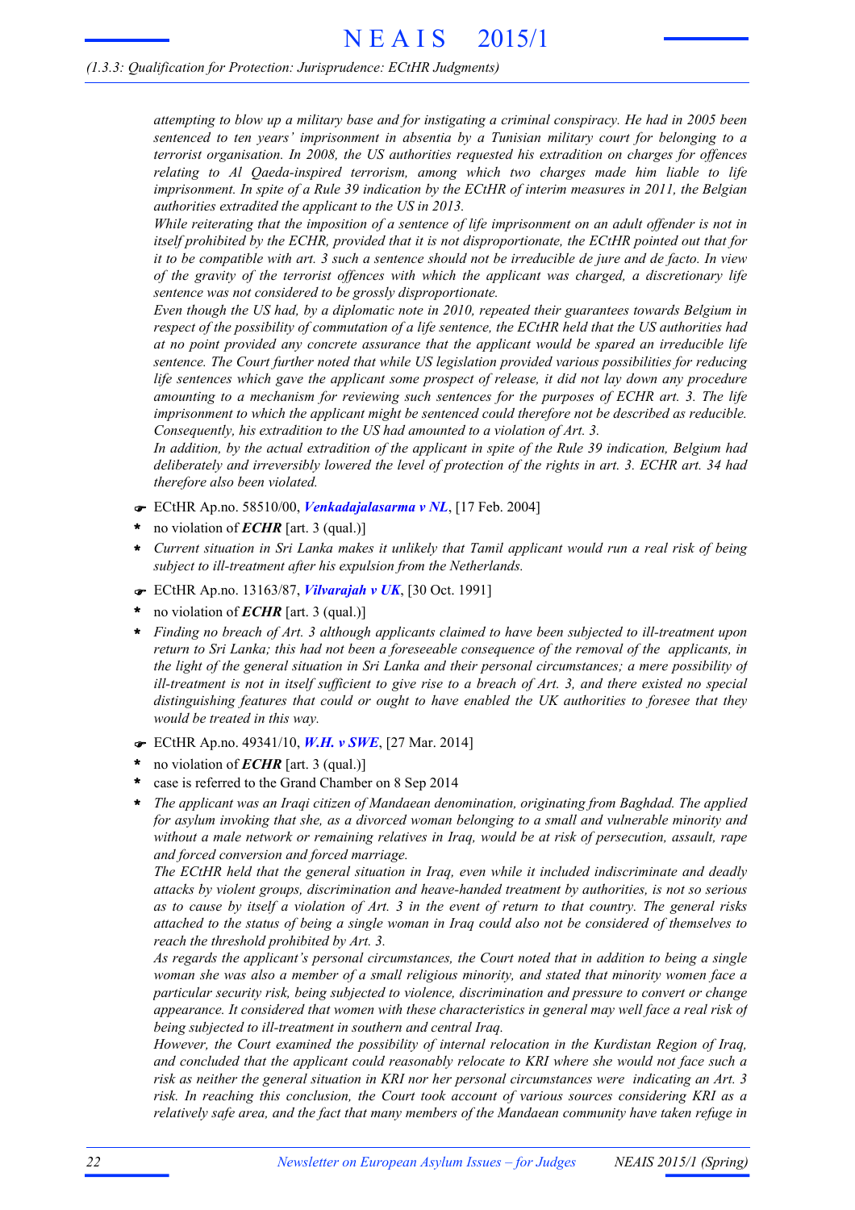*attempting to blow up a military base and for instigating a criminal conspiracy. He had in 2005 been sentenced to ten years' imprisonment in absentia by a Tunisian military court for belonging to a terrorist organisation. In 2008, the US authorities requested his extradition on charges for offences relating to Al Qaeda-inspired terrorism, among which two charges made him liable to life imprisonment. In spite of a Rule 39 indication by the ECtHR of interim measures in 2011, the Belgian authorities extradited the applicant to the US in 2013.*

*While reiterating that the imposition of a sentence of life imprisonment on an adult offender is not in itself prohibited by the ECHR, provided that it is not disproportionate, the ECtHR pointed out that for it to be compatible with art. 3 such a sentence should not be irreducible de jure and de facto. In view of the gravity of the terrorist offences with which the applicant was charged, a discretionary life sentence was not considered to be grossly disproportionate.*

*Even though the US had, by a diplomatic note in 2010, repeated their guarantees towards Belgium in respect of the possibility of commutation of a life sentence, the ECtHR held that the US authorities had at no point provided any concrete assurance that the applicant would be spared an irreducible life sentence. The Court further noted that while US legislation provided various possibilities for reducing life sentences which gave the applicant some prospect of release, it did not lay down any procedure amounting to a mechanism for reviewing such sentences for the purposes of ECHR art. 3. The life imprisonment to which the applicant might be sentenced could therefore not be described as reducible. Consequently, his extradition to the US had amounted to a violation of Art. 3.*

*In addition, by the actual extradition of the applicant in spite of the Rule 39 indication, Belgium had deliberately and irreversibly lowered the level of protection of the rights in art. 3. ECHR art. 34 had therefore also been violated.*

☛ ECtHR Ap.no. 58510/00, ***Venkadajalasarma v NL***, [17 Feb. 2004]

- **\*** no violation of ***ECHR*** [art. 3 (qual.)]
- **\*** *Current situation in Sri Lanka makes it unlikely that Tamil applicant would run a real risk of being subject to ill-treatment after his expulsion from the Netherlands.*

☛ ECtHR Ap.no. 13163/87, ***Vilvarajah v UK***, [30 Oct. 1991]

- **\*** no violation of ***ECHR*** [art. 3 (qual.)]
- **\*** *Finding no breach of Art. 3 although applicants claimed to have been subjected to ill-treatment upon return to Sri Lanka; this had not been a foreseeable consequence of the removal of the applicants, in the light of the general situation in Sri Lanka and their personal circumstances; a mere possibility of ill-treatment is not in itself sufficient to give rise to a breach of Art. 3, and there existed no special distinguishing features that could or ought to have enabled the UK authorities to foresee that they would be treated in this way.*

☛ ECtHR Ap.no. 49341/10, ***W.H. v SWE***, [27 Mar. 2014]

- **\*** no violation of ***ECHR*** [art. 3 (qual.)]
- **\*** case is referred to the Grand Chamber on 8 Sep 2014
- **\*** *The applicant was an Iraqi citizen of Mandaean denomination, originating from Baghdad. The applied for asylum invoking that she, as a divorced woman belonging to a small and vulnerable minority and without a male network or remaining relatives in Iraq, would be at risk of persecution, assault, rape and forced conversion and forced marriage.*

  *The ECtHR held that the general situation in Iraq, even while it included indiscriminate and deadly attacks by violent groups, discrimination and heave-handed treatment by authorities, is not so serious as to cause by itself a violation of Art. 3 in the event of return to that country. The general risks attached to the status of being a single woman in Iraq could also not be considered of themselves to reach the threshold prohibited by Art. 3.*

  *As regards the applicant's personal circumstances, the Court noted that in addition to being a single woman she was also a member of a small religious minority, and stated that minority women face a particular security risk, being subjected to violence, discrimination and pressure to convert or change appearance. It considered that women with these characteristics in general may well face a real risk of being subjected to ill-treatment in southern and central Iraq.*

  *However, the Court examined the possibility of internal relocation in the Kurdistan Region of Iraq, and concluded that the applicant could reasonably relocate to KRI where she would not face such a risk as neither the general situation in KRI nor her personal circumstances were indicating an Art. 3 risk. In reaching this conclusion, the Court took account of various sources considering KRI as a relatively safe area, and the fact that many members of the Mandaean community have taken refuge in*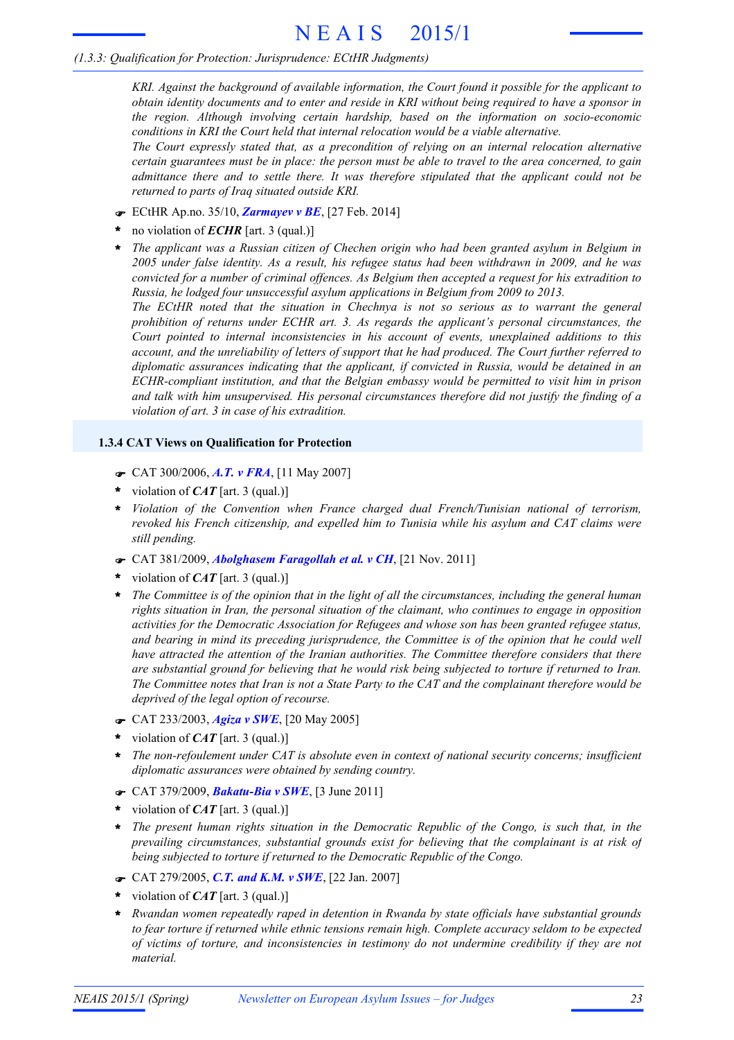*KRI. Against the background of available information, the Court found it possible for the applicant to obtain identity documents and to enter and reside in KRI without being required to have a sponsor in the region. Although involving certain hardship, based on the information on socio-economic conditions in KRI the Court held that internal relocation would be a viable alternative.*
*The Court expressly stated that, as a precondition of relying on an internal relocation alternative certain guarantees must be in place: the person must be able to travel to the area concerned, to gain admittance there and to settle there. It was therefore stipulated that the applicant could not be returned to parts of Iraq situated outside KRI.*

- ☛ ECtHR Ap.no. 35/10, ***Zarmayev v BE***, [27 Feb. 2014]
- \* no violation of ***ECHR*** [art. 3 (qual.)]
- \* *The applicant was a Russian citizen of Chechen origin who had been granted asylum in Belgium in 2005 under false identity. As a result, his refugee status had been withdrawn in 2009, and he was convicted for a number of criminal offences. As Belgium then accepted a request for his extradition to Russia, he lodged four unsuccessful asylum applications in Belgium from 2009 to 2013.*
*The ECtHR noted that the situation in Chechnya is not so serious as to warrant the general prohibition of returns under ECHR art. 3. As regards the applicant's personal circumstances, the Court pointed to internal inconsistencies in his account of events, unexplained additions to this account, and the unreliability of letters of support that he had produced. The Court further referred to diplomatic assurances indicating that the applicant, if convicted in Russia, would be detained in an ECHR-compliant institution, and that the Belgian embassy would be permitted to visit him in prison and talk with him unsupervised. His personal circumstances therefore did not justify the finding of a violation of art. 3 in case of his extradition.*

### 1.3.4 CAT Views on Qualification for Protection

- ☛ CAT 300/2006, ***A.T. v FRA***, [11 May 2007]
- \* violation of ***CAT*** [art. 3 (qual.)]
- \* *Violation of the Convention when France charged dual French/Tunisian national of terrorism, revoked his French citizenship, and expelled him to Tunisia while his asylum and CAT claims were still pending.*
- ☛ CAT 381/2009, ***Abolghasem Faragollah et al. v CH***, [21 Nov. 2011]
- \* violation of ***CAT*** [art. 3 (qual.)]
- \* *The Committee is of the opinion that in the light of all the circumstances, including the general human rights situation in Iran, the personal situation of the claimant, who continues to engage in opposition activities for the Democratic Association for Refugees and whose son has been granted refugee status, and bearing in mind its preceding jurisprudence, the Committee is of the opinion that he could well have attracted the attention of the Iranian authorities. The Committee therefore considers that there are substantial ground for believing that he would risk being subjected to torture if returned to Iran. The Committee notes that Iran is not a State Party to the CAT and the complainant therefore would be deprived of the legal option of recourse.*
- ☛ CAT 233/2003, ***Agiza v SWE***, [20 May 2005]
- \* violation of ***CAT*** [art. 3 (qual.)]
- \* *The non-refoulement under CAT is absolute even in context of national security concerns; insufficient diplomatic assurances were obtained by sending country.*
- ☛ CAT 379/2009, ***Bakatu-Bia v SWE***, [3 June 2011]
- \* violation of ***CAT*** [art. 3 (qual.)]
- \* *The present human rights situation in the Democratic Republic of the Congo, is such that, in the prevailing circumstances, substantial grounds exist for believing that the complainant is at risk of being subjected to torture if returned to the Democratic Republic of the Congo.*
- ☛ CAT 279/2005, ***C.T. and K.M. v SWE***, [22 Jan. 2007]
- \* violation of ***CAT*** [art. 3 (qual.)]
- \* *Rwandan women repeatedly raped in detention in Rwanda by state officials have substantial grounds to fear torture if returned while ethnic tensions remain high. Complete accuracy seldom to be expected of victims of torture, and inconsistencies in testimony do not undermine credibility if they are not material.*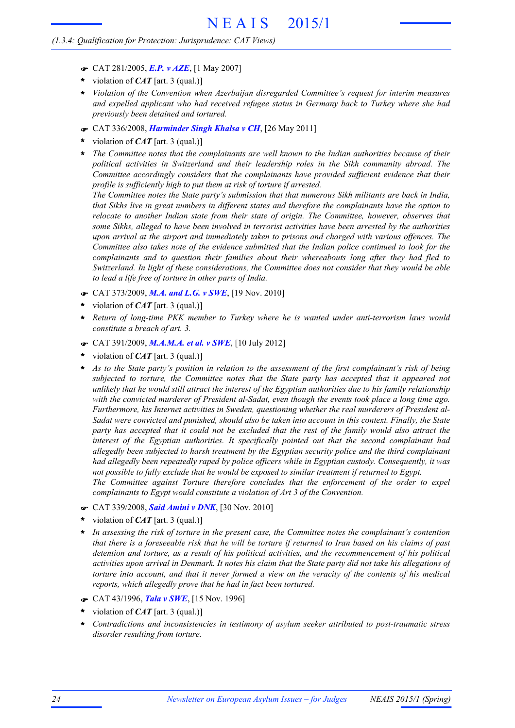*(1.3.4: Qualification for Protection: Jurisprudence: CAT Views)*

- ☛ CAT 281/2005, ***E.P. v AZE***, [1 May 2007]
- * violation of ***CAT*** [art. 3 (qual.)]
- * *Violation of the Convention when Azerbaijan disregarded Committee's request for interim measures and expelled applicant who had received refugee status in Germany back to Turkey where she had previously been detained and tortured.*

- ☛ CAT 336/2008, ***Harminder Singh Khalsa v CH***, [26 May 2011]
- * violation of ***CAT*** [art. 3 (qual.)]
- * *The Committee notes that the complainants are well known to the Indian authorities because of their political activities in Switzerland and their leadership roles in the Sikh community abroad. The Committee accordingly considers that the complainants have provided sufficient evidence that their profile is sufficiently high to put them at risk of torture if arrested.*
  *The Committee notes the State party's submission that that numerous Sikh militants are back in India, that Sikhs live in great numbers in different states and therefore the complainants have the option to relocate to another Indian state from their state of origin. The Committee, however, observes that some Sikhs, alleged to have been involved in terrorist activities have been arrested by the authorities upon arrival at the airport and immediately taken to prisons and charged with various offences. The Committee also takes note of the evidence submitted that the Indian police continued to look for the complainants and to question their families about their whereabouts long after they had fled to Switzerland. In light of these considerations, the Committee does not consider that they would be able to lead a life free of torture in other parts of India.*

- ☛ CAT 373/2009, ***M.A. and L.G. v SWE***, [19 Nov. 2010]
- * violation of ***CAT*** [art. 3 (qual.)]
- * *Return of long-time PKK member to Turkey where he is wanted under anti-terrorism laws would constitute a breach of art. 3.*

- ☛ CAT 391/2009, ***M.A.M.A. et al. v SWE***, [10 July 2012]
- * violation of ***CAT*** [art. 3 (qual.)]
- * *As to the State party's position in relation to the assessment of the first complainant's risk of being subjected to torture, the Committee notes that the State party has accepted that it appeared not unlikely that he would still attract the interest of the Egyptian authorities due to his family relationship with the convicted murderer of President al-Sadat, even though the events took place a long time ago. Furthermore, his Internet activities in Sweden, questioning whether the real murderers of President al-Sadat were convicted and punished, should also be taken into account in this context. Finally, the State party has accepted that it could not be excluded that the rest of the family would also attract the interest of the Egyptian authorities. It specifically pointed out that the second complainant had allegedly been subjected to harsh treatment by the Egyptian security police and the third complainant had allegedly been repeatedly raped by police officers while in Egyptian custody. Consequently, it was not possible to fully exclude that he would be exposed to similar treatment if returned to Egypt.*
  *The Committee against Torture therefore concludes that the enforcement of the order to expel complainants to Egypt would constitute a violation of Art 3 of the Convention.*

- ☛ CAT 339/2008, ***Said Amini v DNK***, [30 Nov. 2010]
- * violation of ***CAT*** [art. 3 (qual.)]
- * *In assessing the risk of torture in the present case, the Committee notes the complainant's contention that there is a foreseeable risk that he will be torture if returned to Iran based on his claims of past detention and torture, as a result of his political activities, and the recommencement of his political activities upon arrival in Denmark. It notes his claim that the State party did not take his allegations of torture into account, and that it never formed a view on the veracity of the contents of his medical reports, which allegedly prove that he had in fact been tortured.*

- ☛ CAT 43/1996, ***Tala v SWE***, [15 Nov. 1996]
- * violation of ***CAT*** [art. 3 (qual.)]
- * *Contradictions and inconsistencies in testimony of asylum seeker attributed to post-traumatic stress disorder resulting from torture.*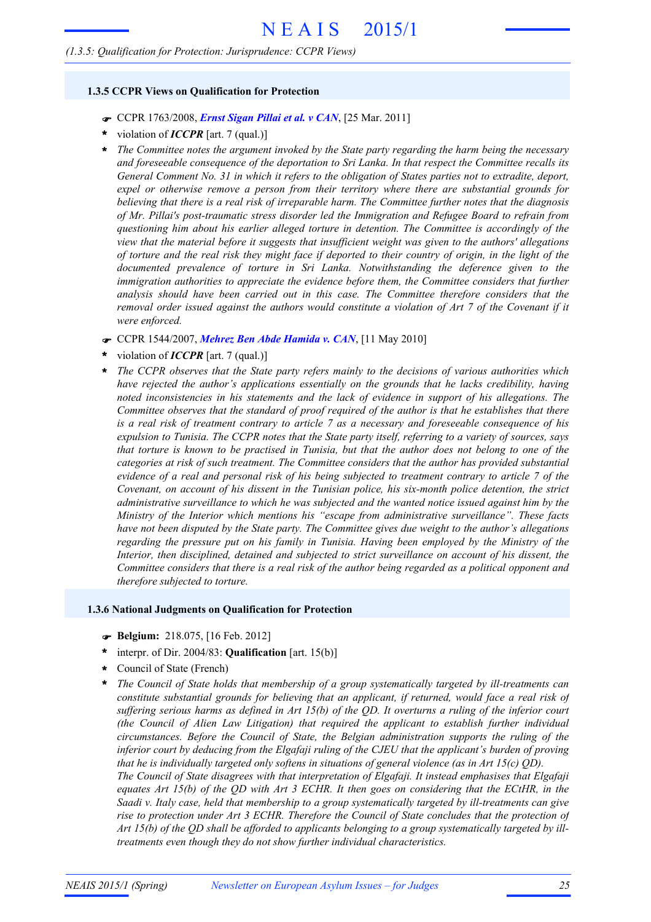## 1.3.5 CCPR Views on Qualification for Protection

- ☛ CCPR 1763/2008, ***Ernst Sigan Pillai et al. v CAN***, [25 Mar. 2011]
- \* violation of ***ICCPR*** [art. 7 (qual.)]
- \* *The Committee notes the argument invoked by the State party regarding the harm being the necessary and foreseeable consequence of the deportation to Sri Lanka. In that respect the Committee recalls its General Comment No. 31 in which it refers to the obligation of States parties not to extradite, deport, expel or otherwise remove a person from their territory where there are substantial grounds for believing that there is a real risk of irreparable harm. The Committee further notes that the diagnosis of Mr. Pillai's post-traumatic stress disorder led the Immigration and Refugee Board to refrain from questioning him about his earlier alleged torture in detention. The Committee is accordingly of the view that the material before it suggests that insufficient weight was given to the authors' allegations of torture and the real risk they might face if deported to their country of origin, in the light of the documented prevalence of torture in Sri Lanka. Notwithstanding the deference given to the immigration authorities to appreciate the evidence before them, the Committee considers that further analysis should have been carried out in this case. The Committee therefore considers that the removal order issued against the authors would constitute a violation of Art 7 of the Covenant if it were enforced.*

- ☛ CCPR 1544/2007, ***Mehrez Ben Abde Hamida v. CAN***, [11 May 2010]
- \* violation of ***ICCPR*** [art. 7 (qual.)]
- \* *The CCPR observes that the State party refers mainly to the decisions of various authorities which have rejected the author's applications essentially on the grounds that he lacks credibility, having noted inconsistencies in his statements and the lack of evidence in support of his allegations. The Committee observes that the standard of proof required of the author is that he establishes that there is a real risk of treatment contrary to article 7 as a necessary and foreseeable consequence of his expulsion to Tunisia. The CCPR notes that the State party itself, referring to a variety of sources, says that torture is known to be practised in Tunisia, but that the author does not belong to one of the categories at risk of such treatment. The Committee considers that the author has provided substantial evidence of a real and personal risk of his being subjected to treatment contrary to article 7 of the Covenant, on account of his dissent in the Tunisian police, his six-month police detention, the strict administrative surveillance to which he was subjected and the wanted notice issued against him by the Ministry of the Interior which mentions his "escape from administrative surveillance". These facts have not been disputed by the State party. The Committee gives due weight to the author's allegations regarding the pressure put on his family in Tunisia. Having been employed by the Ministry of the Interior, then disciplined, detained and subjected to strict surveillance on account of his dissent, the Committee considers that there is a real risk of the author being regarded as a political opponent and therefore subjected to torture.*

## 1.3.6 National Judgments on Qualification for Protection

- ☛ **Belgium:** 218.075, [16 Feb. 2012]
- \* interpr. of Dir. 2004/83: **Qualification** [art. 15(b)]
- \* Council of State (French)
- \* *The Council of State holds that membership of a group systematically targeted by ill-treatments can constitute substantial grounds for believing that an applicant, if returned, would face a real risk of suffering serious harms as defined in Art 15(b) of the QD. It overturns a ruling of the inferior court (the Council of Alien Law Litigation) that required the applicant to establish further individual circumstances. Before the Council of State, the Belgian administration supports the ruling of the inferior court by deducing from the Elgafaji ruling of the CJEU that the applicant's burden of proving that he is individually targeted only softens in situations of general violence (as in Art 15(c) QD).*
  *The Council of State disagrees with that interpretation of Elgafaji. It instead emphasises that Elgafaji equates Art 15(b) of the QD with Art 3 ECHR. It then goes on considering that the ECtHR, in the Saadi v. Italy case, held that membership to a group systematically targeted by ill-treatments can give rise to protection under Art 3 ECHR. Therefore the Council of State concludes that the protection of Art 15(b) of the QD shall be afforded to applicants belonging to a group systematically targeted by ill-treatments even though they do not show further individual characteristics.*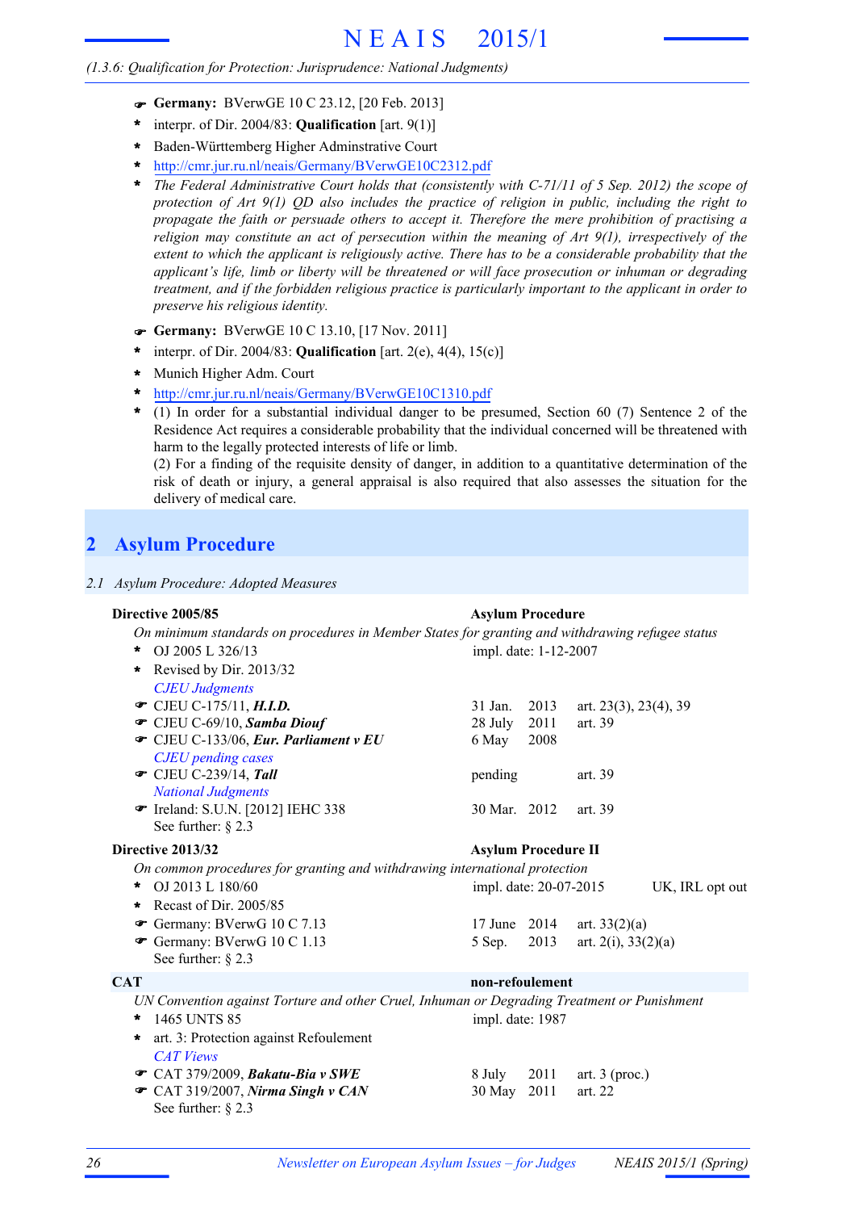- ☛ **Germany:** BVerwGE 10 C 23.12, [20 Feb. 2013]
- * interpr. of Dir. 2004/83: **Qualification** [art. 9(1)]
- * Baden-Württemberg Higher Adminstrative Court
- * http://cmr.jur.ru.nl/neais/Germany/BVerwGE10C2312.pdf
- * *The Federal Administrative Court holds that (consistently with C-71/11 of 5 Sep. 2012) the scope of protection of Art 9(1) QD also includes the practice of religion in public, including the right to propagate the faith or persuade others to accept it. Therefore the mere prohibition of practising a religion may constitute an act of persecution within the meaning of Art 9(1), irrespectively of the extent to which the applicant is religiously active. There has to be a considerable probability that the applicant's life, limb or liberty will be threatened or will face prosecution or inhuman or degrading treatment, and if the forbidden religious practice is particularly important to the applicant in order to preserve his religious identity.*

- ☛ **Germany:** BVerwGE 10 C 13.10, [17 Nov. 2011]
- * interpr. of Dir. 2004/83: **Qualification** [art. 2(e), 4(4), 15(c)]
- * Munich Higher Adm. Court
- * http://cmr.jur.ru.nl/neais/Germany/BVerwGE10C1310.pdf
- * (1) In order for a substantial individual danger to be presumed, Section 60 (7) Sentence 2 of the Residence Act requires a considerable probability that the individual concerned will be threatened with harm to the legally protected interests of life or limb.
  (2) For a finding of the requisite density of danger, in addition to a quantitative determination of the risk of death or injury, a general appraisal is also required that also assesses the situation for the delivery of medical care.

# 2 Asylum Procedure

*2.1 Asylum Procedure: Adopted Measures*

**Directive 2005/85** — **Asylum Procedure**

*On minimum standards on procedures in Member States for granting and withdrawing refugee status*

- * OJ 2005 L 326/13 — impl. date: 1-12-2007
- * Revised by Dir. 2013/32

*CJEU Judgments*

| | | |
|---|---|---|
| ☛ CJEU C-175/11, ***H.I.D.*** | 31 Jan. 2013 | art. 23(3), 23(4), 39 |
| ☛ CJEU C-69/10, ***Samba Diouf*** | 28 July 2011 | art. 39 |
| ☛ CJEU C-133/06, ***Eur. Parliament v EU*** | 6 May 2008 | |

*CJEU pending cases*

| | | |
|---|---|---|
| ☛ CJEU C-239/14, ***Tall*** | pending | art. 39 |

*National Judgments*

| | | |
|---|---|---|
| ☛ Ireland: S.U.N. [2012] IEHC 338 | 30 Mar. 2012 | art. 39 |

See further: § 2.3

**Directive 2013/32** — **Asylum Procedure II**

*On common procedures for granting and withdrawing international protection*

- * OJ 2013 L 180/60 — impl. date: 20-07-2015 — UK, IRL opt out
- * Recast of Dir. 2005/85

| | | |
|---|---|---|
| ☛ Germany: BVerwG 10 C 7.13 | 17 June 2014 | art. 33(2)(a) |
| ☛ Germany: BVerwG 10 C 1.13 | 5 Sep. 2013 | art. 2(i), 33(2)(a) |

See further: § 2.3

**CAT** — **non-refoulement**

*UN Convention against Torture and other Cruel, Inhuman or Degrading Treatment or Punishment*

- * 1465 UNTS 85 — impl. date: 1987
- * art. 3: Protection against Refoulement

*CAT Views*

| | | |
|---|---|---|
| ☛ CAT 379/2009, ***Bakatu-Bia v SWE*** | 8 July 2011 | art. 3 (proc.) |
| ☛ CAT 319/2007, ***Nirma Singh v CAN*** | 30 May 2011 | art. 22 |

See further: § 2.3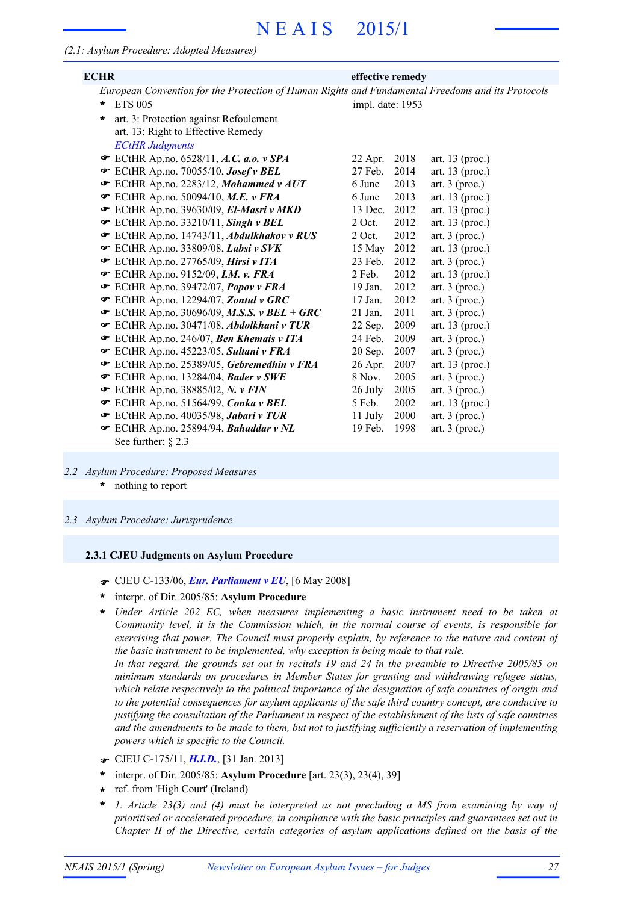*(2.1: Asylum Procedure: Adopted Measures)*

**ECHR** — **effective remedy**

*European Convention for the Protection of Human Rights and Fundamental Freedoms and its Protocols*

- ETS 005 — impl. date: 1953
- art. 3: Protection against Refoulement
  art. 13: Right to Effective Remedy

*ECtHR Judgments*

| Case | Date | Article |
|---|---|---|
| ☛ ECtHR Ap.no. 6528/11, ***A.C. a.o. v SPA*** | 22 Apr. 2018 | art. 13 (proc.) |
| ☛ ECtHR Ap.no. 70055/10, ***Josef v BEL*** | 27 Feb. 2014 | art. 13 (proc.) |
| ☛ ECtHR Ap.no. 2283/12, ***Mohammed v AUT*** | 6 June 2013 | art. 3 (proc.) |
| ☛ ECtHR Ap.no. 50094/10, ***M.E. v FRA*** | 6 June 2013 | art. 13 (proc.) |
| ☛ ECtHR Ap.no. 39630/09, ***El-Masri v MKD*** | 13 Dec. 2012 | art. 13 (proc.) |
| ☛ ECtHR Ap.no. 33210/11, ***Singh v BEL*** | 2 Oct. 2012 | art. 13 (proc.) |
| ☛ ECtHR Ap.no. 14743/11, ***Abdulkhakov v RUS*** | 2 Oct. 2012 | art. 3 (proc.) |
| ☛ ECtHR Ap.no. 33809/08, ***Labsi v SVK*** | 15 May 2012 | art. 13 (proc.) |
| ☛ ECtHR Ap.no. 27765/09, ***Hirsi v ITA*** | 23 Feb. 2012 | art. 3 (proc.) |
| ☛ ECtHR Ap.no. 9152/09, ***I.M. v. FRA*** | 2 Feb. 2012 | art. 13 (proc.) |
| ☛ ECtHR Ap.no. 39472/07, ***Popov v FRA*** | 19 Jan. 2012 | art. 3 (proc.) |
| ☛ ECtHR Ap.no. 12294/07, ***Zontul v GRC*** | 17 Jan. 2012 | art. 3 (proc.) |
| ☛ ECtHR Ap.no. 30696/09, ***M.S.S. v BEL + GRC*** | 21 Jan. 2011 | art. 3 (proc.) |
| ☛ ECtHR Ap.no. 30471/08, ***Abdolkhani v TUR*** | 22 Sep. 2009 | art. 13 (proc.) |
| ☛ ECtHR Ap.no. 246/07, ***Ben Khemais v ITA*** | 24 Feb. 2009 | art. 3 (proc.) |
| ☛ ECtHR Ap.no. 45223/05, ***Sultani v FRA*** | 20 Sep. 2007 | art. 3 (proc.) |
| ☛ ECtHR Ap.no. 25389/05, ***Gebremedhin v FRA*** | 26 Apr. 2007 | art. 13 (proc.) |
| ☛ ECtHR Ap.no. 13284/04, ***Bader v SWE*** | 8 Nov. 2005 | art. 3 (proc.) |
| ☛ ECtHR Ap.no. 38885/02, ***N. v FIN*** | 26 July 2005 | art. 3 (proc.) |
| ☛ ECtHR Ap.no. 51564/99, ***Conka v BEL*** | 5 Feb. 2002 | art. 13 (proc.) |
| ☛ ECtHR Ap.no. 40035/98, ***Jabari v TUR*** | 11 July 2000 | art. 3 (proc.) |
| ☛ ECtHR Ap.no. 25894/94, ***Bahaddar v NL*** | 19 Feb. 1998 | art. 3 (proc.) |

See further: § 2.3

## *2.2 Asylum Procedure: Proposed Measures*

- nothing to report

## *2.3 Asylum Procedure: Jurisprudence*

### 2.3.1 CJEU Judgments on Asylum Procedure

☛ CJEU C-133/06, ***Eur. Parliament v EU***, [6 May 2008]

- interpr. of Dir. 2005/85: **Asylum Procedure**
- *Under Article 202 EC, when measures implementing a basic instrument need to be taken at Community level, it is the Commission which, in the normal course of events, is responsible for exercising that power. The Council must properly explain, by reference to the nature and content of the basic instrument to be implemented, why exception is being made to that rule.*
  *In that regard, the grounds set out in recitals 19 and 24 in the preamble to Directive 2005/85 on minimum standards on procedures in Member States for granting and withdrawing refugee status, which relate respectively to the political importance of the designation of safe countries of origin and to the potential consequences for asylum applicants of the safe third country concept, are conducive to justifying the consultation of the Parliament in respect of the establishment of the lists of safe countries and the amendments to be made to them, but not to justifying sufficiently a reservation of implementing powers which is specific to the Council.*

☛ CJEU C-175/11, ***H.I.D.***, [31 Jan. 2013]

- interpr. of Dir. 2005/85: **Asylum Procedure** [art. 23(3), 23(4), 39]
- ref. from 'High Court' (Ireland)
- *1. Article 23(3) and (4) must be interpreted as not precluding a MS from examining by way of prioritised or accelerated procedure, in compliance with the basic principles and guarantees set out in Chapter II of the Directive, certain categories of asylum applications defined on the basis of the*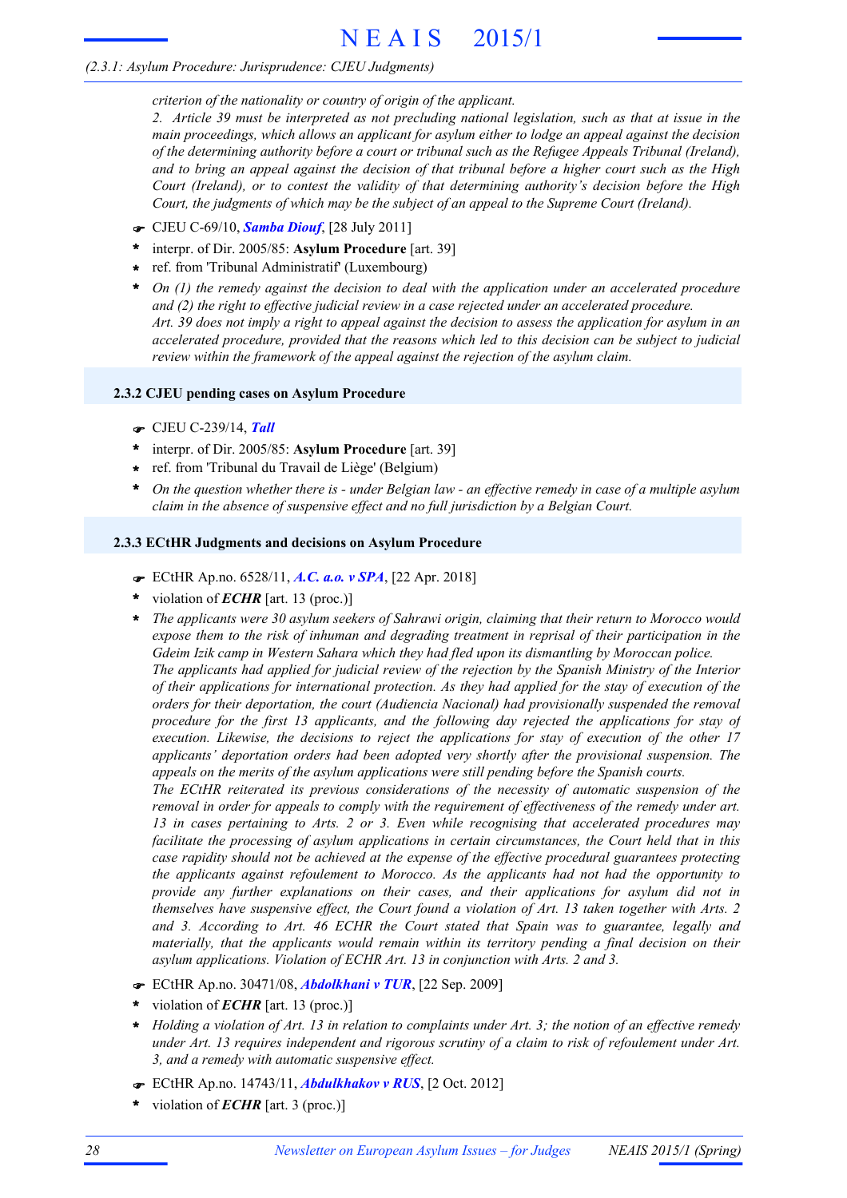*criterion of the nationality or country of origin of the applicant.*
*2. Article 39 must be interpreted as not precluding national legislation, such as that at issue in the main proceedings, which allows an applicant for asylum either to lodge an appeal against the decision of the determining authority before a court or tribunal such as the Refugee Appeals Tribunal (Ireland), and to bring an appeal against the decision of that tribunal before a higher court such as the High Court (Ireland), or to contest the validity of that determining authority's decision before the High Court, the judgments of which may be the subject of an appeal to the Supreme Court (Ireland).*

☛ CJEU C-69/10, ***Samba Diouf***, [28 July 2011]
- interpr. of Dir. 2005/85: **Asylum Procedure** [art. 39]
- ref. from 'Tribunal Administratif' (Luxembourg)
- *On (1) the remedy against the decision to deal with the application under an accelerated procedure and (2) the right to effective judicial review in a case rejected under an accelerated procedure.*
  *Art. 39 does not imply a right to appeal against the decision to assess the application for asylum in an accelerated procedure, provided that the reasons which led to this decision can be subject to judicial review within the framework of the appeal against the rejection of the asylum claim.*

### 2.3.2 CJEU pending cases on Asylum Procedure

☛ CJEU C-239/14, ***Tall***
- interpr. of Dir. 2005/85: **Asylum Procedure** [art. 39]
- ref. from 'Tribunal du Travail de Liège' (Belgium)
- *On the question whether there is - under Belgian law - an effective remedy in case of a multiple asylum claim in the absence of suspensive effect and no full jurisdiction by a Belgian Court.*

### 2.3.3 ECtHR Judgments and decisions on Asylum Procedure

☛ ECtHR Ap.no. 6528/11, ***A.C. a.o. v SPA***, [22 Apr. 2018]
- violation of ***ECHR*** [art. 13 (proc.)]
- *The applicants were 30 asylum seekers of Sahrawi origin, claiming that their return to Morocco would expose them to the risk of inhuman and degrading treatment in reprisal of their participation in the Gdeim Izik camp in Western Sahara which they had fled upon its dismantling by Moroccan police.*
  *The applicants had applied for judicial review of the rejection by the Spanish Ministry of the Interior of their applications for international protection. As they had applied for the stay of execution of the orders for their deportation, the court (Audiencia Nacional) had provisionally suspended the removal procedure for the first 13 applicants, and the following day rejected the applications for stay of execution. Likewise, the decisions to reject the applications for stay of execution of the other 17 applicants' deportation orders had been adopted very shortly after the provisional suspension. The appeals on the merits of the asylum applications were still pending before the Spanish courts.*
  *The ECtHR reiterated its previous considerations of the necessity of automatic suspension of the removal in order for appeals to comply with the requirement of effectiveness of the remedy under art. 13 in cases pertaining to Arts. 2 or 3. Even while recognising that accelerated procedures may facilitate the processing of asylum applications in certain circumstances, the Court held that in this case rapidity should not be achieved at the expense of the effective procedural guarantees protecting the applicants against refoulement to Morocco. As the applicants had not had the opportunity to provide any further explanations on their cases, and their applications for asylum did not in themselves have suspensive effect, the Court found a violation of Art. 13 taken together with Arts. 2 and 3. According to Art. 46 ECHR the Court stated that Spain was to guarantee, legally and materially, that the applicants would remain within its territory pending a final decision on their asylum applications. Violation of ECHR Art. 13 in conjunction with Arts. 2 and 3.*

☛ ECtHR Ap.no. 30471/08, ***Abdolkhani v TUR***, [22 Sep. 2009]
- violation of ***ECHR*** [art. 13 (proc.)]
- *Holding a violation of Art. 13 in relation to complaints under Art. 3; the notion of an effective remedy under Art. 13 requires independent and rigorous scrutiny of a claim to risk of refoulement under Art. 3, and a remedy with automatic suspensive effect.*

☛ ECtHR Ap.no. 14743/11, ***Abdulkhakov v RUS***, [2 Oct. 2012]
- violation of ***ECHR*** [art. 3 (proc.)]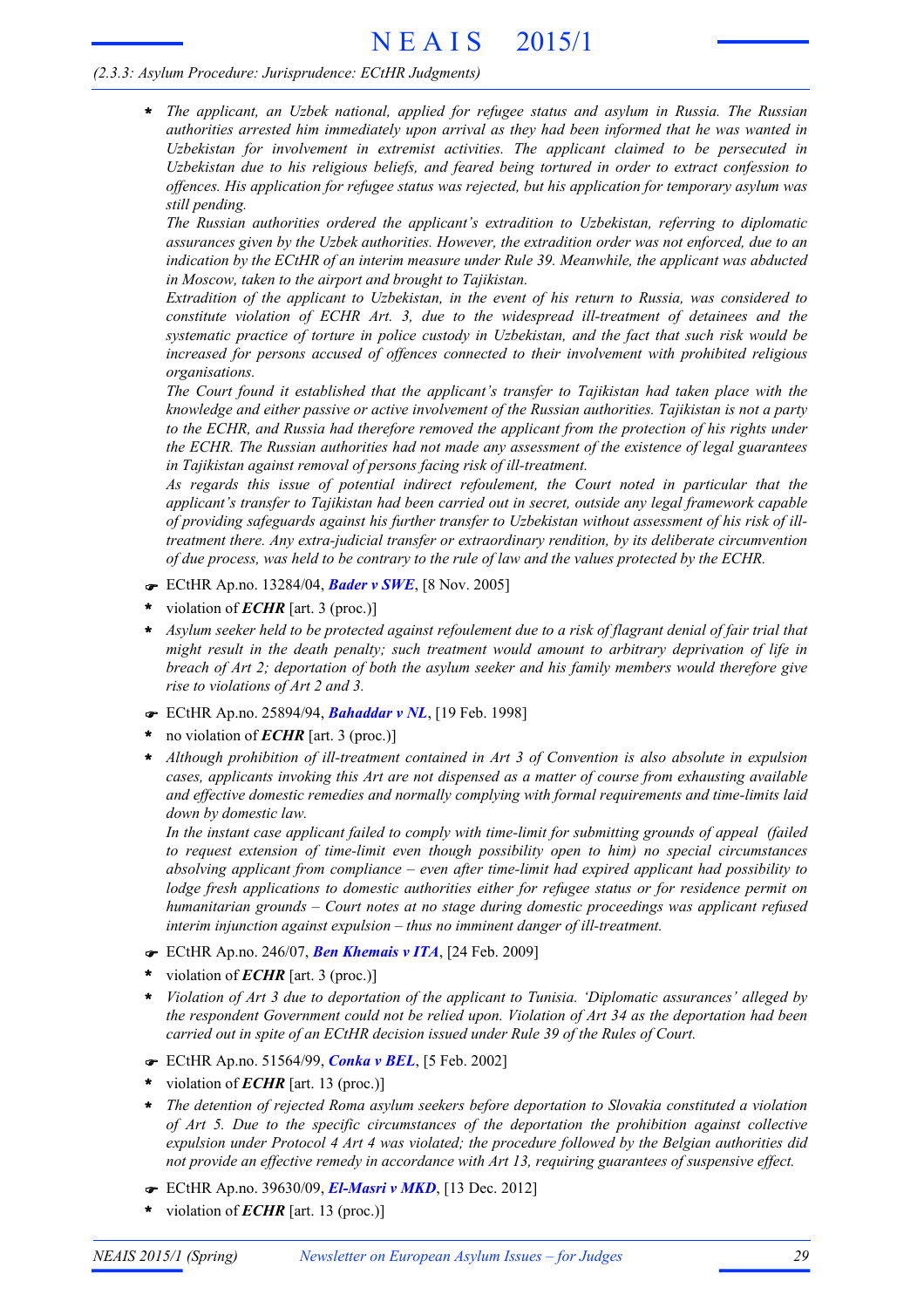*(2.3.3: Asylum Procedure: Jurisprudence: ECtHR Judgments)*

- *The applicant, an Uzbek national, applied for refugee status and asylum in Russia. The Russian authorities arrested him immediately upon arrival as they had been informed that he was wanted in Uzbekistan for involvement in extremist activities. The applicant claimed to be persecuted in Uzbekistan due to his religious beliefs, and feared being tortured in order to extract confession to offences. His application for refugee status was rejected, but his application for temporary asylum was still pending.*

  *The Russian authorities ordered the applicant's extradition to Uzbekistan, referring to diplomatic assurances given by the Uzbek authorities. However, the extradition order was not enforced, due to an indication by the ECtHR of an interim measure under Rule 39. Meanwhile, the applicant was abducted in Moscow, taken to the airport and brought to Tajikistan.*

  *Extradition of the applicant to Uzbekistan, in the event of his return to Russia, was considered to constitute violation of ECHR Art. 3, due to the widespread ill-treatment of detainees and the systematic practice of torture in police custody in Uzbekistan, and the fact that such risk would be increased for persons accused of offences connected to their involvement with prohibited religious organisations.*

  *The Court found it established that the applicant's transfer to Tajikistan had taken place with the knowledge and either passive or active involvement of the Russian authorities. Tajikistan is not a party to the ECHR, and Russia had therefore removed the applicant from the protection of his rights under the ECHR. The Russian authorities had not made any assessment of the existence of legal guarantees in Tajikistan against removal of persons facing risk of ill-treatment.*

  *As regards this issue of potential indirect refoulement, the Court noted in particular that the applicant's transfer to Tajikistan had been carried out in secret, outside any legal framework capable of providing safeguards against his further transfer to Uzbekistan without assessment of his risk of ill-treatment there. Any extra-judicial transfer or extraordinary rendition, by its deliberate circumvention of due process, was held to be contrary to the rule of law and the values protected by the ECHR.*

☛ ECtHR Ap.no. 13284/04, ***Bader v SWE***, [8 Nov. 2005]

- violation of ***ECHR*** [art. 3 (proc.)]
- *Asylum seeker held to be protected against refoulement due to a risk of flagrant denial of fair trial that might result in the death penalty; such treatment would amount to arbitrary deprivation of life in breach of Art 2; deportation of both the asylum seeker and his family members would therefore give rise to violations of Art 2 and 3.*

☛ ECtHR Ap.no. 25894/94, ***Bahaddar v NL***, [19 Feb. 1998]

- no violation of ***ECHR*** [art. 3 (proc.)]
- *Although prohibition of ill-treatment contained in Art 3 of Convention is also absolute in expulsion cases, applicants invoking this Art are not dispensed as a matter of course from exhausting available and effective domestic remedies and normally complying with formal requirements and time-limits laid down by domestic law.*

  *In the instant case applicant failed to comply with time-limit for submitting grounds of appeal (failed to request extension of time-limit even though possibility open to him) no special circumstances absolving applicant from compliance – even after time-limit had expired applicant had possibility to lodge fresh applications to domestic authorities either for refugee status or for residence permit on humanitarian grounds – Court notes at no stage during domestic proceedings was applicant refused interim injunction against expulsion – thus no imminent danger of ill-treatment.*

☛ ECtHR Ap.no. 246/07, ***Ben Khemais v ITA***, [24 Feb. 2009]

- violation of ***ECHR*** [art. 3 (proc.)]
- *Violation of Art 3 due to deportation of the applicant to Tunisia. 'Diplomatic assurances' alleged by the respondent Government could not be relied upon. Violation of Art 34 as the deportation had been carried out in spite of an ECtHR decision issued under Rule 39 of the Rules of Court.*

☛ ECtHR Ap.no. 51564/99, ***Conka v BEL***, [5 Feb. 2002]

- violation of ***ECHR*** [art. 13 (proc.)]
- *The detention of rejected Roma asylum seekers before deportation to Slovakia constituted a violation of Art 5. Due to the specific circumstances of the deportation the prohibition against collective expulsion under Protocol 4 Art 4 was violated; the procedure followed by the Belgian authorities did not provide an effective remedy in accordance with Art 13, requiring guarantees of suspensive effect.*

☛ ECtHR Ap.no. 39630/09, ***El-Masri v MKD***, [13 Dec. 2012]

- violation of ***ECHR*** [art. 13 (proc.)]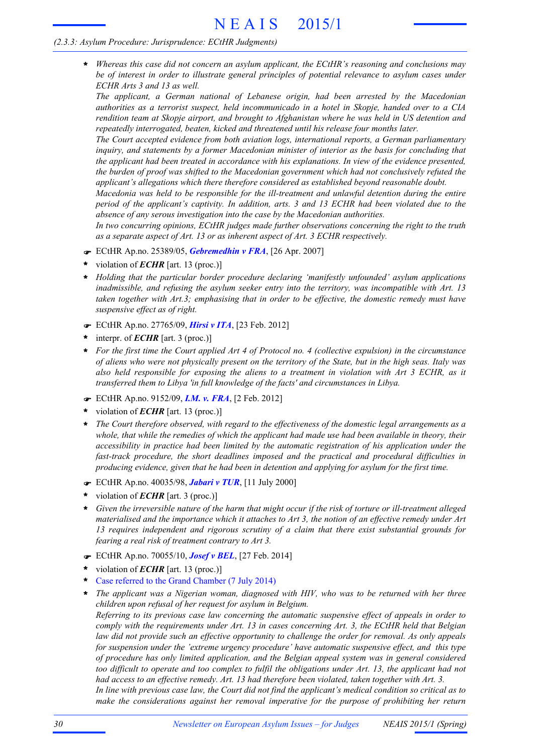* *Whereas this case did not concern an asylum applicant, the ECtHR's reasoning and conclusions may be of interest in order to illustrate general principles of potential relevance to asylum cases under ECHR Arts 3 and 13 as well.*
  *The applicant, a German national of Lebanese origin, had been arrested by the Macedonian authorities as a terrorist suspect, held incommunicado in a hotel in Skopje, handed over to a CIA rendition team at Skopje airport, and brought to Afghanistan where he was held in US detention and repeatedly interrogated, beaten, kicked and threatened until his release four months later.*
  *The Court accepted evidence from both aviation logs, international reports, a German parliamentary inquiry, and statements by a former Macedonian minister of interior as the basis for concluding that the applicant had been treated in accordance with his explanations. In view of the evidence presented, the burden of proof was shifted to the Macedonian government which had not conclusively refuted the applicant's allegations which there therefore considered as established beyond reasonable doubt.*
  *Macedonia was held to be responsible for the ill-treatment and unlawful detention during the entire period of the applicant's captivity. In addition, arts. 3 and 13 ECHR had been violated due to the absence of any serous investigation into the case by the Macedonian authorities.*
  *In two concurring opinions, ECtHR judges made further observations concerning the right to the truth as a separate aspect of Art. 13 or as inherent aspect of Art. 3 ECHR respectively.*

☛ ECtHR Ap.no. 25389/05, ***Gebremedhin v FRA***, [26 Apr. 2007]

* violation of ***ECHR*** [art. 13 (proc.)]
* *Holding that the particular border procedure declaring 'manifestly unfounded' asylum applications inadmissible, and refusing the asylum seeker entry into the territory, was incompatible with Art. 13 taken together with Art.3; emphasising that in order to be effective, the domestic remedy must have suspensive effect as of right.*

☛ ECtHR Ap.no. 27765/09, ***Hirsi v ITA***, [23 Feb. 2012]

* interpr. of ***ECHR*** [art. 3 (proc.)]
* *For the first time the Court applied Art 4 of Protocol no. 4 (collective expulsion) in the circumstance of aliens who were not physically present on the territory of the State, but in the high seas. Italy was also held responsible for exposing the aliens to a treatment in violation with Art 3 ECHR, as it transferred them to Libya 'in full knowledge of the facts' and circumstances in Libya.*

☛ ECtHR Ap.no. 9152/09, ***I.M. v. FRA***, [2 Feb. 2012]

* violation of ***ECHR*** [art. 13 (proc.)]
* *The Court therefore observed, with regard to the effectiveness of the domestic legal arrangements as a whole, that while the remedies of which the applicant had made use had been available in theory, their accessibility in practice had been limited by the automatic registration of his application under the fast-track procedure, the short deadlines imposed and the practical and procedural difficulties in producing evidence, given that he had been in detention and applying for asylum for the first time.*

☛ ECtHR Ap.no. 40035/98, ***Jabari v TUR***, [11 July 2000]

* violation of ***ECHR*** [art. 3 (proc.)]
* *Given the irreversible nature of the harm that might occur if the risk of torture or ill-treatment alleged materialised and the importance which it attaches to Art 3, the notion of an effective remedy under Art 13 requires independent and rigorous scrutiny of a claim that there exist substantial grounds for fearing a real risk of treatment contrary to Art 3.*

☛ ECtHR Ap.no. 70055/10, ***Josef v BEL***, [27 Feb. 2014]

* violation of ***ECHR*** [art. 13 (proc.)]
* Case referred to the Grand Chamber (7 July 2014)
* *The applicant was a Nigerian woman, diagnosed with HIV, who was to be returned with her three children upon refusal of her request for asylum in Belgium.*
  *Referring to its previous case law concerning the automatic suspensive effect of appeals in order to comply with the requirements under Art. 13 in cases concerning Art. 3, the ECtHR held that Belgian law did not provide such an effective opportunity to challenge the order for removal. As only appeals for suspension under the 'extreme urgency procedure' have automatic suspensive effect, and this type of procedure has only limited application, and the Belgian appeal system was in general considered too difficult to operate and too complex to fulfil the obligations under Art. 13, the applicant had not had access to an effective remedy. Art. 13 had therefore been violated, taken together with Art. 3.*
  *In line with previous case law, the Court did not find the applicant's medical condition so critical as to make the considerations against her removal imperative for the purpose of prohibiting her return*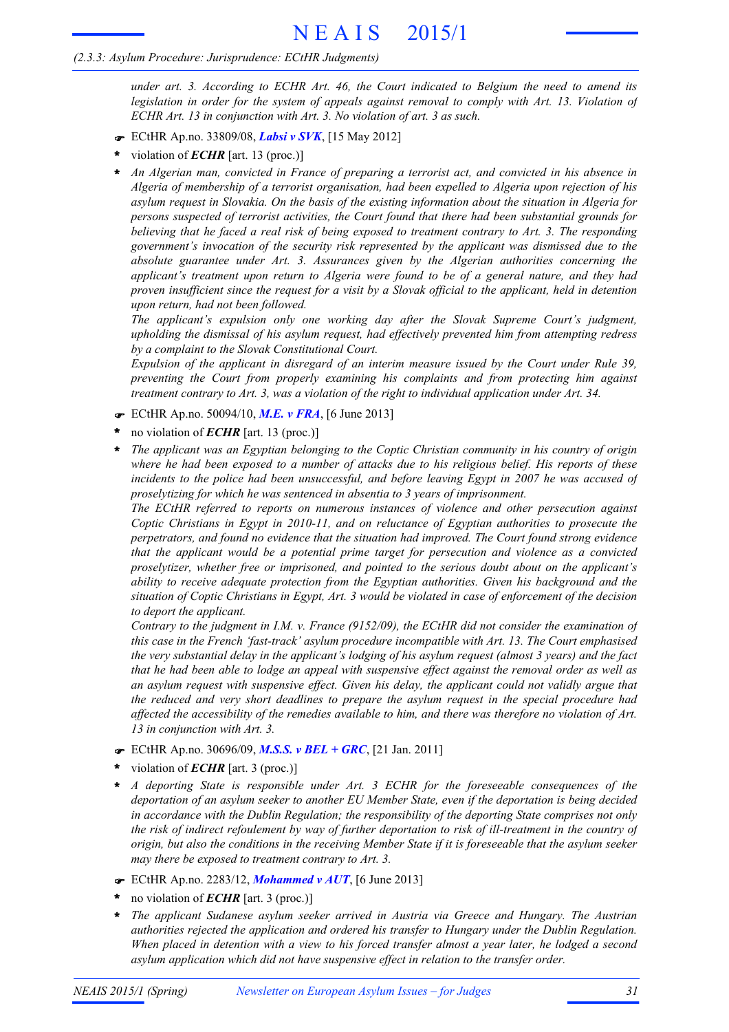*under art. 3. According to ECHR Art. 46, the Court indicated to Belgium the need to amend its legislation in order for the system of appeals against removal to comply with Art. 13. Violation of ECHR Art. 13 in conjunction with Art. 3. No violation of art. 3 as such.*

- ☛ ECtHR Ap.no. 33809/08, ***Labsi v SVK***, [15 May 2012]
- \* violation of ***ECHR*** [art. 13 (proc.)]
- \* *An Algerian man, convicted in France of preparing a terrorist act, and convicted in his absence in Algeria of membership of a terrorist organisation, had been expelled to Algeria upon rejection of his asylum request in Slovakia. On the basis of the existing information about the situation in Algeria for persons suspected of terrorist activities, the Court found that there had been substantial grounds for believing that he faced a real risk of being exposed to treatment contrary to Art. 3. The responding government's invocation of the security risk represented by the applicant was dismissed due to the absolute guarantee under Art. 3. Assurances given by the Algerian authorities concerning the applicant's treatment upon return to Algeria were found to be of a general nature, and they had proven insufficient since the request for a visit by a Slovak official to the applicant, held in detention upon return, had not been followed.*

  *The applicant's expulsion only one working day after the Slovak Supreme Court's judgment, upholding the dismissal of his asylum request, had effectively prevented him from attempting redress by a complaint to the Slovak Constitutional Court.*

  *Expulsion of the applicant in disregard of an interim measure issued by the Court under Rule 39, preventing the Court from properly examining his complaints and from protecting him against treatment contrary to Art. 3, was a violation of the right to individual application under Art. 34.*

- ☛ ECtHR Ap.no. 50094/10, ***M.E. v FRA***, [6 June 2013]
- \* no violation of ***ECHR*** [art. 13 (proc.)]
- \* *The applicant was an Egyptian belonging to the Coptic Christian community in his country of origin where he had been exposed to a number of attacks due to his religious belief. His reports of these incidents to the police had been unsuccessful, and before leaving Egypt in 2007 he was accused of proselytizing for which he was sentenced in absentia to 3 years of imprisonment.*

  *The ECtHR referred to reports on numerous instances of violence and other persecution against Coptic Christians in Egypt in 2010-11, and on reluctance of Egyptian authorities to prosecute the perpetrators, and found no evidence that the situation had improved. The Court found strong evidence that the applicant would be a potential prime target for persecution and violence as a convicted proselytizer, whether free or imprisoned, and pointed to the serious doubt about on the applicant's ability to receive adequate protection from the Egyptian authorities. Given his background and the situation of Coptic Christians in Egypt, Art. 3 would be violated in case of enforcement of the decision to deport the applicant.*

  *Contrary to the judgment in I.M. v. France (9152/09), the ECtHR did not consider the examination of this case in the French 'fast-track' asylum procedure incompatible with Art. 13. The Court emphasised the very substantial delay in the applicant's lodging of his asylum request (almost 3 years) and the fact that he had been able to lodge an appeal with suspensive effect against the removal order as well as an asylum request with suspensive effect. Given his delay, the applicant could not validly argue that the reduced and very short deadlines to prepare the asylum request in the special procedure had affected the accessibility of the remedies available to him, and there was therefore no violation of Art. 13 in conjunction with Art. 3.*

- ☛ ECtHR Ap.no. 30696/09, ***M.S.S. v BEL + GRC***, [21 Jan. 2011]
- \* violation of ***ECHR*** [art. 3 (proc.)]
- \* *A deporting State is responsible under Art. 3 ECHR for the foreseeable consequences of the deportation of an asylum seeker to another EU Member State, even if the deportation is being decided in accordance with the Dublin Regulation; the responsibility of the deporting State comprises not only the risk of indirect refoulement by way of further deportation to risk of ill-treatment in the country of origin, but also the conditions in the receiving Member State if it is foreseeable that the asylum seeker may there be exposed to treatment contrary to Art. 3.*

- ☛ ECtHR Ap.no. 2283/12, ***Mohammed v AUT***, [6 June 2013]
- \* no violation of ***ECHR*** [art. 3 (proc.)]
- \* *The applicant Sudanese asylum seeker arrived in Austria via Greece and Hungary. The Austrian authorities rejected the application and ordered his transfer to Hungary under the Dublin Regulation. When placed in detention with a view to his forced transfer almost a year later, he lodged a second asylum application which did not have suspensive effect in relation to the transfer order.*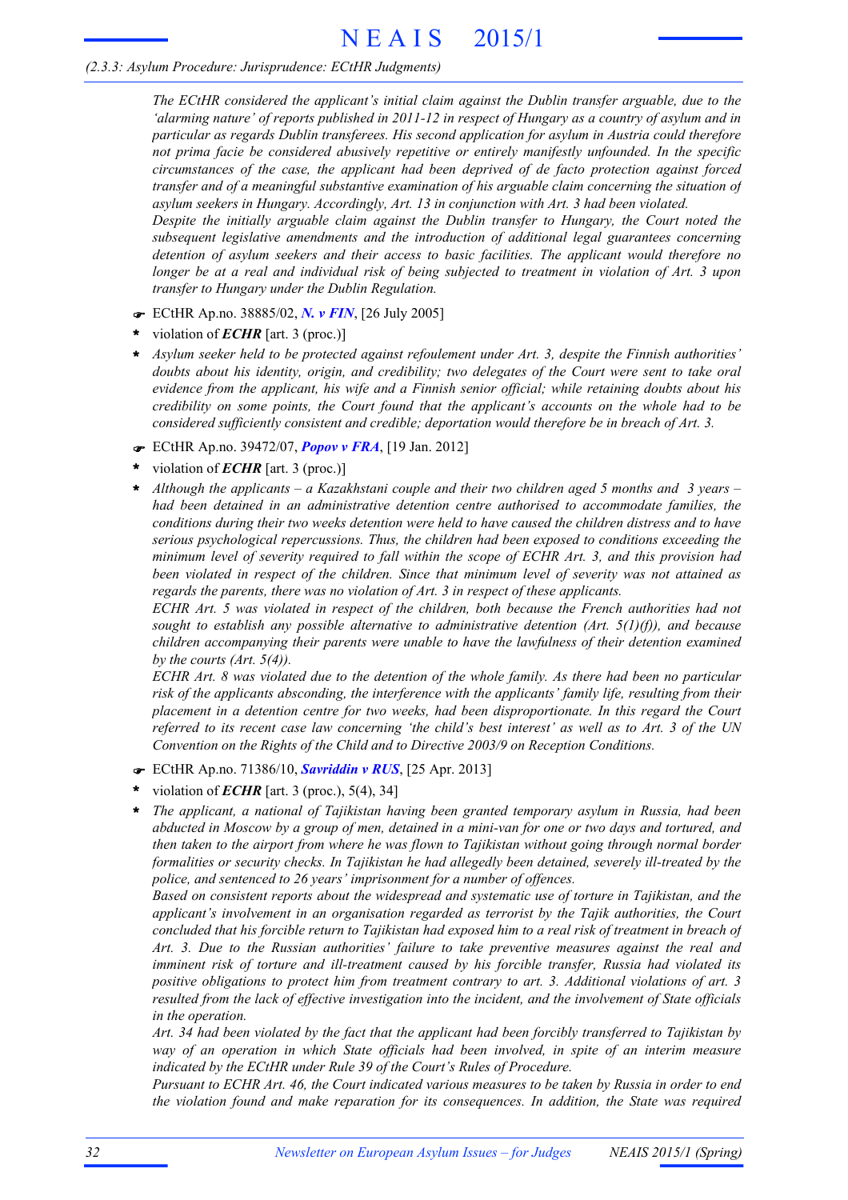*The ECtHR considered the applicant's initial claim against the Dublin transfer arguable, due to the 'alarming nature' of reports published in 2011-12 in respect of Hungary as a country of asylum and in particular as regards Dublin transferees. His second application for asylum in Austria could therefore not prima facie be considered abusively repetitive or entirely manifestly unfounded. In the specific circumstances of the case, the applicant had been deprived of de facto protection against forced transfer and of a meaningful substantive examination of his arguable claim concerning the situation of asylum seekers in Hungary. Accordingly, Art. 13 in conjunction with Art. 3 had been violated.*

*Despite the initially arguable claim against the Dublin transfer to Hungary, the Court noted the subsequent legislative amendments and the introduction of additional legal guarantees concerning detention of asylum seekers and their access to basic facilities. The applicant would therefore no longer be at a real and individual risk of being subjected to treatment in violation of Art. 3 upon transfer to Hungary under the Dublin Regulation.*

☛ ECtHR Ap.no. 38885/02, ***N. v FIN***, [26 July 2005]

* violation of ***ECHR*** [art. 3 (proc.)]
* *Asylum seeker held to be protected against refoulement under Art. 3, despite the Finnish authorities' doubts about his identity, origin, and credibility; two delegates of the Court were sent to take oral evidence from the applicant, his wife and a Finnish senior official; while retaining doubts about his credibility on some points, the Court found that the applicant's accounts on the whole had to be considered sufficiently consistent and credible; deportation would therefore be in breach of Art. 3.*

☛ ECtHR Ap.no. 39472/07, ***Popov v FRA***, [19 Jan. 2012]

* violation of ***ECHR*** [art. 3 (proc.)]
* *Although the applicants – a Kazakhstani couple and their two children aged 5 months and 3 years – had been detained in an administrative detention centre authorised to accommodate families, the conditions during their two weeks detention were held to have caused the children distress and to have serious psychological repercussions. Thus, the children had been exposed to conditions exceeding the minimum level of severity required to fall within the scope of ECHR Art. 3, and this provision had been violated in respect of the children. Since that minimum level of severity was not attained as regards the parents, there was no violation of Art. 3 in respect of these applicants.*

  *ECHR Art. 5 was violated in respect of the children, both because the French authorities had not sought to establish any possible alternative to administrative detention (Art. 5(1)(f)), and because children accompanying their parents were unable to have the lawfulness of their detention examined by the courts (Art. 5(4)).*

  *ECHR Art. 8 was violated due to the detention of the whole family. As there had been no particular risk of the applicants absconding, the interference with the applicants' family life, resulting from their placement in a detention centre for two weeks, had been disproportionate. In this regard the Court referred to its recent case law concerning 'the child's best interest' as well as to Art. 3 of the UN Convention on the Rights of the Child and to Directive 2003/9 on Reception Conditions.*

☛ ECtHR Ap.no. 71386/10, ***Savriddin v RUS***, [25 Apr. 2013]

* violation of ***ECHR*** [art. 3 (proc.), 5(4), 34]
* *The applicant, a national of Tajikistan having been granted temporary asylum in Russia, had been abducted in Moscow by a group of men, detained in a mini-van for one or two days and tortured, and then taken to the airport from where he was flown to Tajikistan without going through normal border formalities or security checks. In Tajikistan he had allegedly been detained, severely ill-treated by the police, and sentenced to 26 years' imprisonment for a number of offences.*

  *Based on consistent reports about the widespread and systematic use of torture in Tajikistan, and the applicant's involvement in an organisation regarded as terrorist by the Tajik authorities, the Court concluded that his forcible return to Tajikistan had exposed him to a real risk of treatment in breach of Art. 3. Due to the Russian authorities' failure to take preventive measures against the real and imminent risk of torture and ill-treatment caused by his forcible transfer, Russia had violated its positive obligations to protect him from treatment contrary to art. 3. Additional violations of art. 3 resulted from the lack of effective investigation into the incident, and the involvement of State officials in the operation.*

  *Art. 34 had been violated by the fact that the applicant had been forcibly transferred to Tajikistan by way of an operation in which State officials had been involved, in spite of an interim measure indicated by the ECtHR under Rule 39 of the Court's Rules of Procedure.*

  *Pursuant to ECHR Art. 46, the Court indicated various measures to be taken by Russia in order to end the violation found and make reparation for its consequences. In addition, the State was required*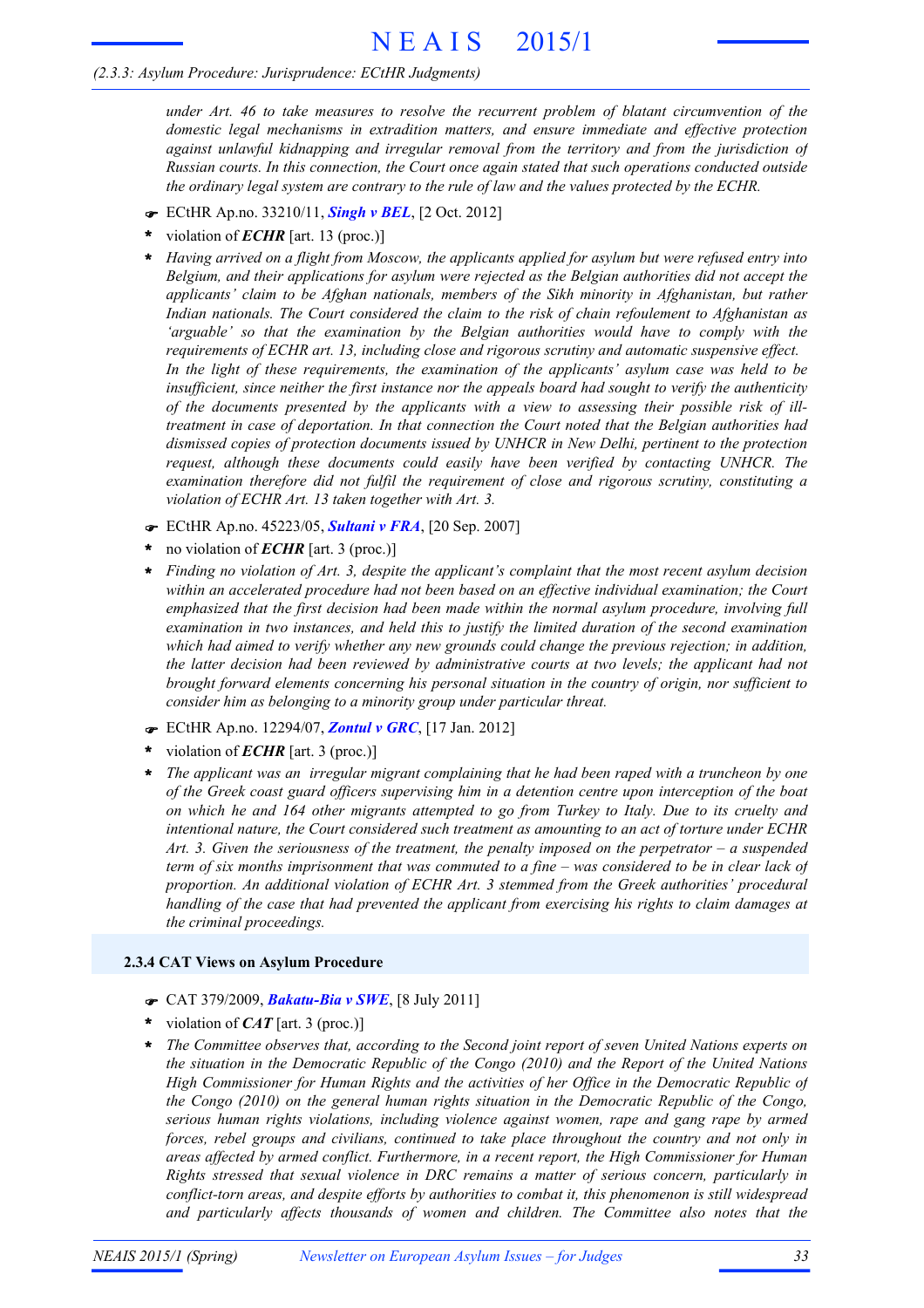*under Art. 46 to take measures to resolve the recurrent problem of blatant circumvention of the domestic legal mechanisms in extradition matters, and ensure immediate and effective protection against unlawful kidnapping and irregular removal from the territory and from the jurisdiction of Russian courts. In this connection, the Court once again stated that such operations conducted outside the ordinary legal system are contrary to the rule of law and the values protected by the ECHR.*

☛ ECtHR Ap.no. 33210/11, ***Singh v BEL***, [2 Oct. 2012]

* violation of ***ECHR*** [art. 13 (proc.)]

* *Having arrived on a flight from Moscow, the applicants applied for asylum but were refused entry into Belgium, and their applications for asylum were rejected as the Belgian authorities did not accept the applicants' claim to be Afghan nationals, members of the Sikh minority in Afghanistan, but rather Indian nationals. The Court considered the claim to the risk of chain refoulement to Afghanistan as 'arguable' so that the examination by the Belgian authorities would have to comply with the requirements of ECHR art. 13, including close and rigorous scrutiny and automatic suspensive effect.*
  *In the light of these requirements, the examination of the applicants' asylum case was held to be insufficient, since neither the first instance nor the appeals board had sought to verify the authenticity of the documents presented by the applicants with a view to assessing their possible risk of ill-treatment in case of deportation. In that connection the Court noted that the Belgian authorities had dismissed copies of protection documents issued by UNHCR in New Delhi, pertinent to the protection request, although these documents could easily have been verified by contacting UNHCR. The examination therefore did not fulfil the requirement of close and rigorous scrutiny, constituting a violation of ECHR Art. 13 taken together with Art. 3.*

☛ ECtHR Ap.no. 45223/05, ***Sultani v FRA***, [20 Sep. 2007]

* no violation of ***ECHR*** [art. 3 (proc.)]

* *Finding no violation of Art. 3, despite the applicant's complaint that the most recent asylum decision within an accelerated procedure had not been based on an effective individual examination; the Court emphasized that the first decision had been made within the normal asylum procedure, involving full examination in two instances, and held this to justify the limited duration of the second examination which had aimed to verify whether any new grounds could change the previous rejection; in addition, the latter decision had been reviewed by administrative courts at two levels; the applicant had not brought forward elements concerning his personal situation in the country of origin, nor sufficient to consider him as belonging to a minority group under particular threat.*

☛ ECtHR Ap.no. 12294/07, ***Zontul v GRC***, [17 Jan. 2012]

* violation of ***ECHR*** [art. 3 (proc.)]

* *The applicant was an irregular migrant complaining that he had been raped with a truncheon by one of the Greek coast guard officers supervising him in a detention centre upon interception of the boat on which he and 164 other migrants attempted to go from Turkey to Italy. Due to its cruelty and intentional nature, the Court considered such treatment as amounting to an act of torture under ECHR Art. 3. Given the seriousness of the treatment, the penalty imposed on the perpetrator – a suspended term of six months imprisonment that was commuted to a fine – was considered to be in clear lack of proportion. An additional violation of ECHR Art. 3 stemmed from the Greek authorities' procedural handling of the case that had prevented the applicant from exercising his rights to claim damages at the criminal proceedings.*

### 2.3.4 CAT Views on Asylum Procedure

☛ CAT 379/2009, ***Bakatu-Bia v SWE***, [8 July 2011]

* violation of ***CAT*** [art. 3 (proc.)]

* *The Committee observes that, according to the Second joint report of seven United Nations experts on the situation in the Democratic Republic of the Congo (2010) and the Report of the United Nations High Commissioner for Human Rights and the activities of her Office in the Democratic Republic of the Congo (2010) on the general human rights situation in the Democratic Republic of the Congo, serious human rights violations, including violence against women, rape and gang rape by armed forces, rebel groups and civilians, continued to take place throughout the country and not only in areas affected by armed conflict. Furthermore, in a recent report, the High Commissioner for Human Rights stressed that sexual violence in DRC remains a matter of serious concern, particularly in conflict-torn areas, and despite efforts by authorities to combat it, this phenomenon is still widespread and particularly affects thousands of women and children. The Committee also notes that the*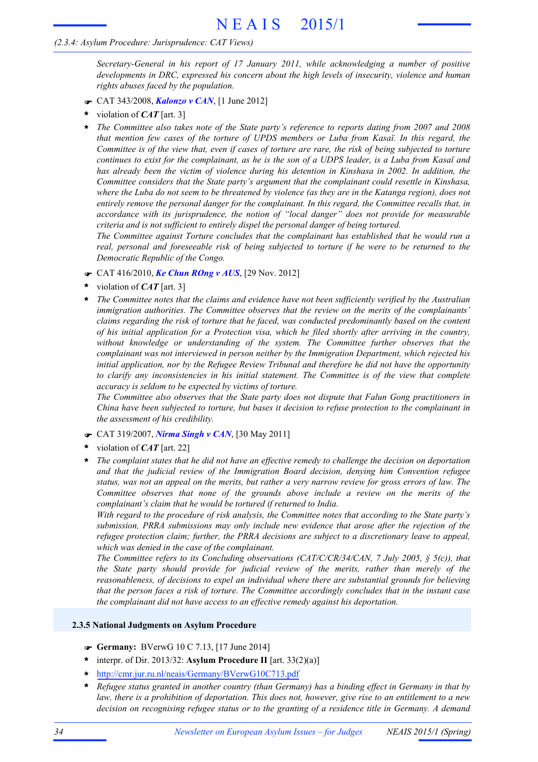*Secretary-General in his report of 17 January 2011, while acknowledging a number of positive developments in DRC, expressed his concern about the high levels of insecurity, violence and human rights abuses faced by the population.*

- ☛ CAT 343/2008, ***Kalonzo v CAN***, [1 June 2012]
- \* violation of ***CAT*** [art. 3]
- \* *The Committee also takes note of the State party's reference to reports dating from 2007 and 2008 that mention few cases of the torture of UPDS members or Luba from Kasaï. In this regard, the Committee is of the view that, even if cases of torture are rare, the risk of being subjected to torture continues to exist for the complainant, as he is the son of a UDPS leader, is a Luba from Kasaï and has already been the victim of violence during his detention in Kinshasa in 2002. In addition, the Committee considers that the State party's argument that the complainant could resettle in Kinshasa, where the Luba do not seem to be threatened by violence (as they are in the Katanga region), does not entirely remove the personal danger for the complainant. In this regard, the Committee recalls that, in accordance with its jurisprudence, the notion of "local danger" does not provide for measurable criteria and is not sufficient to entirely dispel the personal danger of being tortured.*
  *The Committee against Torture concludes that the complainant has established that he would run a real, personal and foreseeable risk of being subjected to torture if he were to be returned to the Democratic Republic of the Congo.*

- ☛ CAT 416/2010, ***Ke Chun ROng v AUS***, [29 Nov. 2012]
- \* violation of ***CAT*** [art. 3]
- \* *The Committee notes that the claims and evidence have not been sufficiently verified by the Australian immigration authorities. The Committee observes that the review on the merits of the complainants' claims regarding the risk of torture that he faced, was conducted predominantly based on the content of his initial application for a Protection visa, which he filed shortly after arriving in the country, without knowledge or understanding of the system. The Committee further observes that the complainant was not interviewed in person neither by the Immigration Department, which rejected his initial application, nor by the Refugee Review Tribunal and therefore he did not have the opportunity to clarify any inconsistencies in his initial statement. The Committee is of the view that complete accuracy is seldom to be expected by victims of torture.*
  *The Committee also observes that the State party does not dispute that Falun Gong practitioners in China have been subjected to torture, but bases it decision to refuse protection to the complainant in the assessment of his credibility.*

- ☛ CAT 319/2007, ***Nirma Singh v CAN***, [30 May 2011]
- \* violation of ***CAT*** [art. 22]
- \* *The complaint states that he did not have an effective remedy to challenge the decision on deportation and that the judicial review of the Immigration Board decision, denying him Convention refugee status, was not an appeal on the merits, but rather a very narrow review for gross errors of law. The Committee observes that none of the grounds above include a review on the merits of the complainant's claim that he would be tortured if returned to India.*
  *With regard to the procedure of risk analysis, the Committee notes that according to the State party's submission, PRRA submissions may only include new evidence that arose after the rejection of the refugee protection claim; further, the PRRA decisions are subject to a discretionary leave to appeal, which was denied in the case of the complainant.*
  *The Committee refers to its Concluding observations (CAT/C/CR/34/CAN, 7 July 2005, § 5(c)), that the State party should provide for judicial review of the merits, rather than merely of the reasonableness, of decisions to expel an individual where there are substantial grounds for believing that the person faces a risk of torture. The Committee accordingly concludes that in the instant case the complainant did not have access to an effective remedy against his deportation.*

### 2.3.5 National Judgments on Asylum Procedure

- ☛ **Germany:** BVerwG 10 C 7.13, [17 June 2014]
- \* interpr. of Dir. 2013/32: **Asylum Procedure II** [art. 33(2)(a)]
- \* http://cmr.jur.ru.nl/neais/Germany/BVerwG10C713.pdf
- \* *Refugee status granted in another country (than Germany) has a binding effect in Germany in that by law, there is a prohibition of deportation. This does not, however, give rise to an entitlement to a new decision on recognising refugee status or to the granting of a residence title in Germany. A demand*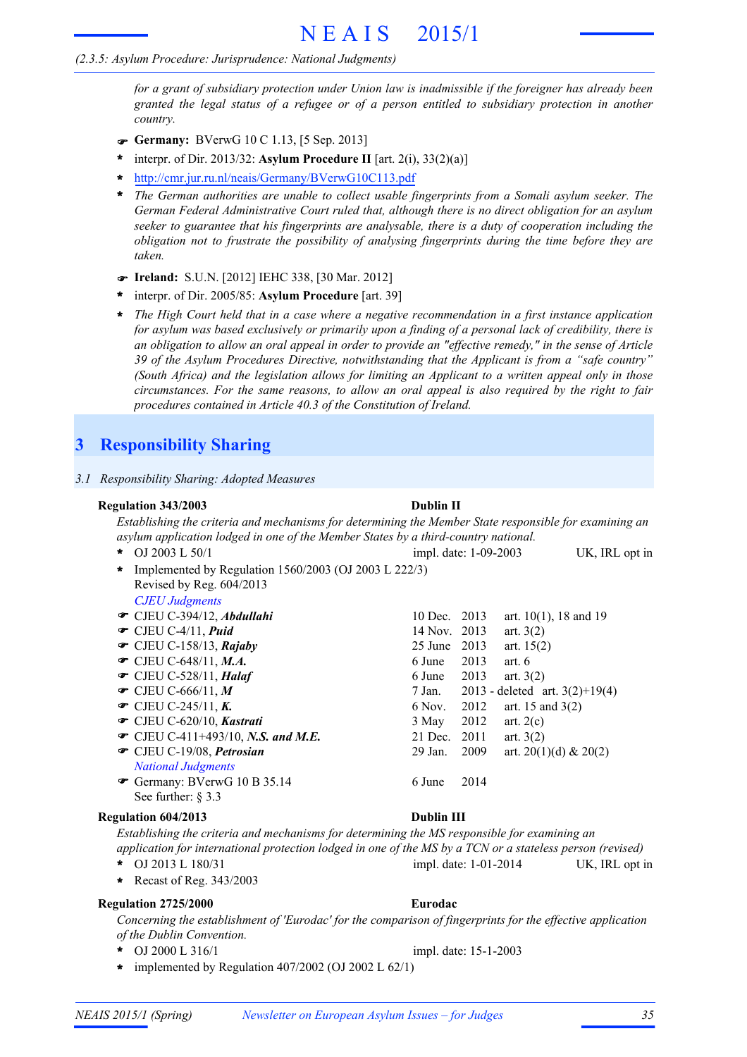*(2.3.5: Asylum Procedure: Jurisprudence: National Judgments)*

*for a grant of subsidiary protection under Union law is inadmissible if the foreigner has already been granted the legal status of a refugee or of a person entitled to subsidiary protection in another country.*

- ☛ **Germany:** BVerwG 10 C 1.13, [5 Sep. 2013]
- \* interpr. of Dir. 2013/32: **Asylum Procedure II** [art. 2(i), 33(2)(a)]
- \* http://cmr.jur.ru.nl/neais/Germany/BVerwG10C113.pdf
- \* *The German authorities are unable to collect usable fingerprints from a Somali asylum seeker. The German Federal Administrative Court ruled that, although there is no direct obligation for an asylum seeker to guarantee that his fingerprints are analysable, there is a duty of cooperation including the obligation not to frustrate the possibility of analysing fingerprints during the time before they are taken.*

- ☛ **Ireland:** S.U.N. [2012] IEHC 338, [30 Mar. 2012]
- \* interpr. of Dir. 2005/85: **Asylum Procedure** [art. 39]
- \* *The High Court held that in a case where a negative recommendation in a first instance application for asylum was based exclusively or primarily upon a finding of a personal lack of credibility, there is an obligation to allow an oral appeal in order to provide an "effective remedy," in the sense of Article 39 of the Asylum Procedures Directive, notwithstanding that the Applicant is from a "safe country" (South Africa) and the legislation allows for limiting an Applicant to a written appeal only in those circumstances. For the same reasons, to allow an oral appeal is also required by the right to fair procedures contained in Article 40.3 of the Constitution of Ireland.*

# 3 Responsibility Sharing

*3.1 Responsibility Sharing: Adopted Measures*

**Regulation 343/2003** — **Dublin II**

*Establishing the criteria and mechanisms for determining the Member State responsible for examining an asylum application lodged in one of the Member States by a third-country national.*

- \* OJ 2003 L 50/1 — impl. date: 1-09-2003 — UK, IRL opt in
- \* Implemented by Regulation 1560/2003 (OJ 2003 L 222/3)
  Revised by Reg. 604/2013

*CJEU Judgments*

| Case | Date | Articles |
|---|---|---|
| ☛ CJEU C-394/12, ***Abdullahi*** | 10 Dec. 2013 | art. 10(1), 18 and 19 |
| ☛ CJEU C-4/11, ***Puid*** | 14 Nov. 2013 | art. 3(2) |
| ☛ CJEU C-158/13, ***Rajaby*** | 25 June 2013 | art. 15(2) |
| ☛ CJEU C-648/11, ***M.A.*** | 6 June 2013 | art. 6 |
| ☛ CJEU C-528/11, ***Halaf*** | 6 June 2013 | art. 3(2) |
| ☛ CJEU C-666/11, ***M*** | 7 Jan. 2013 - deleted | art. 3(2)+19(4) |
| ☛ CJEU C-245/11, ***K.*** | 6 Nov. 2012 | art. 15 and 3(2) |
| ☛ CJEU C-620/10, ***Kastrati*** | 3 May 2012 | art. 2(c) |
| ☛ CJEU C-411+493/10, ***N.S. and M.E.*** | 21 Dec. 2011 | art. 3(2) |
| ☛ CJEU C-19/08, ***Petrosian*** | 29 Jan. 2009 | art. 20(1)(d) & 20(2) |

*National Judgments*

- ☛ Germany: BVerwG 10 B 35.14 — 6 June 2014
  See further: § 3.3

**Regulation 604/2013** — **Dublin III**

*Establishing the criteria and mechanisms for determining the MS responsible for examining an application for international protection lodged in one of the MS by a TCN or a stateless person (revised)*

- \* OJ 2013 L 180/31 — impl. date: 1-01-2014 — UK, IRL opt in
- \* Recast of Reg. 343/2003

**Regulation 2725/2000** — **Eurodac**

*Concerning the establishment of 'Eurodac' for the comparison of fingerprints for the effective application of the Dublin Convention.*

- \* OJ 2000 L 316/1 — impl. date: 15-1-2003
- \* implemented by Regulation 407/2002 (OJ 2002 L 62/1)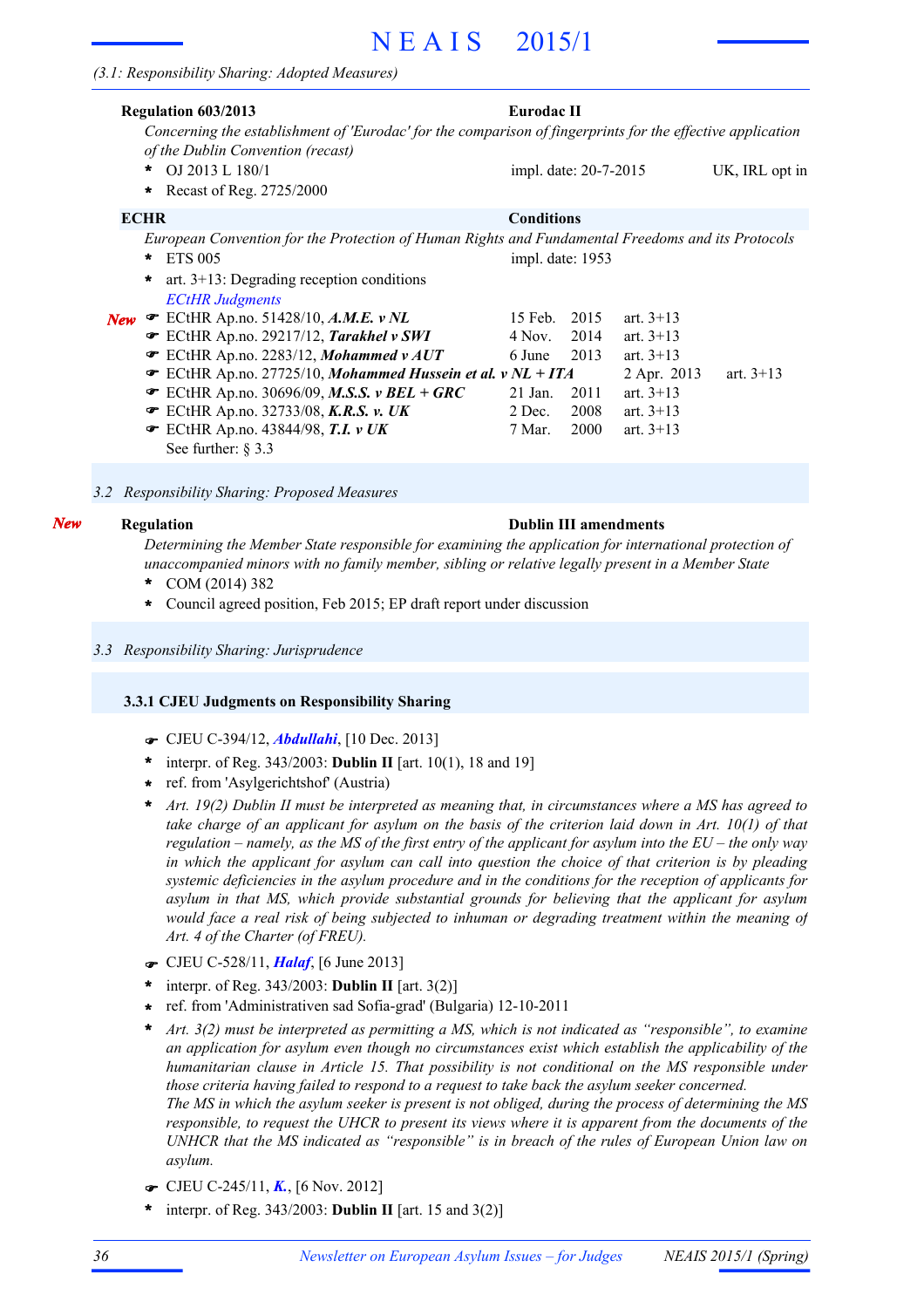(3.1: Responsibility Sharing: Adopted Measures)

**Regulation 603/2013** — **Eurodac II**

*Concerning the establishment of 'Eurodac' for the comparison of fingerprints for the effective application of the Dublin Convention (recast)*

- OJ 2013 L 180/1 — impl. date: 20-7-2015 — UK, IRL opt in
- Recast of Reg. 2725/2000

**ECHR** — **Conditions**

*European Convention for the Protection of Human Rights and Fundamental Freedoms and its Protocols*

- ETS 005 — impl. date: 1953
- art. 3+13: Degrading reception conditions

*ECtHR Judgments*

| | Case | Date | Article |
|---|---|---|---|
| *New* | ☛ ECtHR Ap.no. 51428/10, ***A.M.E. v NL*** | 15 Feb. 2015 | art. 3+13 |
| | ☛ ECtHR Ap.no. 29217/12, ***Tarakhel v SWI*** | 4 Nov. 2014 | art. 3+13 |
| | ☛ ECtHR Ap.no. 2283/12, ***Mohammed v AUT*** | 6 June 2013 | art. 3+13 |
| | ☛ ECtHR Ap.no. 27725/10, ***Mohammed Hussein et al. v NL + ITA*** | 2 Apr. 2013 | art. 3+13 |
| | ☛ ECtHR Ap.no. 30696/09, ***M.S.S. v BEL + GRC*** | 21 Jan. 2011 | art. 3+13 |
| | ☛ ECtHR Ap.no. 32733/08, ***K.R.S. v. UK*** | 2 Dec. 2008 | art. 3+13 |
| | ☛ ECtHR Ap.no. 43844/98, ***T.I. v UK*** | 7 Mar. 2000 | art. 3+13 |

See further: § 3.3

## 3.2 Responsibility Sharing: Proposed Measures

*New* **Regulation** — **Dublin III amendments**

*Determining the Member State responsible for examining the application for international protection of unaccompanied minors with no family member, sibling or relative legally present in a Member State*

- COM (2014) 382
- Council agreed position, Feb 2015; EP draft report under discussion

## 3.3 Responsibility Sharing: Jurisprudence

### 3.3.1 CJEU Judgments on Responsibility Sharing

☛ CJEU C-394/12, ***Abdullahi***, [10 Dec. 2013]

- interpr. of Reg. 343/2003: **Dublin II** [art. 10(1), 18 and 19]
- ref. from 'Asylgerichtshof' (Austria)
- *Art. 19(2) Dublin II must be interpreted as meaning that, in circumstances where a MS has agreed to take charge of an applicant for asylum on the basis of the criterion laid down in Art. 10(1) of that regulation – namely, as the MS of the first entry of the applicant for asylum into the EU – the only way in which the applicant for asylum can call into question the choice of that criterion is by pleading systemic deficiencies in the asylum procedure and in the conditions for the reception of applicants for asylum in that MS, which provide substantial grounds for believing that the applicant for asylum would face a real risk of being subjected to inhuman or degrading treatment within the meaning of Art. 4 of the Charter (of FREU).*

☛ CJEU C-528/11, ***Halaf***, [6 June 2013]

- interpr. of Reg. 343/2003: **Dublin II** [art. 3(2)]
- ref. from 'Administrativen sad Sofia-grad' (Bulgaria) 12-10-2011
- *Art. 3(2) must be interpreted as permitting a MS, which is not indicated as "responsible", to examine an application for asylum even though no circumstances exist which establish the applicability of the humanitarian clause in Article 15. That possibility is not conditional on the MS responsible under those criteria having failed to respond to a request to take back the asylum seeker concerned.*
  *The MS in which the asylum seeker is present is not obliged, during the process of determining the MS responsible, to request the UHCR to present its views where it is apparent from the documents of the UNHCR that the MS indicated as "responsible" is in breach of the rules of European Union law on asylum.*

☛ CJEU C-245/11, ***K.***, [6 Nov. 2012]

- interpr. of Reg. 343/2003: **Dublin II** [art. 15 and 3(2)]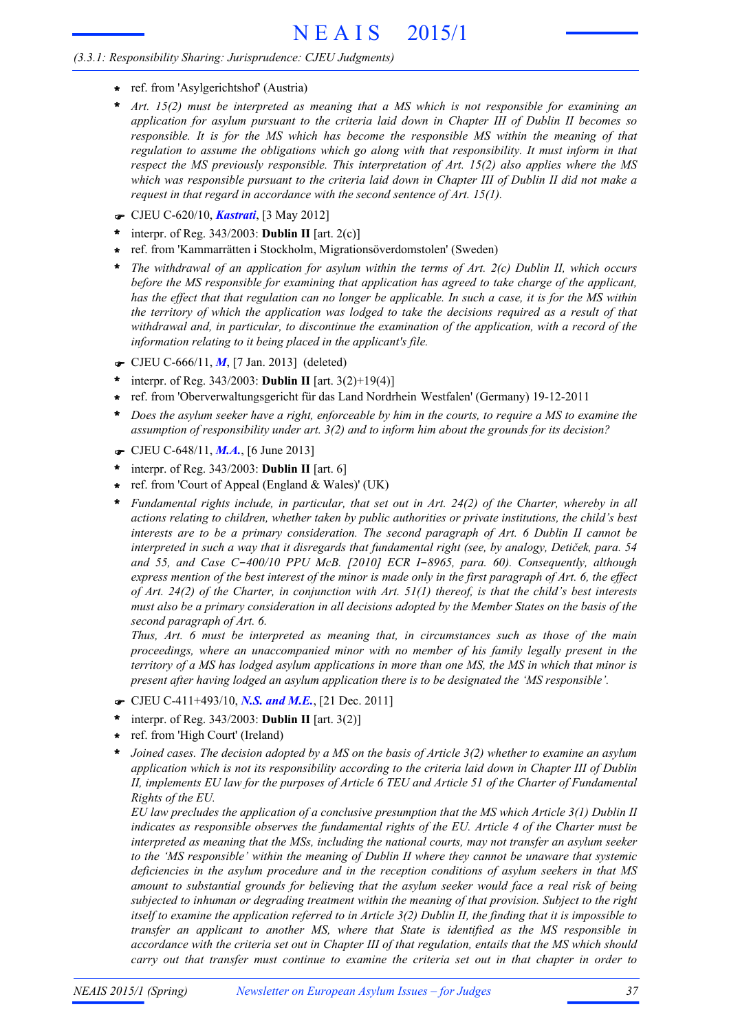- ref. from 'Asylgerichtshof' (Austria)
- *Art. 15(2) must be interpreted as meaning that a MS which is not responsible for examining an application for asylum pursuant to the criteria laid down in Chapter III of Dublin II becomes so responsible. It is for the MS which has become the responsible MS within the meaning of that regulation to assume the obligations which go along with that responsibility. It must inform in that respect the MS previously responsible. This interpretation of Art. 15(2) also applies where the MS which was responsible pursuant to the criteria laid down in Chapter III of Dublin II did not make a request in that regard in accordance with the second sentence of Art. 15(1).*

☛ CJEU C-620/10, ***Kastrati***, [3 May 2012]

- interpr. of Reg. 343/2003: **Dublin II** [art. 2(c)]
- ref. from 'Kammarrätten i Stockholm, Migrationsöverdomstolen' (Sweden)
- *The withdrawal of an application for asylum within the terms of Art. 2(c) Dublin II, which occurs before the MS responsible for examining that application has agreed to take charge of the applicant, has the effect that that regulation can no longer be applicable. In such a case, it is for the MS within the territory of which the application was lodged to take the decisions required as a result of that withdrawal and, in particular, to discontinue the examination of the application, with a record of the information relating to it being placed in the applicant's file.*

☛ CJEU C-666/11, ***M***, [7 Jan. 2013] (deleted)

- interpr. of Reg. 343/2003: **Dublin II** [art. 3(2)+19(4)]
- ref. from 'Oberverwaltungsgericht für das Land Nordrhein Westfalen' (Germany) 19-12-2011
- *Does the asylum seeker have a right, enforceable by him in the courts, to require a MS to examine the assumption of responsibility under art. 3(2) and to inform him about the grounds for its decision?*

☛ CJEU C-648/11, ***M.A.***, [6 June 2013]

- interpr. of Reg. 343/2003: **Dublin II** [art. 6]
- ref. from 'Court of Appeal (England & Wales)' (UK)
- *Fundamental rights include, in particular, that set out in Art. 24(2) of the Charter, whereby in all actions relating to children, whether taken by public authorities or private institutions, the child's best interests are to be a primary consideration. The second paragraph of Art. 6 Dublin II cannot be interpreted in such a way that it disregards that fundamental right (see, by analogy, Detiček, para. 54 and 55, and Case C‑400/10 PPU McB. [2010] ECR I‑8965, para. 60). Consequently, although express mention of the best interest of the minor is made only in the first paragraph of Art. 6, the effect of Art. 24(2) of the Charter, in conjunction with Art. 51(1) thereof, is that the child's best interests must also be a primary consideration in all decisions adopted by the Member States on the basis of the second paragraph of Art. 6.*
  *Thus, Art. 6 must be interpreted as meaning that, in circumstances such as those of the main proceedings, where an unaccompanied minor with no member of his family legally present in the territory of a MS has lodged asylum applications in more than one MS, the MS in which that minor is present after having lodged an asylum application there is to be designated the 'MS responsible'.*

☛ CJEU C-411+493/10, ***N.S. and M.E.***, [21 Dec. 2011]

- interpr. of Reg. 343/2003: **Dublin II** [art. 3(2)]
- ref. from 'High Court' (Ireland)
- *Joined cases. The decision adopted by a MS on the basis of Article 3(2) whether to examine an asylum application which is not its responsibility according to the criteria laid down in Chapter III of Dublin II, implements EU law for the purposes of Article 6 TEU and Article 51 of the Charter of Fundamental Rights of the EU.*
  *EU law precludes the application of a conclusive presumption that the MS which Article 3(1) Dublin II indicates as responsible observes the fundamental rights of the EU. Article 4 of the Charter must be interpreted as meaning that the MSs, including the national courts, may not transfer an asylum seeker to the 'MS responsible' within the meaning of Dublin II where they cannot be unaware that systemic deficiencies in the asylum procedure and in the reception conditions of asylum seekers in that MS amount to substantial grounds for believing that the asylum seeker would face a real risk of being subjected to inhuman or degrading treatment within the meaning of that provision. Subject to the right itself to examine the application referred to in Article 3(2) Dublin II, the finding that it is impossible to transfer an applicant to another MS, where that State is identified as the MS responsible in accordance with the criteria set out in Chapter III of that regulation, entails that the MS which should carry out that transfer must continue to examine the criteria set out in that chapter in order to*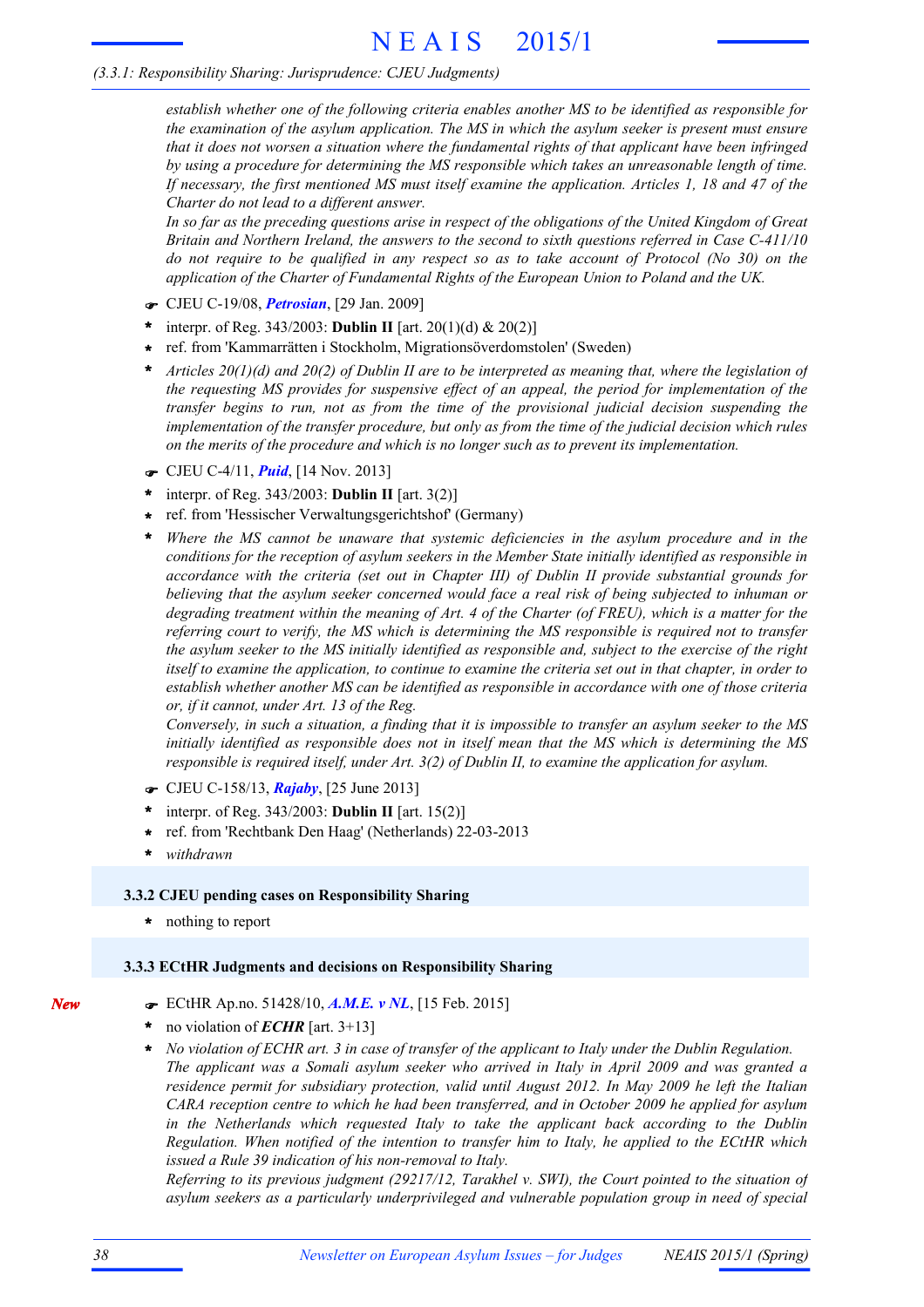*establish whether one of the following criteria enables another MS to be identified as responsible for the examination of the asylum application. The MS in which the asylum seeker is present must ensure that it does not worsen a situation where the fundamental rights of that applicant have been infringed by using a procedure for determining the MS responsible which takes an unreasonable length of time. If necessary, the first mentioned MS must itself examine the application. Articles 1, 18 and 47 of the Charter do not lead to a different answer.*

*In so far as the preceding questions arise in respect of the obligations of the United Kingdom of Great Britain and Northern Ireland, the answers to the second to sixth questions referred in Case C-411/10 do not require to be qualified in any respect so as to take account of Protocol (No 30) on the application of the Charter of Fundamental Rights of the European Union to Poland and the UK.*

☛ CJEU C-19/08, ***Petrosian***, [29 Jan. 2009]

- interpr. of Reg. 343/2003: **Dublin II** [art. 20(1)(d) & 20(2)]
- ref. from 'Kammarrätten i Stockholm, Migrationsöverdomstolen' (Sweden)
- *Articles 20(1)(d) and 20(2) of Dublin II are to be interpreted as meaning that, where the legislation of the requesting MS provides for suspensive effect of an appeal, the period for implementation of the transfer begins to run, not as from the time of the provisional judicial decision suspending the implementation of the transfer procedure, but only as from the time of the judicial decision which rules on the merits of the procedure and which is no longer such as to prevent its implementation.*

☛ CJEU C-4/11, ***Puid***, [14 Nov. 2013]

- interpr. of Reg. 343/2003: **Dublin II** [art. 3(2)]
- ref. from 'Hessischer Verwaltungsgerichtshof' (Germany)
- *Where the MS cannot be unaware that systemic deficiencies in the asylum procedure and in the conditions for the reception of asylum seekers in the Member State initially identified as responsible in accordance with the criteria (set out in Chapter III) of Dublin II provide substantial grounds for believing that the asylum seeker concerned would face a real risk of being subjected to inhuman or degrading treatment within the meaning of Art. 4 of the Charter (of FREU), which is a matter for the referring court to verify, the MS which is determining the MS responsible is required not to transfer the asylum seeker to the MS initially identified as responsible and, subject to the exercise of the right itself to examine the application, to continue to examine the criteria set out in that chapter, in order to establish whether another MS can be identified as responsible in accordance with one of those criteria or, if it cannot, under Art. 13 of the Reg.*

  *Conversely, in such a situation, a finding that it is impossible to transfer an asylum seeker to the MS initially identified as responsible does not in itself mean that the MS which is determining the MS responsible is required itself, under Art. 3(2) of Dublin II, to examine the application for asylum.*

☛ CJEU C-158/13, ***Rajaby***, [25 June 2013]

- interpr. of Reg. 343/2003: **Dublin II** [art. 15(2)]
- ref. from 'Rechtbank Den Haag' (Netherlands) 22-03-2013
- *withdrawn*

### 3.3.2 CJEU pending cases on Responsibility Sharing

- nothing to report

### 3.3.3 ECtHR Judgments and decisions on Responsibility Sharing

*New*

☛ ECtHR Ap.no. 51428/10, ***A.M.E. v NL***, [15 Feb. 2015]

- no violation of ***ECHR*** [art. 3+13]
- *No violation of ECHR art. 3 in case of transfer of the applicant to Italy under the Dublin Regulation. The applicant was a Somali asylum seeker who arrived in Italy in April 2009 and was granted a residence permit for subsidiary protection, valid until August 2012. In May 2009 he left the Italian CARA reception centre to which he had been transferred, and in October 2009 he applied for asylum in the Netherlands which requested Italy to take the applicant back according to the Dublin Regulation. When notified of the intention to transfer him to Italy, he applied to the ECtHR which issued a Rule 39 indication of his non-removal to Italy.*

  *Referring to its previous judgment (29217/12, Tarakhel v. SWI), the Court pointed to the situation of asylum seekers as a particularly underprivileged and vulnerable population group in need of special*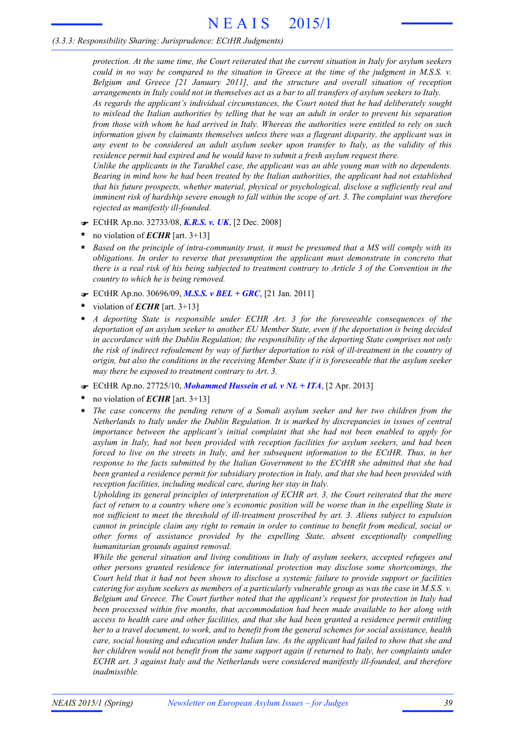*protection. At the same time, the Court reiterated that the current situation in Italy for asylum seekers could in no way be compared to the situation in Greece at the time of the judgment in M.S.S. v. Belgium and Greece [21 January 2011], and the structure and overall situation of reception arrangements in Italy could not in themselves act as a bar to all transfers of asylum seekers to Italy.*

*As regards the applicant's individual circumstances, the Court noted that he had deliberately sought to mislead the Italian authorities by telling that he was an adult in order to prevent his separation from those with whom he had arrived in Italy. Whereas the authorities were entitled to rely on such information given by claimants themselves unless there was a flagrant disparity, the applicant was in any event to be considered an adult asylum seeker upon transfer to Italy, as the validity of this residence permit had expired and he would have to submit a fresh asylum request there.*

*Unlike the applicants in the Tarakhel case, the applicant was an able young man with no dependents. Bearing in mind how he had been treated by the Italian authorities, the applicant had not established that his future prospects, whether material, physical or psychological, disclose a sufficiently real and imminent risk of hardship severe enough to fall within the scope of art. 3. The complaint was therefore rejected as manifestly ill-founded.*

☛ ECtHR Ap.no. 32733/08, ***K.R.S. v. UK***, [2 Dec. 2008]

- **\*** no violation of ***ECHR*** [art. 3+13]
- **\*** *Based on the principle of intra-community trust, it must be presumed that a MS will comply with its obligations. In order to reverse that presumption the applicant must demonstrate in concreto that there is a real risk of his being subjected to treatment contrary to Article 3 of the Convention in the country to which he is being removed.*

☛ ECtHR Ap.no. 30696/09, ***M.S.S. v BEL + GRC***, [21 Jan. 2011]

- **\*** violation of ***ECHR*** [art. 3+13]
- **\*** *A deporting State is responsible under ECHR Art. 3 for the foreseeable consequences of the deportation of an asylum seeker to another EU Member State, even if the deportation is being decided in accordance with the Dublin Regulation; the responsibility of the deporting State comprises not only the risk of indirect refoulement by way of further deportation to risk of ill-treatment in the country of origin, but also the conditions in the receiving Member State if it is foreseeable that the asylum seeker may there be exposed to treatment contrary to Art. 3.*

☛ ECtHR Ap.no. 27725/10, ***Mohammed Hussein et al. v NL + ITA***, [2 Apr. 2013]

- **\*** no violation of ***ECHR*** [art. 3+13]
- **\*** *The case concerns the pending return of a Somali asylum seeker and her two children from the Netherlands to Italy under the Dublin Regulation. It is marked by discrepancies in issues of central importance between the applicant's initial complaint that she had not been enabled to apply for asylum in Italy, had not been provided with reception facilities for asylum seekers, and had been forced to live on the streets in Italy, and her subsequent information to the ECtHR. Thus, in her response to the facts submitted by the Italian Government to the ECtHR she admitted that she had been granted a residence permit for subsidiary protection in Italy, and that she had been provided with reception facilities, including medical care, during her stay in Italy.*

  *Upholding its general principles of interpretation of ECHR art. 3, the Court reiterated that the mere fact of return to a country where one's economic position will be worse than in the expelling State is not sufficient to meet the threshold of ill-treatment proscribed by art. 3. Aliens subject to expulsion cannot in principle claim any right to remain in order to continue to benefit from medical, social or other forms of assistance provided by the expelling State, absent exceptionally compelling humanitarian grounds against removal.*

  *While the general situation and living conditions in Italy of asylum seekers, accepted refugees and other persons granted residence for international protection may disclose some shortcomings, the Court held that it had not been shown to disclose a systemic failure to provide support or facilities catering for asylum seekers as members of a particularly vulnerable group as was the case in M.S.S. v. Belgium and Greece. The Court further noted that the applicant's request for protection in Italy had been processed within five months, that accommodation had been made available to her along with access to health care and other facilities, and that she had been granted a residence permit entitling her to a travel document, to work, and to benefit from the general schemes for social assistance, health care, social housing and education under Italian law. As the applicant had failed to show that she and her children would not benefit from the same support again if returned to Italy, her complaints under ECHR art. 3 against Italy and the Netherlands were considered manifestly ill-founded, and therefore inadmissible.*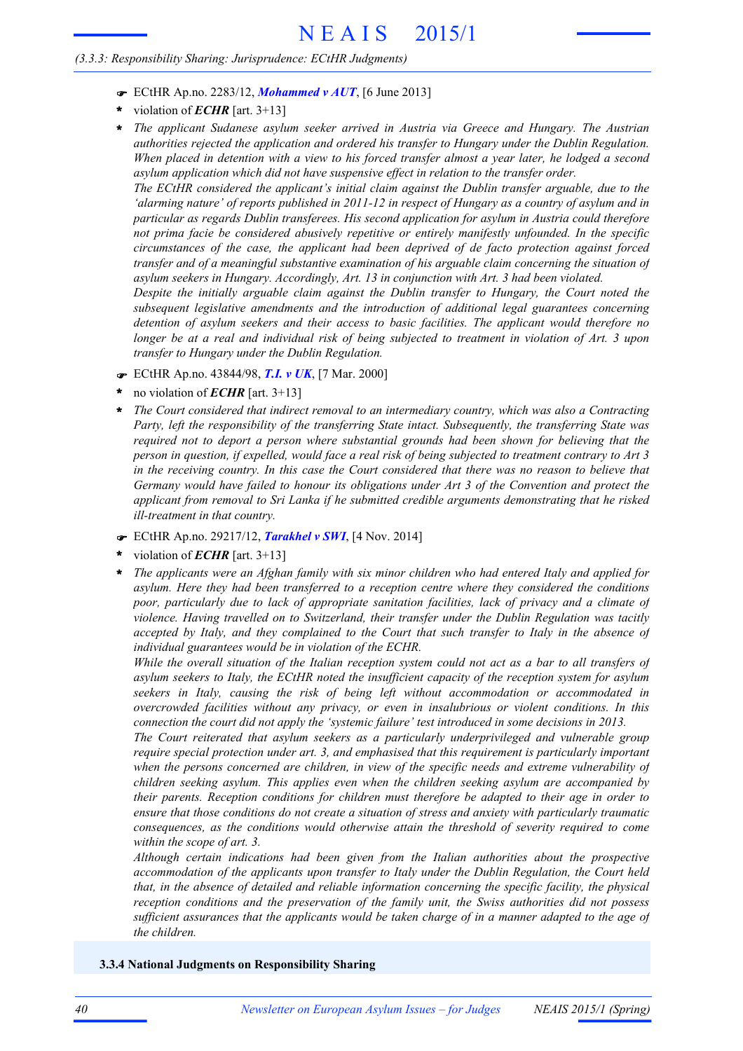- ☛ ECtHR Ap.no. 2283/12, ***Mohammed v AUT***, [6 June 2013]
- \* violation of ***ECHR*** [art. 3+13]
- \* *The applicant Sudanese asylum seeker arrived in Austria via Greece and Hungary. The Austrian authorities rejected the application and ordered his transfer to Hungary under the Dublin Regulation. When placed in detention with a view to his forced transfer almost a year later, he lodged a second asylum application which did not have suspensive effect in relation to the transfer order.*

  *The ECtHR considered the applicant's initial claim against the Dublin transfer arguable, due to the 'alarming nature' of reports published in 2011-12 in respect of Hungary as a country of asylum and in particular as regards Dublin transferees. His second application for asylum in Austria could therefore not prima facie be considered abusively repetitive or entirely manifestly unfounded. In the specific circumstances of the case, the applicant had been deprived of de facto protection against forced transfer and of a meaningful substantive examination of his arguable claim concerning the situation of asylum seekers in Hungary. Accordingly, Art. 13 in conjunction with Art. 3 had been violated.*

  *Despite the initially arguable claim against the Dublin transfer to Hungary, the Court noted the subsequent legislative amendments and the introduction of additional legal guarantees concerning detention of asylum seekers and their access to basic facilities. The applicant would therefore no longer be at a real and individual risk of being subjected to treatment in violation of Art. 3 upon transfer to Hungary under the Dublin Regulation.*

- ☛ ECtHR Ap.no. 43844/98, ***T.I. v UK***, [7 Mar. 2000]
- \* no violation of ***ECHR*** [art. 3+13]
- \* *The Court considered that indirect removal to an intermediary country, which was also a Contracting Party, left the responsibility of the transferring State intact. Subsequently, the transferring State was required not to deport a person where substantial grounds had been shown for believing that the person in question, if expelled, would face a real risk of being subjected to treatment contrary to Art 3 in the receiving country. In this case the Court considered that there was no reason to believe that Germany would have failed to honour its obligations under Art 3 of the Convention and protect the applicant from removal to Sri Lanka if he submitted credible arguments demonstrating that he risked ill-treatment in that country.*

- ☛ ECtHR Ap.no. 29217/12, ***Tarakhel v SWI***, [4 Nov. 2014]
- \* violation of ***ECHR*** [art. 3+13]
- \* *The applicants were an Afghan family with six minor children who had entered Italy and applied for asylum. Here they had been transferred to a reception centre where they considered the conditions poor, particularly due to lack of appropriate sanitation facilities, lack of privacy and a climate of violence. Having travelled on to Switzerland, their transfer under the Dublin Regulation was tacitly accepted by Italy, and they complained to the Court that such transfer to Italy in the absence of individual guarantees would be in violation of the ECHR.*

  *While the overall situation of the Italian reception system could not act as a bar to all transfers of asylum seekers to Italy, the ECtHR noted the insufficient capacity of the reception system for asylum seekers in Italy, causing the risk of being left without accommodation or accommodated in overcrowded facilities without any privacy, or even in insalubrious or violent conditions. In this connection the court did not apply the 'systemic failure' test introduced in some decisions in 2013.*

  *The Court reiterated that asylum seekers as a particularly underprivileged and vulnerable group require special protection under art. 3, and emphasised that this requirement is particularly important when the persons concerned are children, in view of the specific needs and extreme vulnerability of children seeking asylum. This applies even when the children seeking asylum are accompanied by their parents. Reception conditions for children must therefore be adapted to their age in order to ensure that those conditions do not create a situation of stress and anxiety with particularly traumatic consequences, as the conditions would otherwise attain the threshold of severity required to come within the scope of art. 3.*

  *Although certain indications had been given from the Italian authorities about the prospective accommodation of the applicants upon transfer to Italy under the Dublin Regulation, the Court held that, in the absence of detailed and reliable information concerning the specific facility, the physical reception conditions and the preservation of the family unit, the Swiss authorities did not possess sufficient assurances that the applicants would be taken charge of in a manner adapted to the age of the children.*

### 3.3.4 National Judgments on Responsibility Sharing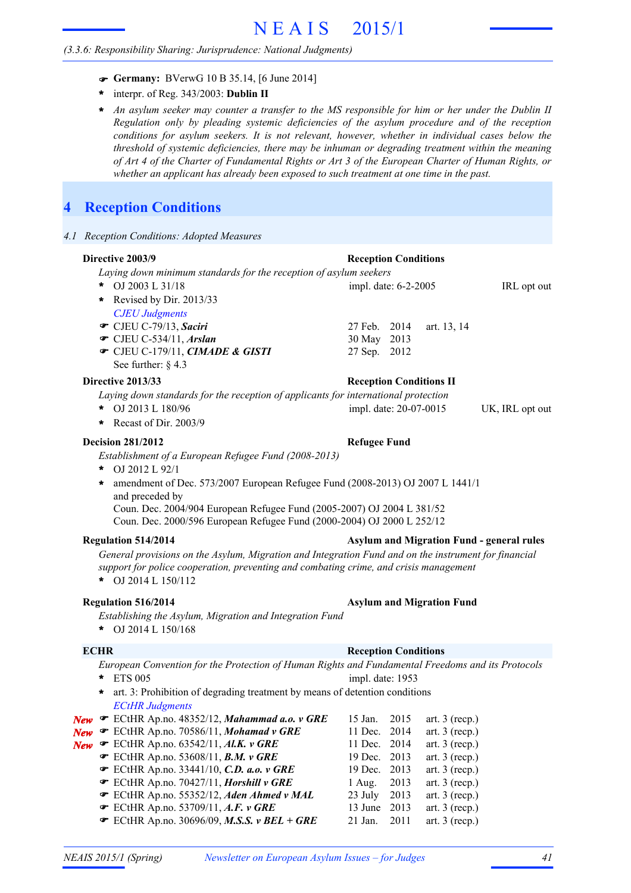*(3.3.6: Responsibility Sharing: Jurisprudence: National Judgments)*

- ☛ **Germany:** BVerwG 10 B 35.14, [6 June 2014]
- * interpr. of Reg. 343/2003: **Dublin II**
- * *An asylum seeker may counter a transfer to the MS responsible for him or her under the Dublin II Regulation only by pleading systemic deficiencies of the asylum procedure and of the reception conditions for asylum seekers. It is not relevant, however, whether in individual cases below the threshold of systemic deficiencies, there may be inhuman or degrading treatment within the meaning of Art 4 of the Charter of Fundamental Rights or Art 3 of the European Charter of Human Rights, or whether an applicant has already been exposed to such treatment at one time in the past.*

# 4 Reception Conditions

*4.1 Reception Conditions: Adopted Measures*

**Directive 2003/9** — **Reception Conditions**

*Laying down minimum standards for the reception of asylum seekers*

- * OJ 2003 L 31/18 — impl. date: 6-2-2005 — IRL opt out
- * Revised by Dir. 2013/33

*CJEU Judgments*

- ☛ CJEU C-79/13, ***Saciri*** — 27 Feb. 2014 — art. 13, 14
- ☛ CJEU C-534/11, ***Arslan*** — 30 May 2013
- ☛ CJEU C-179/11, ***CIMADE & GISTI*** — 27 Sep. 2012

See further: § 4.3

**Directive 2013/33** — **Reception Conditions II**

*Laying down standards for the reception of applicants for international protection*

- * OJ 2013 L 180/96 — impl. date: 20-07-0015 — UK, IRL opt out
- * Recast of Dir. 2003/9

**Decision 281/2012** — **Refugee Fund**

*Establishment of a European Refugee Fund (2008-2013)*

- * OJ 2012 L 92/1
- * amendment of Dec. 573/2007 European Refugee Fund (2008-2013) OJ 2007 L 1441/1 and preceded by  
  Coun. Dec. 2004/904 European Refugee Fund (2005-2007) OJ 2004 L 381/52  
  Coun. Dec. 2000/596 European Refugee Fund (2000-2004) OJ 2000 L 252/12

**Regulation 514/2014** — **Asylum and Migration Fund - general rules**

*General provisions on the Asylum, Migration and Integration Fund and on the instrument for financial support for police cooperation, preventing and combating crime, and crisis management*

- * OJ 2014 L 150/112

**Regulation 516/2014** — **Asylum and Migration Fund**

*Establishing the Asylum, Migration and Integration Fund*

- * OJ 2014 L 150/168

**ECHR** — **Reception Conditions**

*European Convention for the Protection of Human Rights and Fundamental Freedoms and its Protocols*

- * ETS 005 — impl. date: 1953
- * art. 3: Prohibition of degrading treatment by means of detention conditions

*ECtHR Judgments*

- ***New*** ☛ ECtHR Ap.no. 48352/12, ***Mahammad a.o. v GRE*** — 15 Jan. 2015 — art. 3 (recp.)
- ***New*** ☛ ECtHR Ap.no. 70586/11, ***Mohamad v GRE*** — 11 Dec. 2014 — art. 3 (recp.)
- ***New*** ☛ ECtHR Ap.no. 63542/11, ***Al.K. v GRE*** — 11 Dec. 2014 — art. 3 (recp.)
- ☛ ECtHR Ap.no. 53608/11, ***B.M. v GRE*** — 19 Dec. 2013 — art. 3 (recp.)
- ☛ ECtHR Ap.no. 33441/10, ***C.D. a.o. v GRE*** — 19 Dec. 2013 — art. 3 (recp.)
- ☛ ECtHR Ap.no. 70427/11, ***Horshill v GRE*** — 1 Aug. 2013 — art. 3 (recp.)
- ☛ ECtHR Ap.no. 55352/12, ***Aden Ahmed v MAL*** — 23 July 2013 — art. 3 (recp.)
- ☛ ECtHR Ap.no. 53709/11, ***A.F. v GRE*** — 13 June 2013 — art. 3 (recp.)
- ☛ ECtHR Ap.no. 30696/09, ***M.S.S. v BEL + GRE*** — 21 Jan. 2011 — art. 3 (recp.)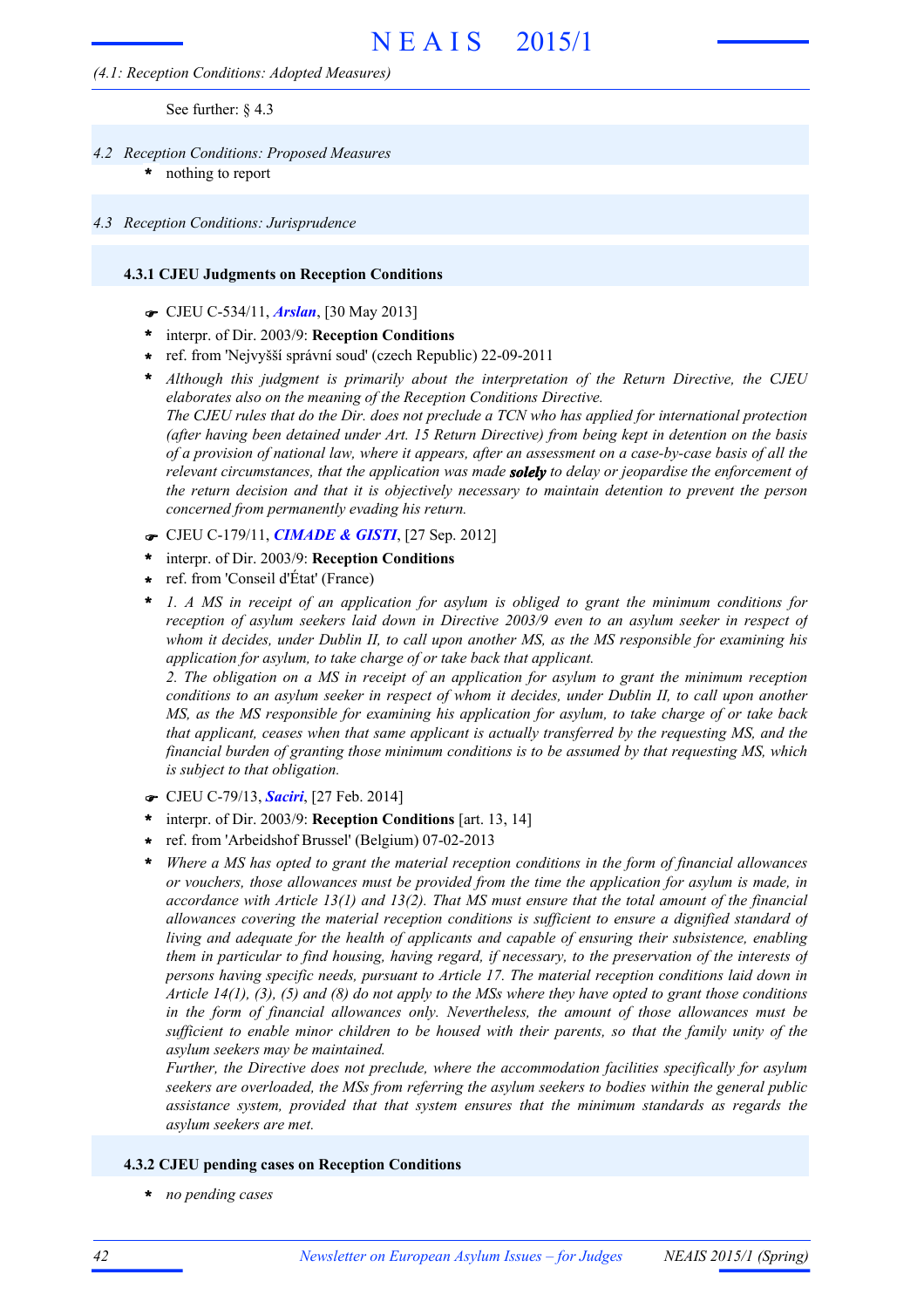See further: § 4.3

*4.2 Reception Conditions: Proposed Measures*

* nothing to report

*4.3 Reception Conditions: Jurisprudence*

### 4.3.1 CJEU Judgments on Reception Conditions

☛ CJEU C-534/11, ***Arslan***, [30 May 2013]

* interpr. of Dir. 2003/9: **Reception Conditions**
* ref. from 'Nejvyšší správní soud' (czech Republic) 22-09-2011
* *Although this judgment is primarily about the interpretation of the Return Directive, the CJEU elaborates also on the meaning of the Reception Conditions Directive.*
  *The CJEU rules that do the Dir. does not preclude a TCN who has applied for international protection (after having been detained under Art. 15 Return Directive) from being kept in detention on the basis of a provision of national law, where it appears, after an assessment on a case-by-case basis of all the relevant circumstances, that the application was made* ***solely*** *to delay or jeopardise the enforcement of the return decision and that it is objectively necessary to maintain detention to prevent the person concerned from permanently evading his return.*

☛ CJEU C-179/11, ***CIMADE & GISTI***, [27 Sep. 2012]

* interpr. of Dir. 2003/9: **Reception Conditions**
* ref. from 'Conseil d'État' (France)
* *1. A MS in receipt of an application for asylum is obliged to grant the minimum conditions for reception of asylum seekers laid down in Directive 2003/9 even to an asylum seeker in respect of whom it decides, under Dublin II, to call upon another MS, as the MS responsible for examining his application for asylum, to take charge of or take back that applicant.*
  *2. The obligation on a MS in receipt of an application for asylum to grant the minimum reception conditions to an asylum seeker in respect of whom it decides, under Dublin II, to call upon another MS, as the MS responsible for examining his application for asylum, to take charge of or take back that applicant, ceases when that same applicant is actually transferred by the requesting MS, and the financial burden of granting those minimum conditions is to be assumed by that requesting MS, which is subject to that obligation.*

☛ CJEU C-79/13, ***Saciri***, [27 Feb. 2014]

* interpr. of Dir. 2003/9: **Reception Conditions** [art. 13, 14]
* ref. from 'Arbeidshof Brussel' (Belgium) 07-02-2013
* *Where a MS has opted to grant the material reception conditions in the form of financial allowances or vouchers, those allowances must be provided from the time the application for asylum is made, in accordance with Article 13(1) and 13(2). That MS must ensure that the total amount of the financial allowances covering the material reception conditions is sufficient to ensure a dignified standard of living and adequate for the health of applicants and capable of ensuring their subsistence, enabling them in particular to find housing, having regard, if necessary, to the preservation of the interests of persons having specific needs, pursuant to Article 17. The material reception conditions laid down in Article 14(1), (3), (5) and (8) do not apply to the MSs where they have opted to grant those conditions in the form of financial allowances only. Nevertheless, the amount of those allowances must be sufficient to enable minor children to be housed with their parents, so that the family unity of the asylum seekers may be maintained.*
  *Further, the Directive does not preclude, where the accommodation facilities specifically for asylum seekers are overloaded, the MSs from referring the asylum seekers to bodies within the general public assistance system, provided that that system ensures that the minimum standards as regards the asylum seekers are met.*

### 4.3.2 CJEU pending cases on Reception Conditions

* *no pending cases*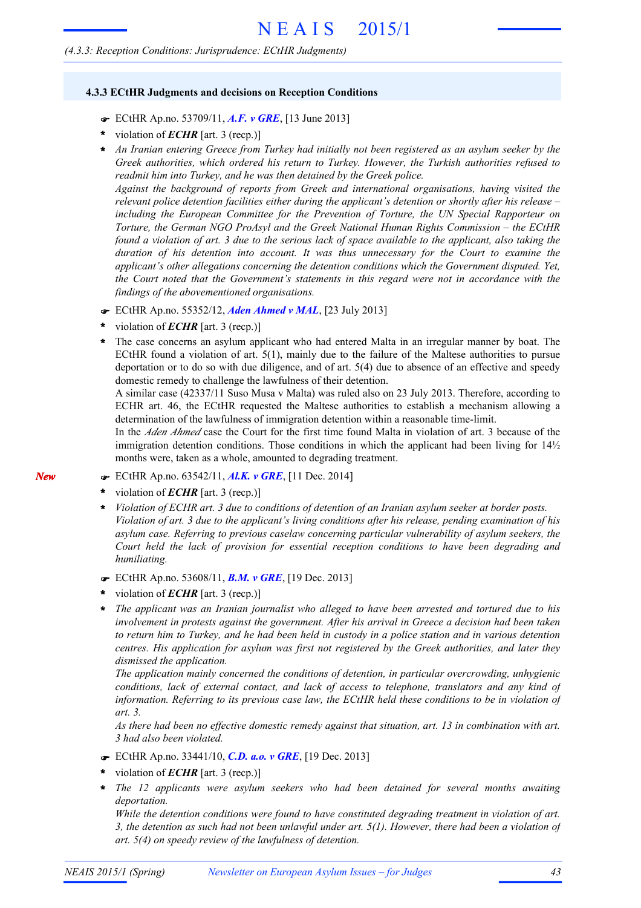### 4.3.3 ECtHR Judgments and decisions on Reception Conditions

- ☛ ECtHR Ap.no. 53709/11, ***A.F. v GRE***, [13 June 2013]
- \* violation of ***ECHR*** [art. 3 (recp.)]
- \* *An Iranian entering Greece from Turkey had initially not been registered as an asylum seeker by the Greek authorities, which ordered his return to Turkey. However, the Turkish authorities refused to readmit him into Turkey, and he was then detained by the Greek police.*
  *Against the background of reports from Greek and international organisations, having visited the relevant police detention facilities either during the applicant's detention or shortly after his release – including the European Committee for the Prevention of Torture, the UN Special Rapporteur on Torture, the German NGO ProAsyl and the Greek National Human Rights Commission – the ECtHR found a violation of art. 3 due to the serious lack of space available to the applicant, also taking the duration of his detention into account. It was thus unnecessary for the Court to examine the applicant's other allegations concerning the detention conditions which the Government disputed. Yet, the Court noted that the Government's statements in this regard were not in accordance with the findings of the abovementioned organisations.*

- ☛ ECtHR Ap.no. 55352/12, ***Aden Ahmed v MAL***, [23 July 2013]
- \* violation of ***ECHR*** [art. 3 (recp.)]
- \* The case concerns an asylum applicant who had entered Malta in an irregular manner by boat. The ECtHR found a violation of art. 5(1), mainly due to the failure of the Maltese authorities to pursue deportation or to do so with due diligence, and of art. 5(4) due to absence of an effective and speedy domestic remedy to challenge the lawfulness of their detention.
  A similar case (42337/11 Suso Musa v Malta) was ruled also on 23 July 2013. Therefore, according to ECHR art. 46, the ECtHR requested the Maltese authorities to establish a mechanism allowing a determination of the lawfulness of immigration detention within a reasonable time-limit.
  In the *Aden Ahmed* case the Court for the first time found Malta in violation of art. 3 because of the immigration detention conditions. Those conditions in which the applicant had been living for 14½ months were, taken as a whole, amounted to degrading treatment.

*New*

- ☛ ECtHR Ap.no. 63542/11, ***Al.K. v GRE***, [11 Dec. 2014]
- \* violation of ***ECHR*** [art. 3 (recp.)]
- \* *Violation of ECHR art. 3 due to conditions of detention of an Iranian asylum seeker at border posts. Violation of art. 3 due to the applicant's living conditions after his release, pending examination of his asylum case. Referring to previous caselaw concerning particular vulnerability of asylum seekers, the Court held the lack of provision for essential reception conditions to have been degrading and humiliating.*

- ☛ ECtHR Ap.no. 53608/11, ***B.M. v GRE***, [19 Dec. 2013]
- \* violation of ***ECHR*** [art. 3 (recp.)]
- \* *The applicant was an Iranian journalist who alleged to have been arrested and tortured due to his involvement in protests against the government. After his arrival in Greece a decision had been taken to return him to Turkey, and he had been held in custody in a police station and in various detention centres. His application for asylum was first not registered by the Greek authorities, and later they dismissed the application.*
  *The application mainly concerned the conditions of detention, in particular overcrowding, unhygienic conditions, lack of external contact, and lack of access to telephone, translators and any kind of information. Referring to its previous case law, the ECtHR held these conditions to be in violation of art. 3.*
  *As there had been no effective domestic remedy against that situation, art. 13 in combination with art. 3 had also been violated.*

- ☛ ECtHR Ap.no. 33441/10, ***C.D. a.o. v GRE***, [19 Dec. 2013]
- \* violation of ***ECHR*** [art. 3 (recp.)]
- \* *The 12 applicants were asylum seekers who had been detained for several months awaiting deportation.*
  *While the detention conditions were found to have constituted degrading treatment in violation of art. 3, the detention as such had not been unlawful under art. 5(1). However, there had been a violation of art. 5(4) on speedy review of the lawfulness of detention.*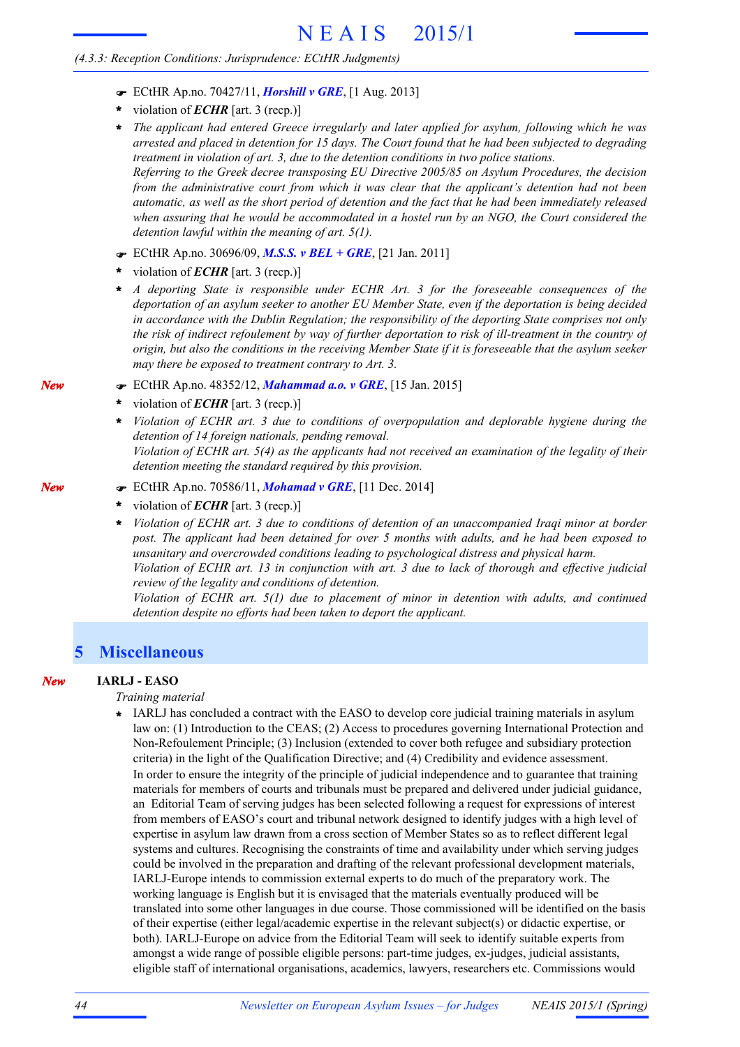*(4.3.3: Reception Conditions: Jurisprudence: ECtHR Judgments)*

- ☛ ECtHR Ap.no. 70427/11, ***Horshill v GRE***, [1 Aug. 2013]
- \* violation of ***ECHR*** [art. 3 (recp.)]
- \* *The applicant had entered Greece irregularly and later applied for asylum, following which he was arrested and placed in detention for 15 days. The Court found that he had been subjected to degrading treatment in violation of art. 3, due to the detention conditions in two police stations.*
  *Referring to the Greek decree transposing EU Directive 2005/85 on Asylum Procedures, the decision from the administrative court from which it was clear that the applicant's detention had not been automatic, as well as the short period of detention and the fact that he had been immediately released when assuring that he would be accommodated in a hostel run by an NGO, the Court considered the detention lawful within the meaning of art. 5(1).*

- ☛ ECtHR Ap.no. 30696/09, ***M.S.S. v BEL + GRE***, [21 Jan. 2011]
- \* violation of ***ECHR*** [art. 3 (recp.)]
- \* *A deporting State is responsible under ECHR Art. 3 for the foreseeable consequences of the deportation of an asylum seeker to another EU Member State, even if the deportation is being decided in accordance with the Dublin Regulation; the responsibility of the deporting State comprises not only the risk of indirect refoulement by way of further deportation to risk of ill-treatment in the country of origin, but also the conditions in the receiving Member State if it is foreseeable that the asylum seeker may there be exposed to treatment contrary to Art. 3.*

***New***

- ☛ ECtHR Ap.no. 48352/12, ***Mahammad a.o. v GRE***, [15 Jan. 2015]
- \* violation of ***ECHR*** [art. 3 (recp.)]
- \* *Violation of ECHR art. 3 due to conditions of overpopulation and deplorable hygiene during the detention of 14 foreign nationals, pending removal.*
  *Violation of ECHR art. 5(4) as the applicants had not received an examination of the legality of their detention meeting the standard required by this provision.*

***New***

- ☛ ECtHR Ap.no. 70586/11, ***Mohamad v GRE***, [11 Dec. 2014]
- \* violation of ***ECHR*** [art. 3 (recp.)]
- \* *Violation of ECHR art. 3 due to conditions of detention of an unaccompanied Iraqi minor at border post. The applicant had been detained for over 5 months with adults, and he had been exposed to unsanitary and overcrowded conditions leading to psychological distress and physical harm.*
  *Violation of ECHR art. 13 in conjunction with art. 3 due to lack of thorough and effective judicial review of the legality and conditions of detention.*
  *Violation of ECHR art. 5(1) due to placement of minor in detention with adults, and continued detention despite no efforts had been taken to deport the applicant.*

# 5 Miscellaneous

***New***

**IARLJ - EASO**

*Training material*

- \* IARLJ has concluded a contract with the EASO to develop core judicial training materials in asylum law on: (1) Introduction to the CEAS; (2) Access to procedures governing International Protection and Non-Refoulement Principle; (3) Inclusion (extended to cover both refugee and subsidiary protection criteria) in the light of the Qualification Directive; and (4) Credibility and evidence assessment.
  In order to ensure the integrity of the principle of judicial independence and to guarantee that training materials for members of courts and tribunals must be prepared and delivered under judicial guidance, an Editorial Team of serving judges has been selected following a request for expressions of interest from members of EASO's court and tribunal network designed to identify judges with a high level of expertise in asylum law drawn from a cross section of Member States so as to reflect different legal systems and cultures. Recognising the constraints of time and availability under which serving judges could be involved in the preparation and drafting of the relevant professional development materials, IARLJ-Europe intends to commission external experts to do much of the preparatory work. The working language is English but it is envisaged that the materials eventually produced will be translated into some other languages in due course. Those commissioned will be identified on the basis of their expertise (either legal/academic expertise in the relevant subject(s) or didactic expertise, or both). IARLJ-Europe on advice from the Editorial Team will seek to identify suitable experts from amongst a wide range of possible eligible persons: part-time judges, ex-judges, judicial assistants, eligible staff of international organisations, academics, lawyers, researchers etc. Commissions would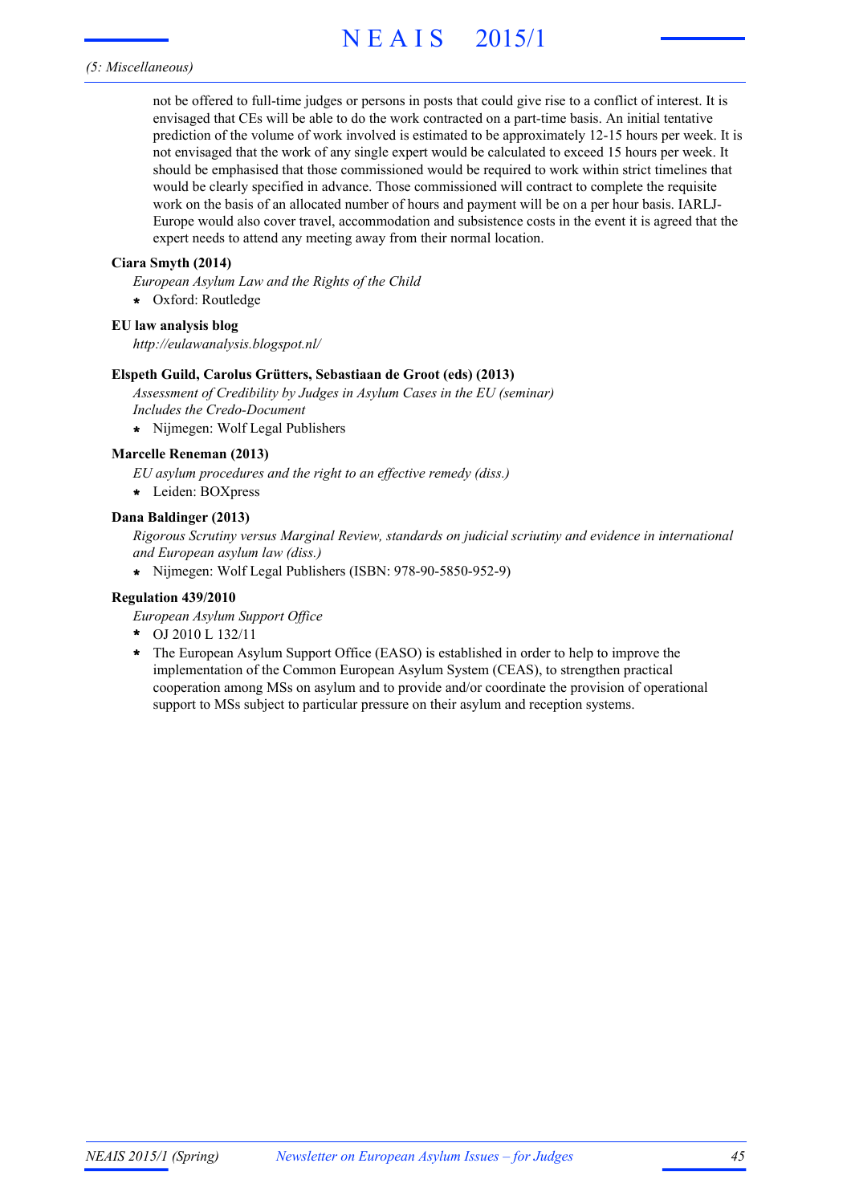not be offered to full-time judges or persons in posts that could give rise to a conflict of interest. It is envisaged that CEs will be able to do the work contracted on a part-time basis. An initial tentative prediction of the volume of work involved is estimated to be approximately 12-15 hours per week. It is not envisaged that the work of any single expert would be calculated to exceed 15 hours per week. It should be emphasised that those commissioned would be required to work within strict timelines that would be clearly specified in advance. Those commissioned will contract to complete the requisite work on the basis of an allocated number of hours and payment will be on a per hour basis. IARLJ-Europe would also cover travel, accommodation and subsistence costs in the event it is agreed that the expert needs to attend any meeting away from their normal location.

**Ciara Smyth (2014)**

*European Asylum Law and the Rights of the Child*

- Oxford: Routledge

**EU law analysis blog**

*http://eulawanalysis.blogspot.nl/*

**Elspeth Guild, Carolus Grütters, Sebastiaan de Groot (eds) (2013)**

*Assessment of Credibility by Judges in Asylum Cases in the EU (seminar)*
*Includes the Credo-Document*

- Nijmegen: Wolf Legal Publishers

**Marcelle Reneman (2013)**

*EU asylum procedures and the right to an effective remedy (diss.)*

- Leiden: BOXpress

**Dana Baldinger (2013)**

*Rigorous Scrutiny versus Marginal Review, standards on judicial scriutiny and evidence in international and European asylum law (diss.)*

- Nijmegen: Wolf Legal Publishers (ISBN: 978-90-5850-952-9)

**Regulation 439/2010**

*European Asylum Support Office*

- OJ 2010 L 132/11
- The European Asylum Support Office (EASO) is established in order to help to improve the implementation of the Common European Asylum System (CEAS), to strengthen practical cooperation among MSs on asylum and to provide and/or coordinate the provision of operational support to MSs subject to particular pressure on their asylum and reception systems.